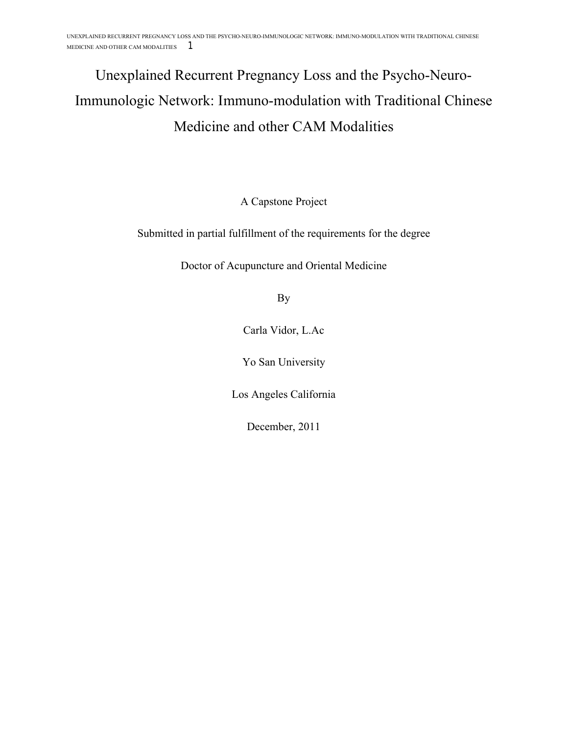# Unexplained Recurrent Pregnancy Loss and the Psycho-Neuro-Immunologic Network: Immuno-modulation with Traditional Chinese Medicine and other CAM Modalities

A Capstone Project

Submitted in partial fulfillment of the requirements for the degree

Doctor of Acupuncture and Oriental Medicine

By

Carla Vidor, L.Ac

Yo San University

Los Angeles California

December, 2011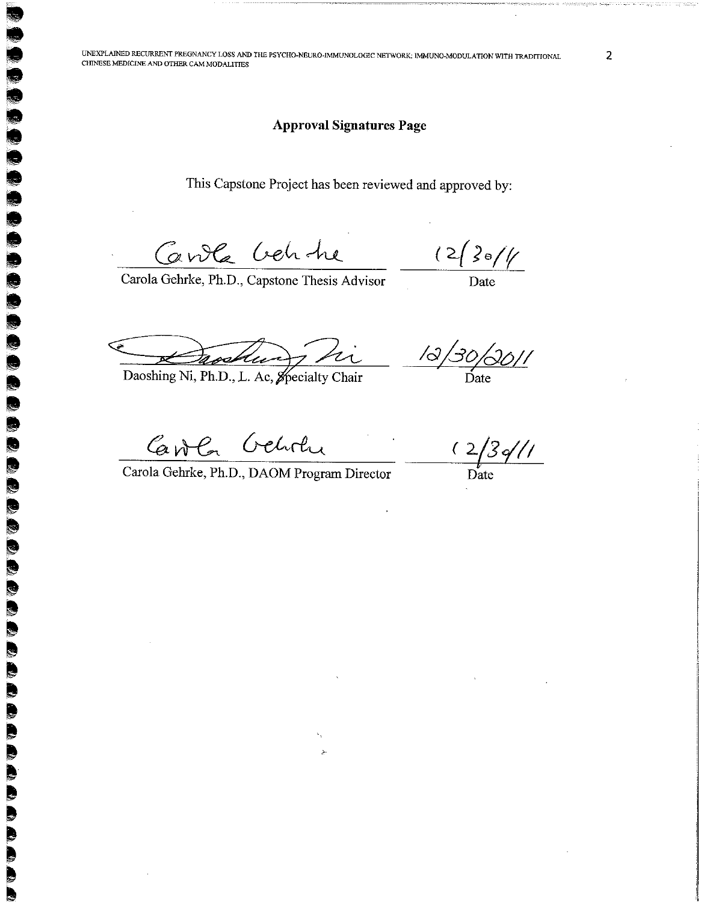## Approval Signatures Page

This Capstone Project has been reviewed and approved by:

Carola Gehrke, Ph.D., Capstone Thesis Advisor — Date: 12/30/11

Daoshing Ni, Ph.D., L. Ac, Specialty Chair — Date: 12/30/2011

Carola Gehrke, Ph.D., DAOM Program Director — Date: 12/30/11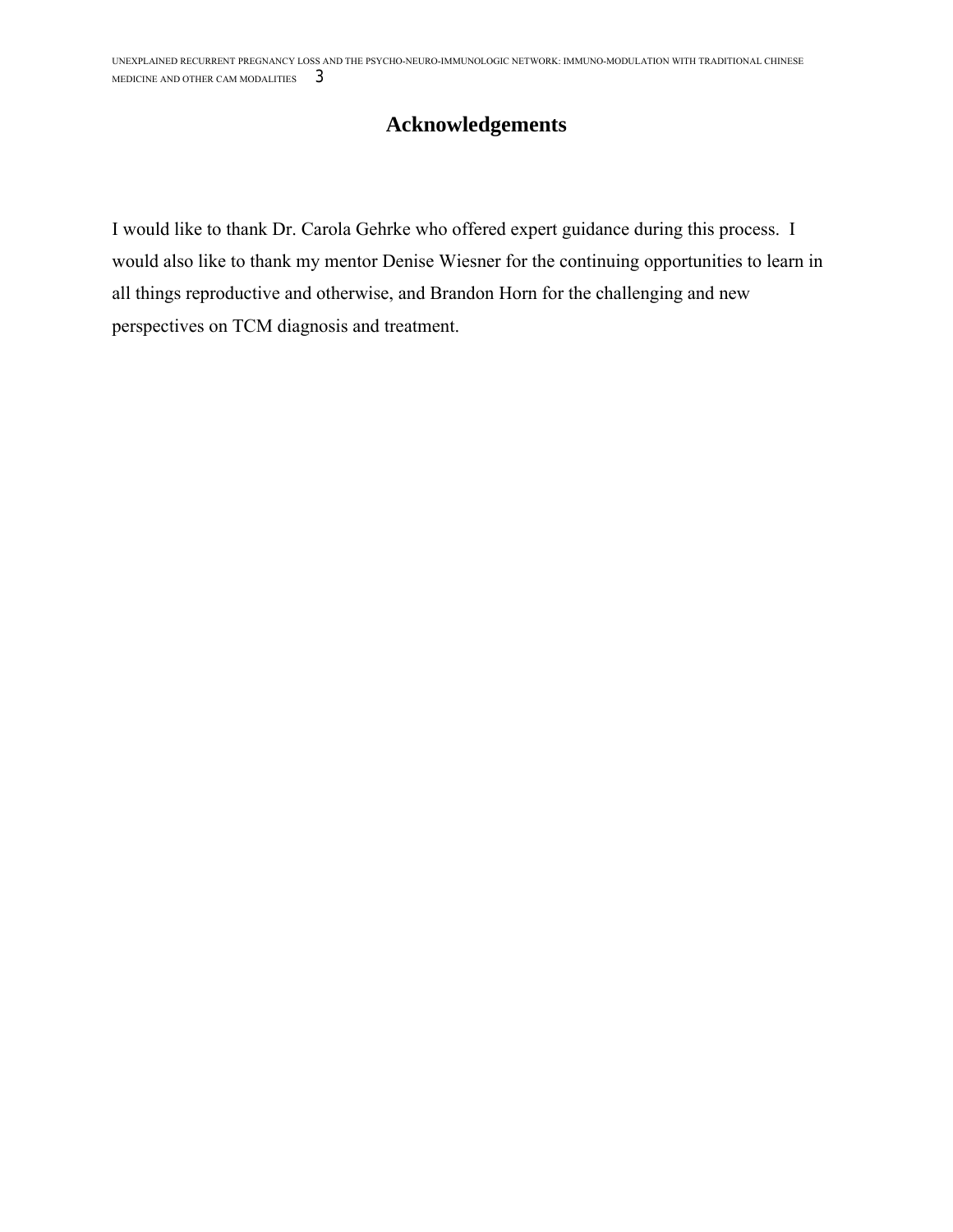# Acknowledgements

I would like to thank Dr. Carola Gehrke who offered expert guidance during this process. I would also like to thank my mentor Denise Wiesner for the continuing opportunities to learn in all things reproductive and otherwise, and Brandon Horn for the challenging and new perspectives on TCM diagnosis and treatment.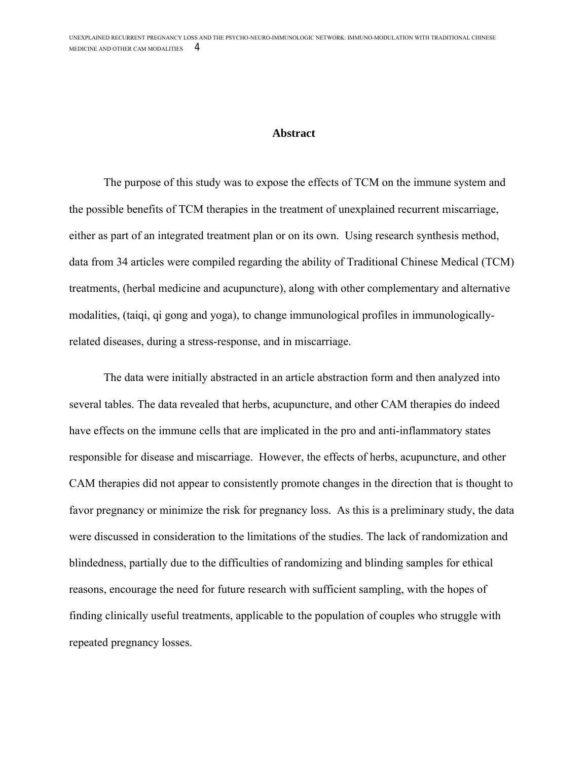## Abstract

The purpose of this study was to expose the effects of TCM on the immune system and the possible benefits of TCM therapies in the treatment of unexplained recurrent miscarriage, either as part of an integrated treatment plan or on its own. Using research synthesis method, data from 34 articles were compiled regarding the ability of Traditional Chinese Medical (TCM) treatments, (herbal medicine and acupuncture), along with other complementary and alternative modalities, (taiqi, qi gong and yoga), to change immunological profiles in immunologically-related diseases, during a stress-response, and in miscarriage.

The data were initially abstracted in an article abstraction form and then analyzed into several tables. The data revealed that herbs, acupuncture, and other CAM therapies do indeed have effects on the immune cells that are implicated in the pro and anti-inflammatory states responsible for disease and miscarriage. However, the effects of herbs, acupuncture, and other CAM therapies did not appear to consistently promote changes in the direction that is thought to favor pregnancy or minimize the risk for pregnancy loss. As this is a preliminary study, the data were discussed in consideration to the limitations of the studies. The lack of randomization and blindedness, partially due to the difficulties of randomizing and blinding samples for ethical reasons, encourage the need for future research with sufficient sampling, with the hopes of finding clinically useful treatments, applicable to the population of couples who struggle with repeated pregnancy losses.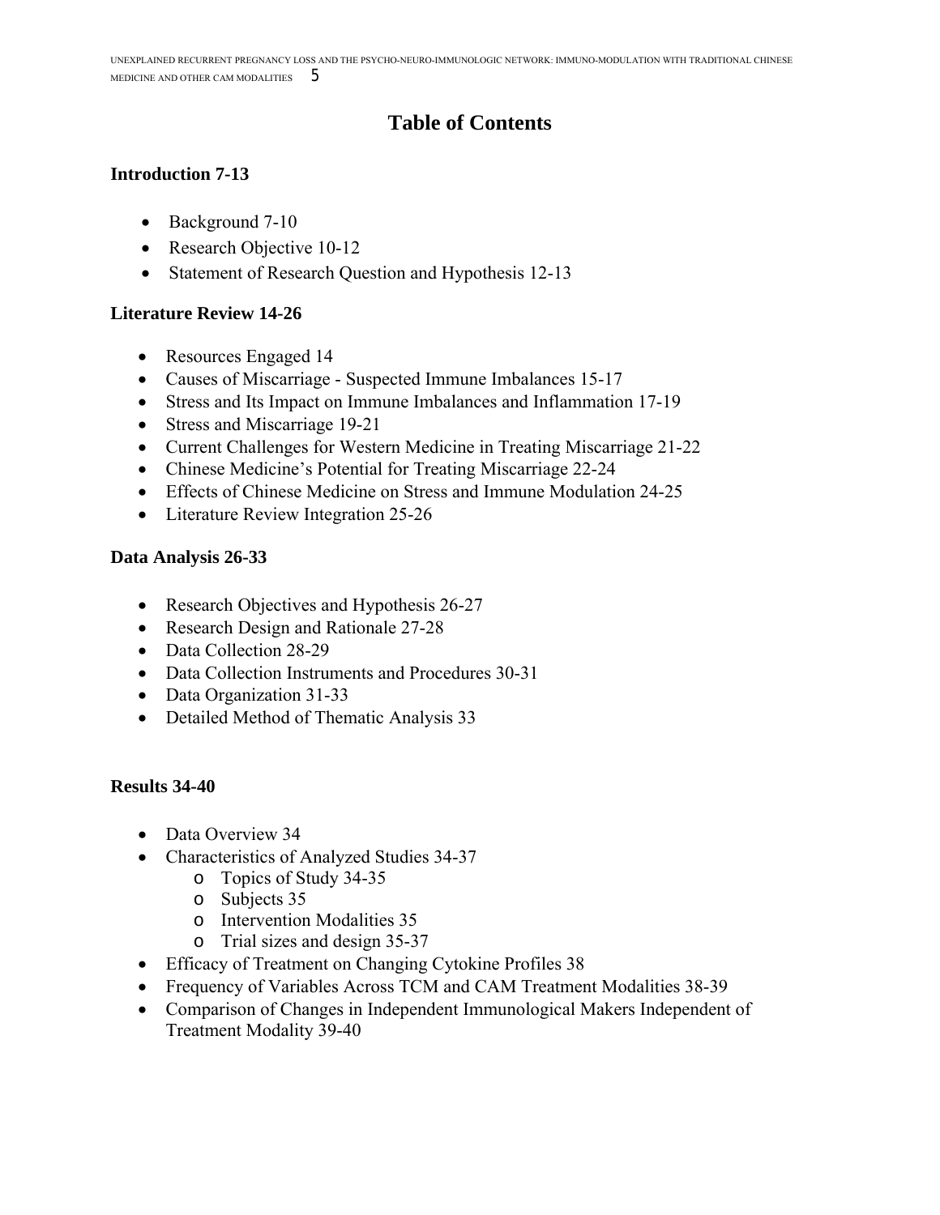# Table of Contents

**Introduction 7-13**

- Background 7-10
- Research Objective 10-12
- Statement of Research Question and Hypothesis 12-13

**Literature Review 14-26**

- Resources Engaged 14
- Causes of Miscarriage - Suspected Immune Imbalances 15-17
- Stress and Its Impact on Immune Imbalances and Inflammation 17-19
- Stress and Miscarriage 19-21
- Current Challenges for Western Medicine in Treating Miscarriage 21-22
- Chinese Medicine's Potential for Treating Miscarriage 22-24
- Effects of Chinese Medicine on Stress and Immune Modulation 24-25
- Literature Review Integration 25-26

**Data Analysis 26-33**

- Research Objectives and Hypothesis 26-27
- Research Design and Rationale 27-28
- Data Collection 28-29
- Data Collection Instruments and Procedures 30-31
- Data Organization 31-33
- Detailed Method of Thematic Analysis 33

**Results 34-40**

- Data Overview 34
- Characteristics of Analyzed Studies 34-37
  - Topics of Study 34-35
  - Subjects 35
  - Intervention Modalities 35
  - Trial sizes and design 35-37
- Efficacy of Treatment on Changing Cytokine Profiles 38
- Frequency of Variables Across TCM and CAM Treatment Modalities 38-39
- Comparison of Changes in Independent Immunological Makers Independent of Treatment Modality 39-40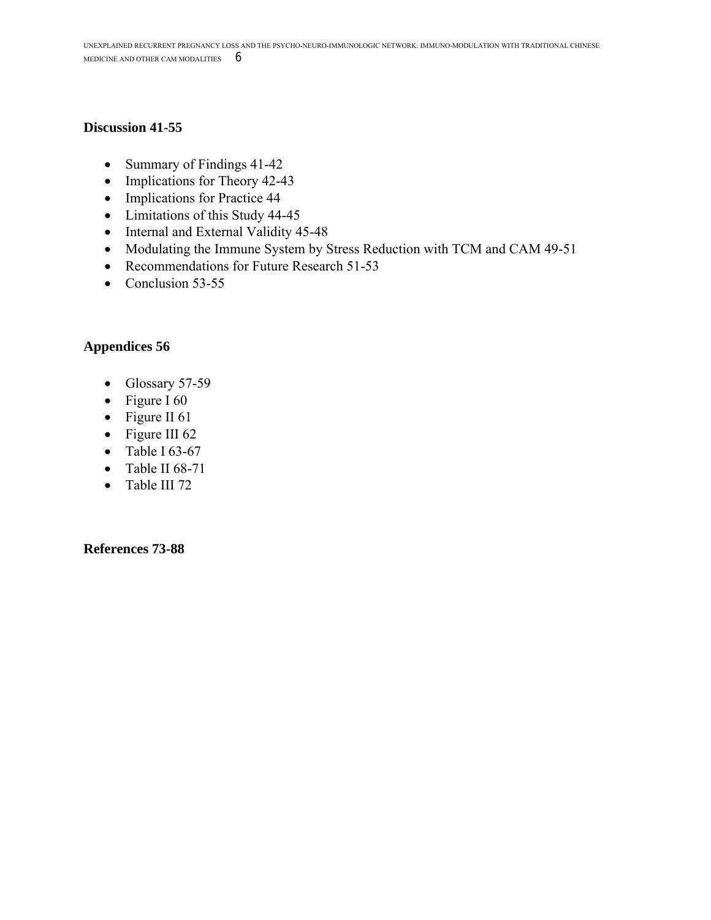**Discussion 41-55**

- Summary of Findings 41-42
- Implications for Theory 42-43
- Implications for Practice 44
- Limitations of this Study 44-45
- Internal and External Validity 45-48
- Modulating the Immune System by Stress Reduction with TCM and CAM 49-51
- Recommendations for Future Research 51-53
- Conclusion 53-55

**Appendices 56**

- Glossary 57-59
- Figure I 60
- Figure II 61
- Figure III 62
- Table I 63-67
- Table II 68-71
- Table III 72

**References 73-88**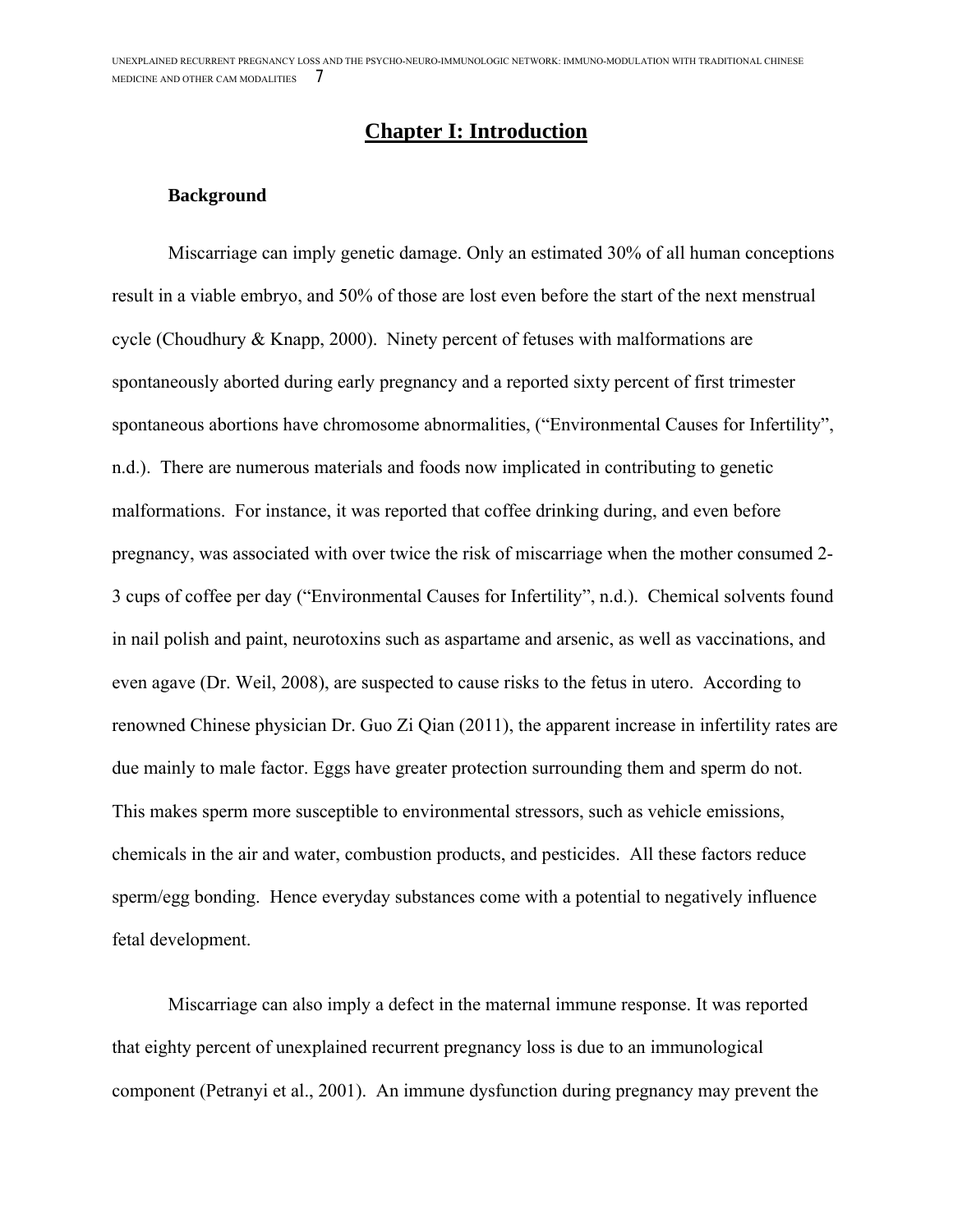# Chapter I: Introduction

### Background

Miscarriage can imply genetic damage. Only an estimated 30% of all human conceptions result in a viable embryo, and 50% of those are lost even before the start of the next menstrual cycle (Choudhury & Knapp, 2000). Ninety percent of fetuses with malformations are spontaneously aborted during early pregnancy and a reported sixty percent of first trimester spontaneous abortions have chromosome abnormalities, ("Environmental Causes for Infertility", n.d.). There are numerous materials and foods now implicated in contributing to genetic malformations. For instance, it was reported that coffee drinking during, and even before pregnancy, was associated with over twice the risk of miscarriage when the mother consumed 2-3 cups of coffee per day ("Environmental Causes for Infertility", n.d.). Chemical solvents found in nail polish and paint, neurotoxins such as aspartame and arsenic, as well as vaccinations, and even agave (Dr. Weil, 2008), are suspected to cause risks to the fetus in utero. According to renowned Chinese physician Dr. Guo Zi Qian (2011), the apparent increase in infertility rates are due mainly to male factor. Eggs have greater protection surrounding them and sperm do not. This makes sperm more susceptible to environmental stressors, such as vehicle emissions, chemicals in the air and water, combustion products, and pesticides. All these factors reduce sperm/egg bonding. Hence everyday substances come with a potential to negatively influence fetal development.

Miscarriage can also imply a defect in the maternal immune response. It was reported that eighty percent of unexplained recurrent pregnancy loss is due to an immunological component (Petranyi et al., 2001). An immune dysfunction during pregnancy may prevent the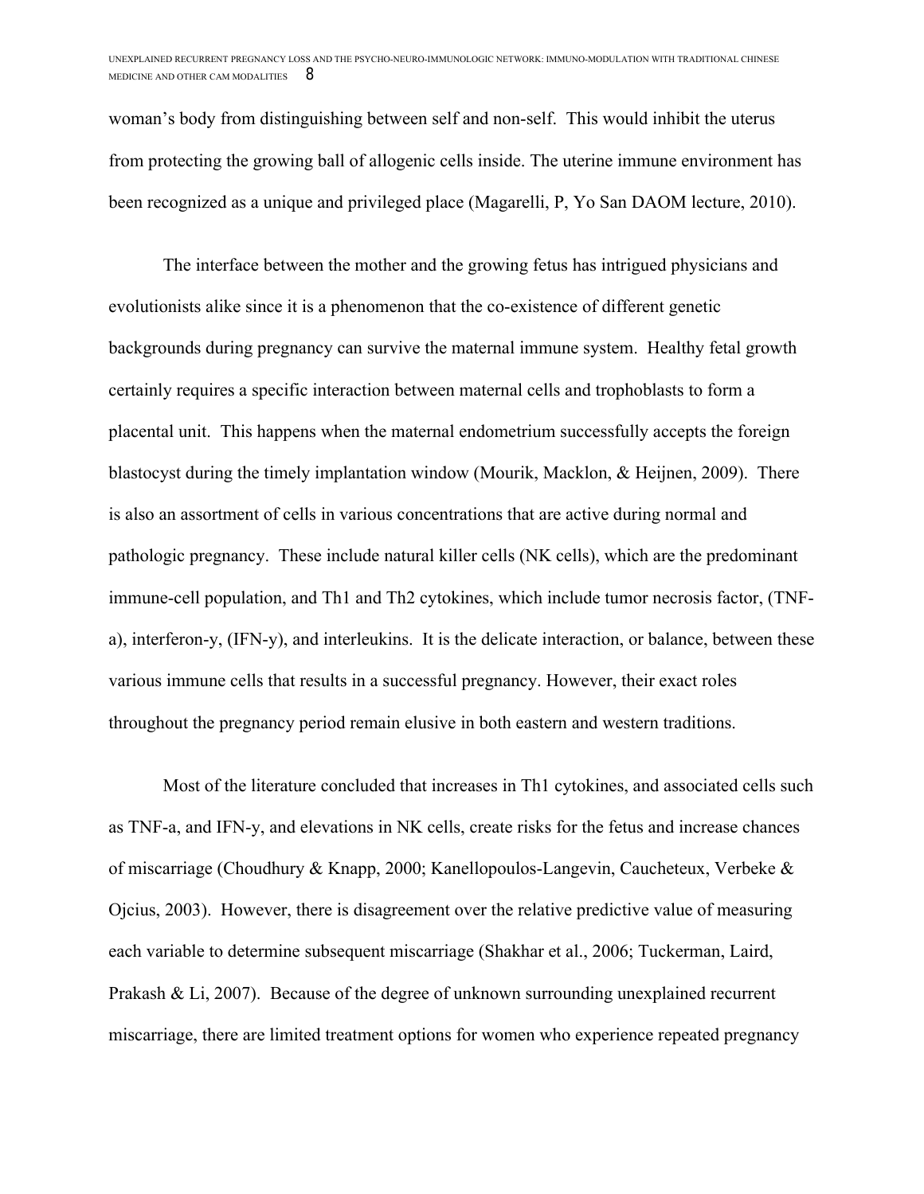woman's body from distinguishing between self and non-self. This would inhibit the uterus from protecting the growing ball of allogenic cells inside. The uterine immune environment has been recognized as a unique and privileged place (Magarelli, P, Yo San DAOM lecture, 2010).

The interface between the mother and the growing fetus has intrigued physicians and evolutionists alike since it is a phenomenon that the co-existence of different genetic backgrounds during pregnancy can survive the maternal immune system. Healthy fetal growth certainly requires a specific interaction between maternal cells and trophoblasts to form a placental unit. This happens when the maternal endometrium successfully accepts the foreign blastocyst during the timely implantation window (Mourik, Macklon, & Heijnen, 2009). There is also an assortment of cells in various concentrations that are active during normal and pathologic pregnancy. These include natural killer cells (NK cells), which are the predominant immune-cell population, and Th1 and Th2 cytokines, which include tumor necrosis factor, (TNF-a), interferon-y, (IFN-y), and interleukins. It is the delicate interaction, or balance, between these various immune cells that results in a successful pregnancy. However, their exact roles throughout the pregnancy period remain elusive in both eastern and western traditions.

Most of the literature concluded that increases in Th1 cytokines, and associated cells such as TNF-a, and IFN-y, and elevations in NK cells, create risks for the fetus and increase chances of miscarriage (Choudhury & Knapp, 2000; Kanellopoulos-Langevin, Caucheteux, Verbeke & Ojcius, 2003). However, there is disagreement over the relative predictive value of measuring each variable to determine subsequent miscarriage (Shakhar et al., 2006; Tuckerman, Laird, Prakash & Li, 2007). Because of the degree of unknown surrounding unexplained recurrent miscarriage, there are limited treatment options for women who experience repeated pregnancy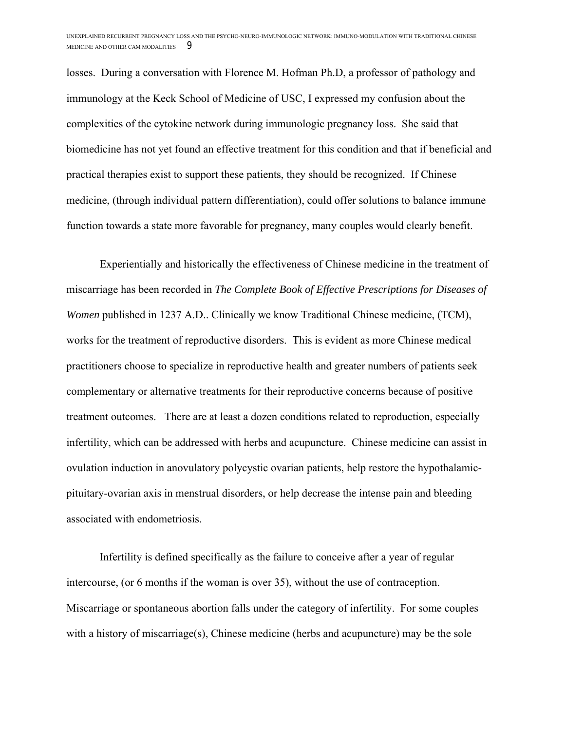losses. During a conversation with Florence M. Hofman Ph.D, a professor of pathology and immunology at the Keck School of Medicine of USC, I expressed my confusion about the complexities of the cytokine network during immunologic pregnancy loss. She said that biomedicine has not yet found an effective treatment for this condition and that if beneficial and practical therapies exist to support these patients, they should be recognized. If Chinese medicine, (through individual pattern differentiation), could offer solutions to balance immune function towards a state more favorable for pregnancy, many couples would clearly benefit.

Experientially and historically the effectiveness of Chinese medicine in the treatment of miscarriage has been recorded in *The Complete Book of Effective Prescriptions for Diseases of Women* published in 1237 A.D.. Clinically we know Traditional Chinese medicine, (TCM), works for the treatment of reproductive disorders. This is evident as more Chinese medical practitioners choose to specialize in reproductive health and greater numbers of patients seek complementary or alternative treatments for their reproductive concerns because of positive treatment outcomes. There are at least a dozen conditions related to reproduction, especially infertility, which can be addressed with herbs and acupuncture. Chinese medicine can assist in ovulation induction in anovulatory polycystic ovarian patients, help restore the hypothalamic-pituitary-ovarian axis in menstrual disorders, or help decrease the intense pain and bleeding associated with endometriosis.

Infertility is defined specifically as the failure to conceive after a year of regular intercourse, (or 6 months if the woman is over 35), without the use of contraception. Miscarriage or spontaneous abortion falls under the category of infertility. For some couples with a history of miscarriage(s), Chinese medicine (herbs and acupuncture) may be the sole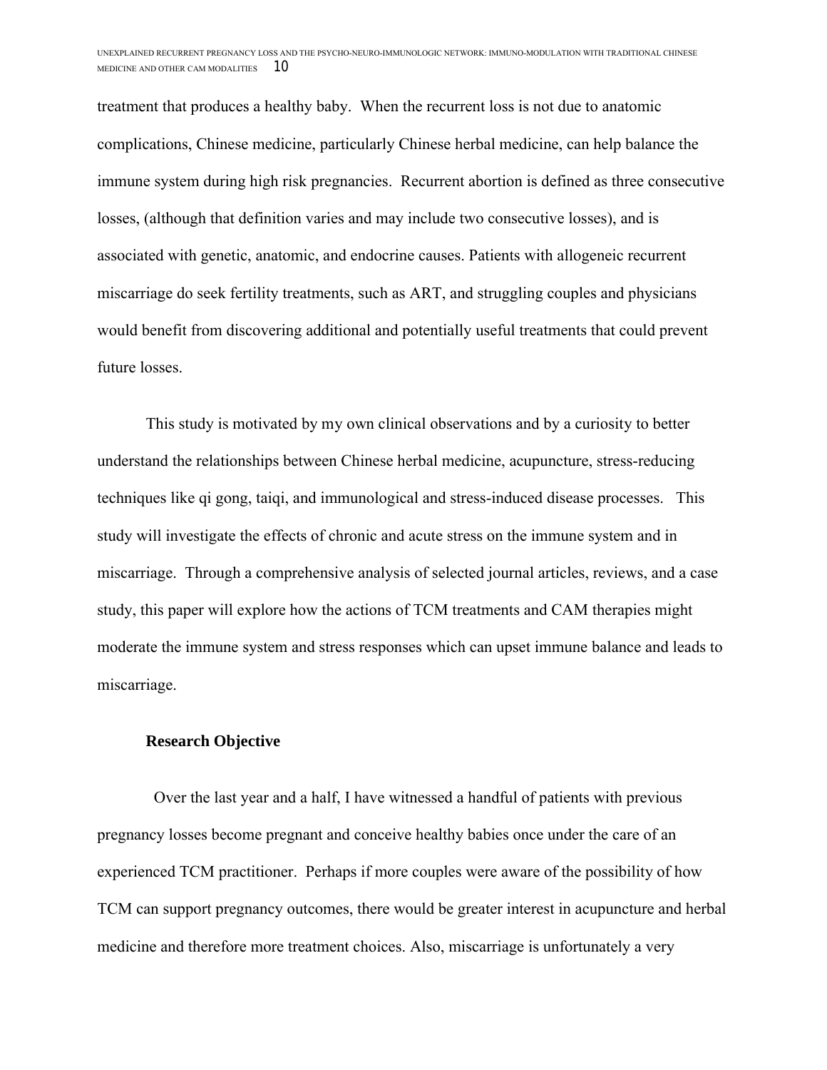treatment that produces a healthy baby. When the recurrent loss is not due to anatomic complications, Chinese medicine, particularly Chinese herbal medicine, can help balance the immune system during high risk pregnancies. Recurrent abortion is defined as three consecutive losses, (although that definition varies and may include two consecutive losses), and is associated with genetic, anatomic, and endocrine causes. Patients with allogeneic recurrent miscarriage do seek fertility treatments, such as ART, and struggling couples and physicians would benefit from discovering additional and potentially useful treatments that could prevent future losses.

This study is motivated by my own clinical observations and by a curiosity to better understand the relationships between Chinese herbal medicine, acupuncture, stress-reducing techniques like qi gong, taiqi, and immunological and stress-induced disease processes. This study will investigate the effects of chronic and acute stress on the immune system and in miscarriage. Through a comprehensive analysis of selected journal articles, reviews, and a case study, this paper will explore how the actions of TCM treatments and CAM therapies might moderate the immune system and stress responses which can upset immune balance and leads to miscarriage.

**Research Objective**

Over the last year and a half, I have witnessed a handful of patients with previous pregnancy losses become pregnant and conceive healthy babies once under the care of an experienced TCM practitioner. Perhaps if more couples were aware of the possibility of how TCM can support pregnancy outcomes, there would be greater interest in acupuncture and herbal medicine and therefore more treatment choices. Also, miscarriage is unfortunately a very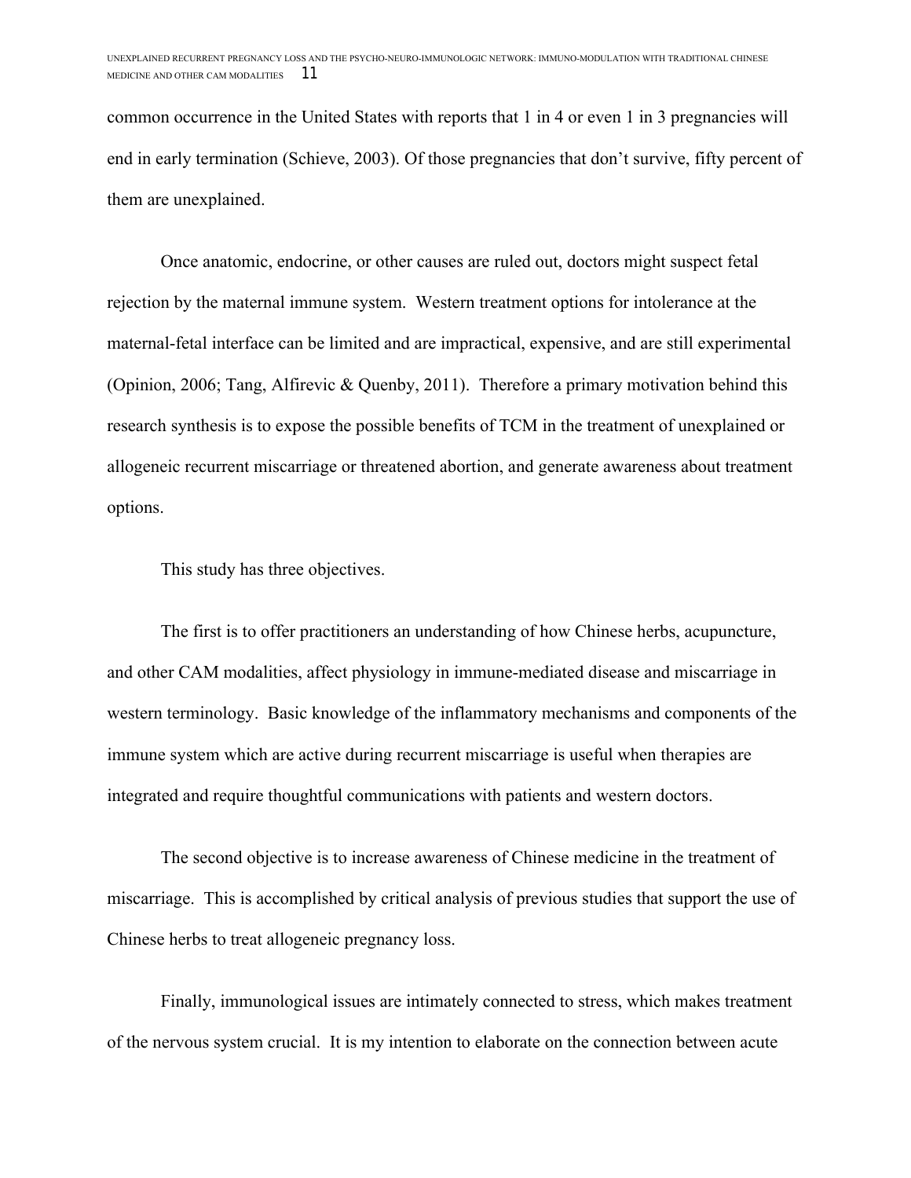common occurrence in the United States with reports that 1 in 4 or even 1 in 3 pregnancies will end in early termination (Schieve, 2003). Of those pregnancies that don't survive, fifty percent of them are unexplained.

Once anatomic, endocrine, or other causes are ruled out, doctors might suspect fetal rejection by the maternal immune system. Western treatment options for intolerance at the maternal-fetal interface can be limited and are impractical, expensive, and are still experimental (Opinion, 2006; Tang, Alfirevic & Quenby, 2011). Therefore a primary motivation behind this research synthesis is to expose the possible benefits of TCM in the treatment of unexplained or allogeneic recurrent miscarriage or threatened abortion, and generate awareness about treatment options.

This study has three objectives.

The first is to offer practitioners an understanding of how Chinese herbs, acupuncture, and other CAM modalities, affect physiology in immune-mediated disease and miscarriage in western terminology. Basic knowledge of the inflammatory mechanisms and components of the immune system which are active during recurrent miscarriage is useful when therapies are integrated and require thoughtful communications with patients and western doctors.

The second objective is to increase awareness of Chinese medicine in the treatment of miscarriage. This is accomplished by critical analysis of previous studies that support the use of Chinese herbs to treat allogeneic pregnancy loss.

Finally, immunological issues are intimately connected to stress, which makes treatment of the nervous system crucial. It is my intention to elaborate on the connection between acute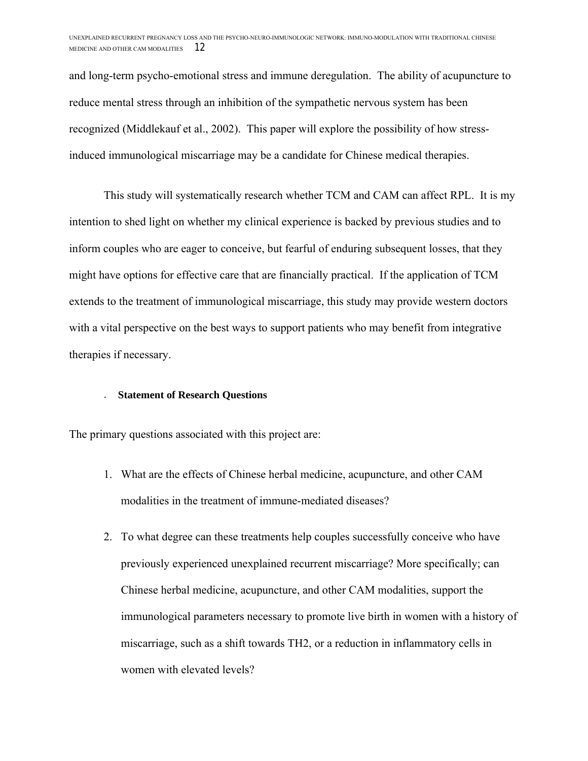and long-term psycho-emotional stress and immune deregulation. The ability of acupuncture to reduce mental stress through an inhibition of the sympathetic nervous system has been recognized (Middlekauf et al., 2002). This paper will explore the possibility of how stress-induced immunological miscarriage may be a candidate for Chinese medical therapies.

This study will systematically research whether TCM and CAM can affect RPL. It is my intention to shed light on whether my clinical experience is backed by previous studies and to inform couples who are eager to conceive, but fearful of enduring subsequent losses, that they might have options for effective care that are financially practical. If the application of TCM extends to the treatment of immunological miscarriage, this study may provide western doctors with a vital perspective on the best ways to support patients who may benefit from integrative therapies if necessary.

### Statement of Research Questions

The primary questions associated with this project are:

1. What are the effects of Chinese herbal medicine, acupuncture, and other CAM modalities in the treatment of immune-mediated diseases?
2. To what degree can these treatments help couples successfully conceive who have previously experienced unexplained recurrent miscarriage? More specifically; can Chinese herbal medicine, acupuncture, and other CAM modalities, support the immunological parameters necessary to promote live birth in women with a history of miscarriage, such as a shift towards TH2, or a reduction in inflammatory cells in women with elevated levels?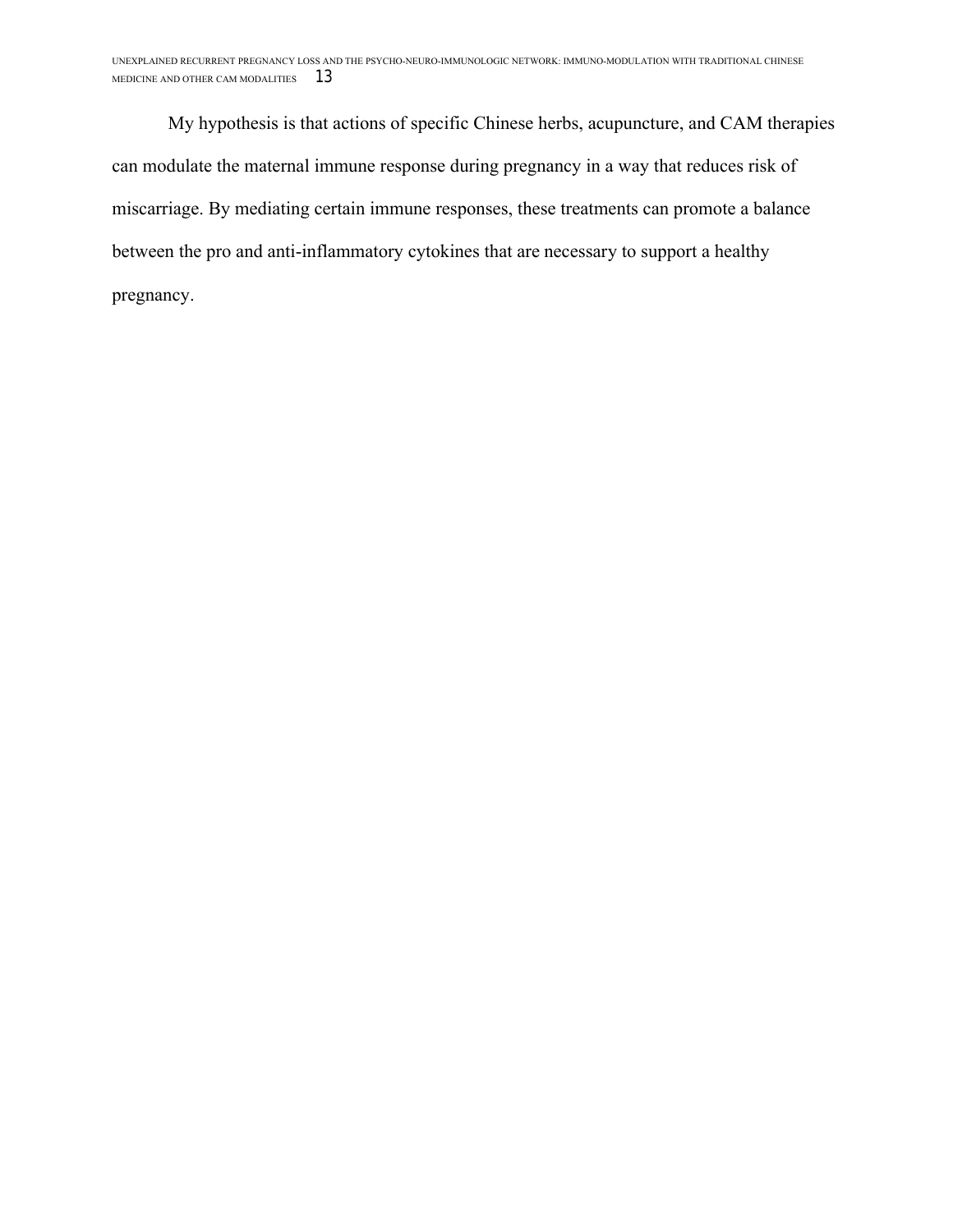My hypothesis is that actions of specific Chinese herbs, acupuncture, and CAM therapies can modulate the maternal immune response during pregnancy in a way that reduces risk of miscarriage. By mediating certain immune responses, these treatments can promote a balance between the pro and anti-inflammatory cytokines that are necessary to support a healthy pregnancy.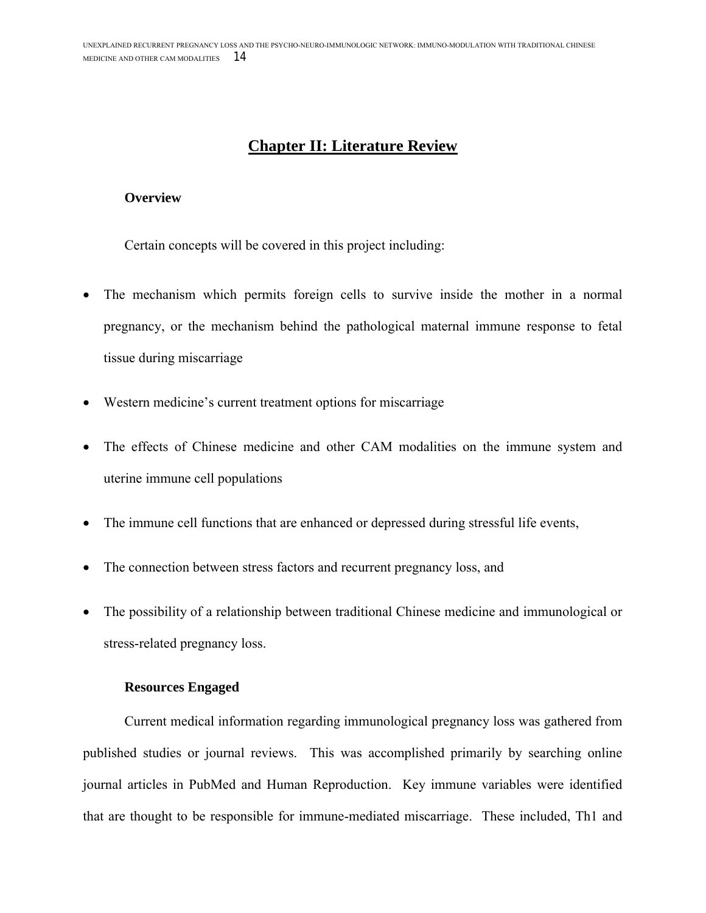# Chapter II: Literature Review

## Overview

Certain concepts will be covered in this project including:

- The mechanism which permits foreign cells to survive inside the mother in a normal pregnancy, or the mechanism behind the pathological maternal immune response to fetal tissue during miscarriage
- Western medicine's current treatment options for miscarriage
- The effects of Chinese medicine and other CAM modalities on the immune system and uterine immune cell populations
- The immune cell functions that are enhanced or depressed during stressful life events,
- The connection between stress factors and recurrent pregnancy loss, and
- The possibility of a relationship between traditional Chinese medicine and immunological or stress-related pregnancy loss.

## Resources Engaged

Current medical information regarding immunological pregnancy loss was gathered from published studies or journal reviews. This was accomplished primarily by searching online journal articles in PubMed and Human Reproduction. Key immune variables were identified that are thought to be responsible for immune-mediated miscarriage. These included, Th1 and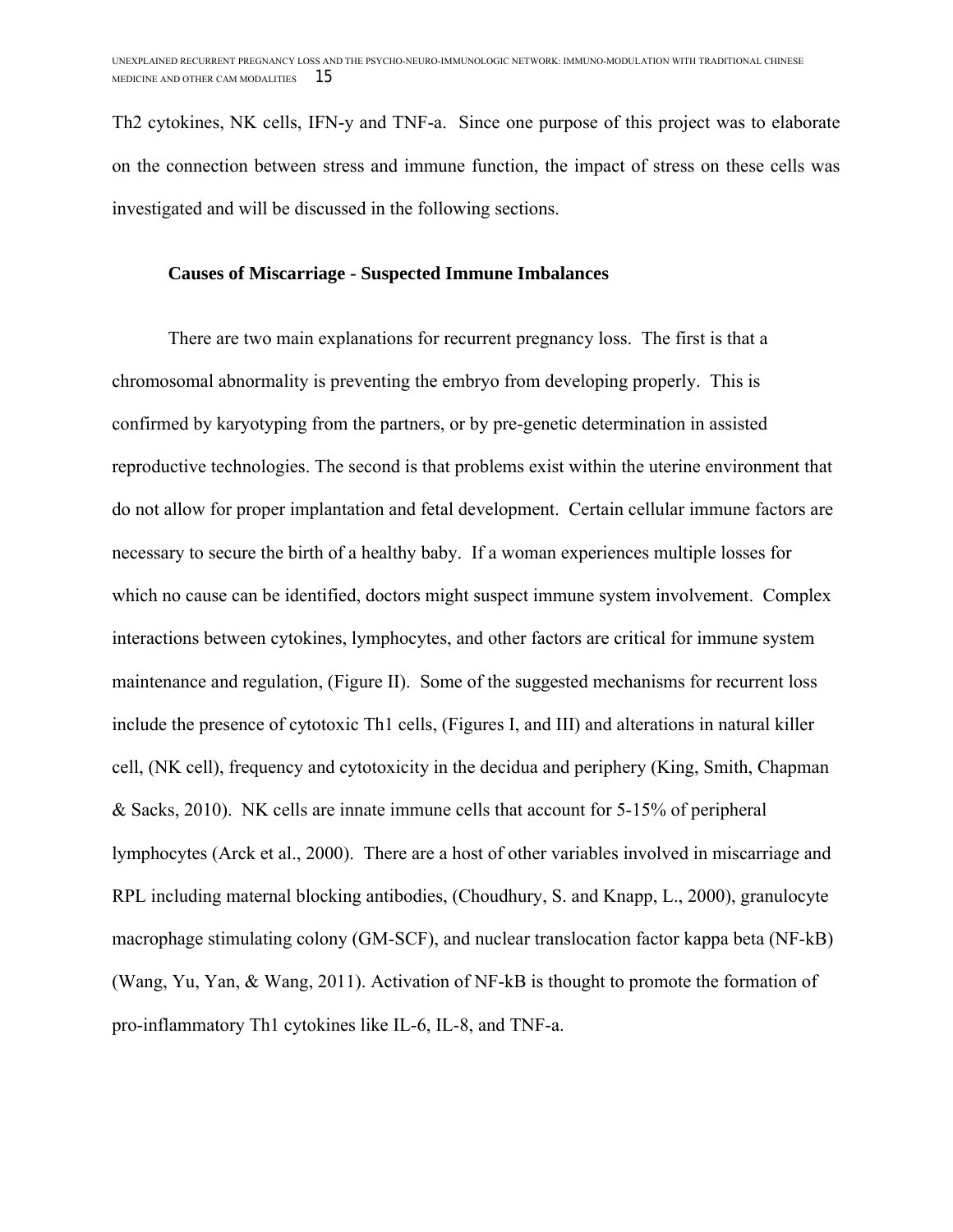Th2 cytokines, NK cells, IFN-y and TNF-a. Since one purpose of this project was to elaborate on the connection between stress and immune function, the impact of stress on these cells was investigated and will be discussed in the following sections.

### Causes of Miscarriage - Suspected Immune Imbalances

There are two main explanations for recurrent pregnancy loss. The first is that a chromosomal abnormality is preventing the embryo from developing properly. This is confirmed by karyotyping from the partners, or by pre-genetic determination in assisted reproductive technologies. The second is that problems exist within the uterine environment that do not allow for proper implantation and fetal development. Certain cellular immune factors are necessary to secure the birth of a healthy baby. If a woman experiences multiple losses for which no cause can be identified, doctors might suspect immune system involvement. Complex interactions between cytokines, lymphocytes, and other factors are critical for immune system maintenance and regulation, (Figure II). Some of the suggested mechanisms for recurrent loss include the presence of cytotoxic Th1 cells, (Figures I, and III) and alterations in natural killer cell, (NK cell), frequency and cytotoxicity in the decidua and periphery (King, Smith, Chapman & Sacks, 2010). NK cells are innate immune cells that account for 5-15% of peripheral lymphocytes (Arck et al., 2000). There are a host of other variables involved in miscarriage and RPL including maternal blocking antibodies, (Choudhury, S. and Knapp, L., 2000), granulocyte macrophage stimulating colony (GM-SCF), and nuclear translocation factor kappa beta (NF-kB) (Wang, Yu, Yan, & Wang, 2011). Activation of NF-kB is thought to promote the formation of pro-inflammatory Th1 cytokines like IL-6, IL-8, and TNF-a.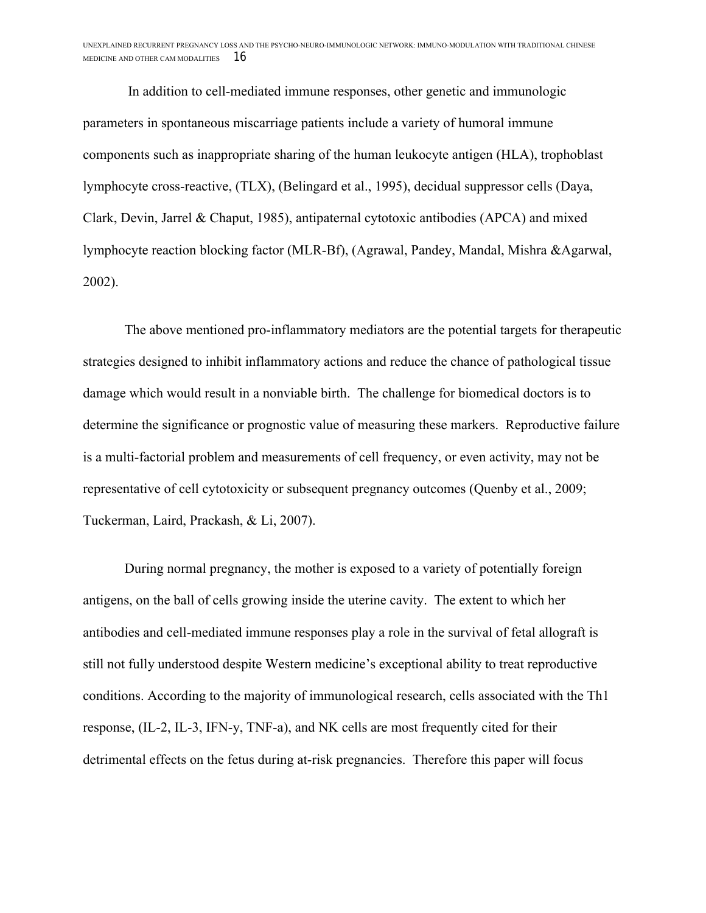In addition to cell-mediated immune responses, other genetic and immunologic parameters in spontaneous miscarriage patients include a variety of humoral immune components such as inappropriate sharing of the human leukocyte antigen (HLA), trophoblast lymphocyte cross-reactive, (TLX), (Belingard et al., 1995), decidual suppressor cells (Daya, Clark, Devin, Jarrel & Chaput, 1985), antipaternal cytotoxic antibodies (APCA) and mixed lymphocyte reaction blocking factor (MLR-Bf), (Agrawal, Pandey, Mandal, Mishra &Agarwal, 2002).

The above mentioned pro-inflammatory mediators are the potential targets for therapeutic strategies designed to inhibit inflammatory actions and reduce the chance of pathological tissue damage which would result in a nonviable birth. The challenge for biomedical doctors is to determine the significance or prognostic value of measuring these markers. Reproductive failure is a multi-factorial problem and measurements of cell frequency, or even activity, may not be representative of cell cytotoxicity or subsequent pregnancy outcomes (Quenby et al., 2009; Tuckerman, Laird, Prackash, & Li, 2007).

During normal pregnancy, the mother is exposed to a variety of potentially foreign antigens, on the ball of cells growing inside the uterine cavity. The extent to which her antibodies and cell-mediated immune responses play a role in the survival of fetal allograft is still not fully understood despite Western medicine's exceptional ability to treat reproductive conditions. According to the majority of immunological research, cells associated with the Th1 response, (IL-2, IL-3, IFN-y, TNF-a), and NK cells are most frequently cited for their detrimental effects on the fetus during at-risk pregnancies. Therefore this paper will focus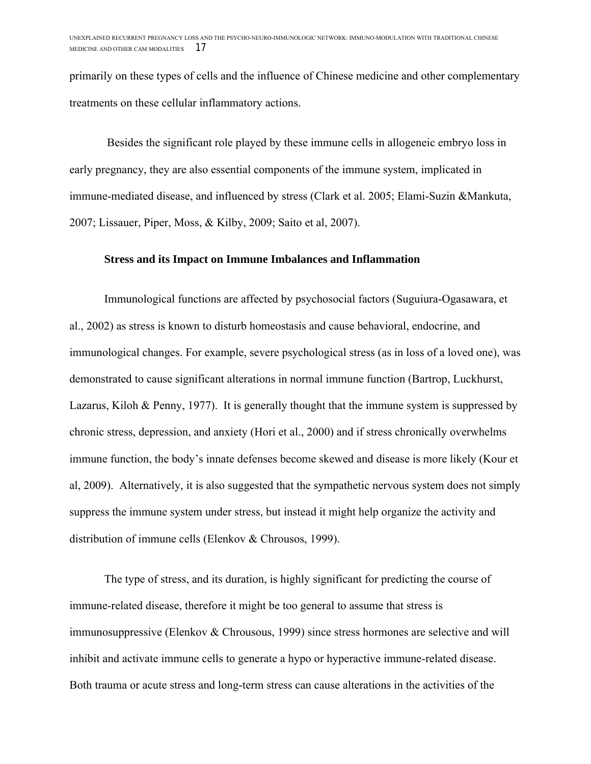primarily on these types of cells and the influence of Chinese medicine and other complementary treatments on these cellular inflammatory actions.

Besides the significant role played by these immune cells in allogeneic embryo loss in early pregnancy, they are also essential components of the immune system, implicated in immune-mediated disease, and influenced by stress (Clark et al. 2005; Elami-Suzin &Mankuta, 2007; Lissauer, Piper, Moss, & Kilby, 2009; Saito et al, 2007).

### Stress and its Impact on Immune Imbalances and Inflammation

Immunological functions are affected by psychosocial factors (Suguiura-Ogasawara, et al., 2002) as stress is known to disturb homeostasis and cause behavioral, endocrine, and immunological changes. For example, severe psychological stress (as in loss of a loved one), was demonstrated to cause significant alterations in normal immune function (Bartrop, Luckhurst, Lazarus, Kiloh & Penny, 1977). It is generally thought that the immune system is suppressed by chronic stress, depression, and anxiety (Hori et al., 2000) and if stress chronically overwhelms immune function, the body's innate defenses become skewed and disease is more likely (Kour et al, 2009). Alternatively, it is also suggested that the sympathetic nervous system does not simply suppress the immune system under stress, but instead it might help organize the activity and distribution of immune cells (Elenkov & Chrousos, 1999).

The type of stress, and its duration, is highly significant for predicting the course of immune-related disease, therefore it might be too general to assume that stress is immunosuppressive (Elenkov & Chrousous, 1999) since stress hormones are selective and will inhibit and activate immune cells to generate a hypo or hyperactive immune-related disease. Both trauma or acute stress and long-term stress can cause alterations in the activities of the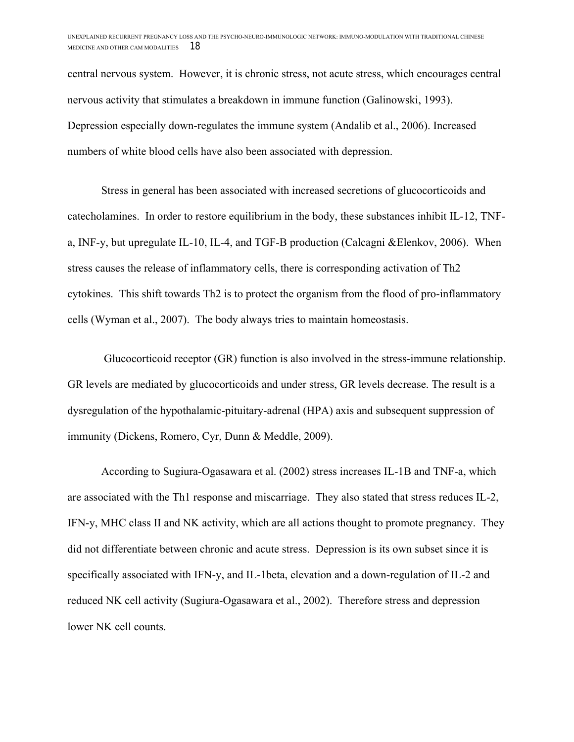central nervous system. However, it is chronic stress, not acute stress, which encourages central nervous activity that stimulates a breakdown in immune function (Galinowski, 1993). Depression especially down-regulates the immune system (Andalib et al., 2006). Increased numbers of white blood cells have also been associated with depression.

Stress in general has been associated with increased secretions of glucocorticoids and catecholamines. In order to restore equilibrium in the body, these substances inhibit IL-12, TNF-a, INF-y, but upregulate IL-10, IL-4, and TGF-B production (Calcagni &Elenkov, 2006). When stress causes the release of inflammatory cells, there is corresponding activation of Th2 cytokines. This shift towards Th2 is to protect the organism from the flood of pro-inflammatory cells (Wyman et al., 2007). The body always tries to maintain homeostasis.

Glucocorticoid receptor (GR) function is also involved in the stress-immune relationship. GR levels are mediated by glucocorticoids and under stress, GR levels decrease. The result is a dysregulation of the hypothalamic-pituitary-adrenal (HPA) axis and subsequent suppression of immunity (Dickens, Romero, Cyr, Dunn & Meddle, 2009).

According to Sugiura-Ogasawara et al. (2002) stress increases IL-1B and TNF-a, which are associated with the Th1 response and miscarriage. They also stated that stress reduces IL-2, IFN-y, MHC class II and NK activity, which are all actions thought to promote pregnancy. They did not differentiate between chronic and acute stress. Depression is its own subset since it is specifically associated with IFN-y, and IL-1beta, elevation and a down-regulation of IL-2 and reduced NK cell activity (Sugiura-Ogasawara et al., 2002). Therefore stress and depression lower NK cell counts.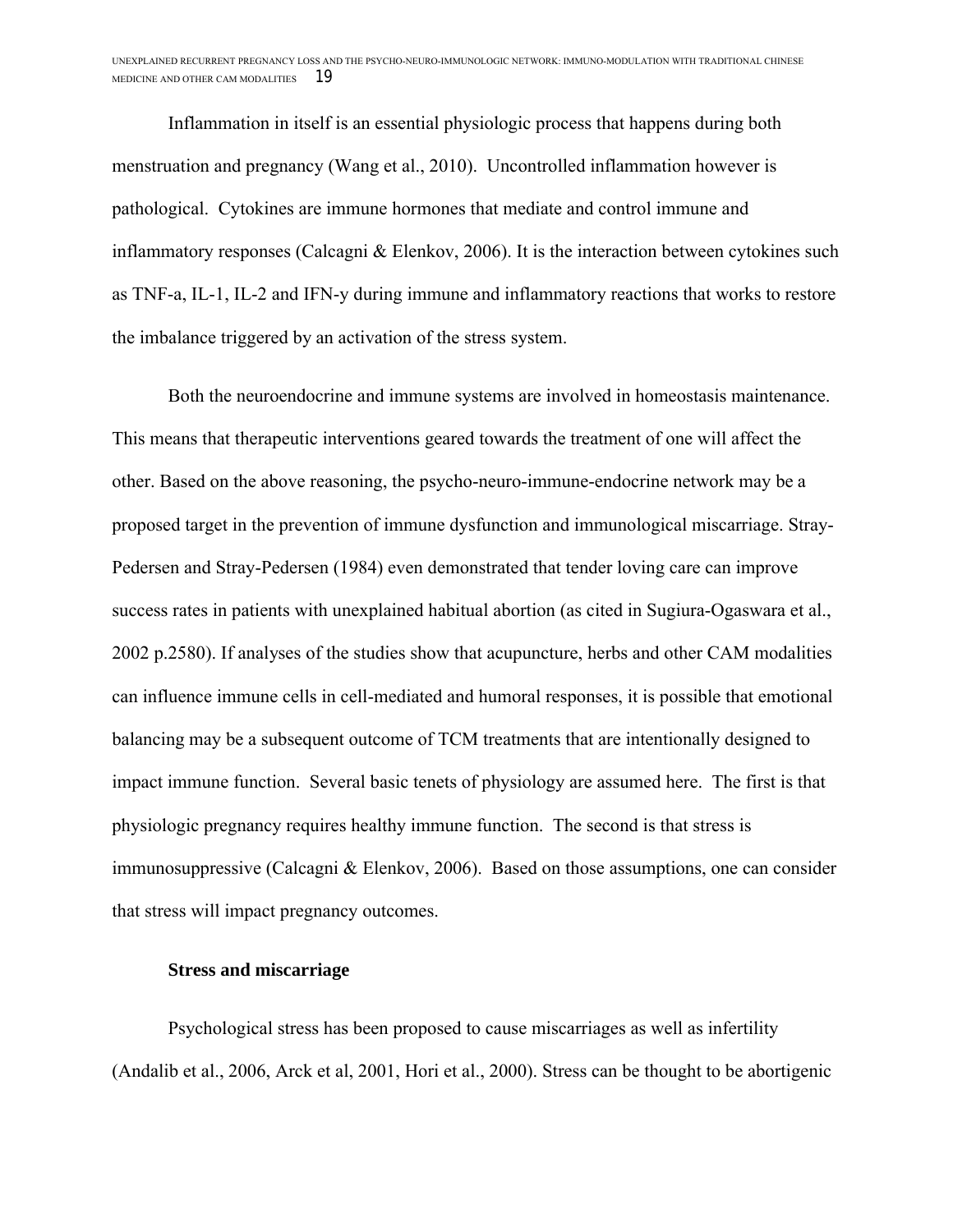Inflammation in itself is an essential physiologic process that happens during both menstruation and pregnancy (Wang et al., 2010). Uncontrolled inflammation however is pathological. Cytokines are immune hormones that mediate and control immune and inflammatory responses (Calcagni & Elenkov, 2006). It is the interaction between cytokines such as TNF-a, IL-1, IL-2 and IFN-y during immune and inflammatory reactions that works to restore the imbalance triggered by an activation of the stress system.

Both the neuroendocrine and immune systems are involved in homeostasis maintenance. This means that therapeutic interventions geared towards the treatment of one will affect the other. Based on the above reasoning, the psycho-neuro-immune-endocrine network may be a proposed target in the prevention of immune dysfunction and immunological miscarriage. Stray-Pedersen and Stray-Pedersen (1984) even demonstrated that tender loving care can improve success rates in patients with unexplained habitual abortion (as cited in Sugiura-Ogaswara et al., 2002 p.2580). If analyses of the studies show that acupuncture, herbs and other CAM modalities can influence immune cells in cell-mediated and humoral responses, it is possible that emotional balancing may be a subsequent outcome of TCM treatments that are intentionally designed to impact immune function. Several basic tenets of physiology are assumed here. The first is that physiologic pregnancy requires healthy immune function. The second is that stress is immunosuppressive (Calcagni & Elenkov, 2006). Based on those assumptions, one can consider that stress will impact pregnancy outcomes.

**Stress and miscarriage**

Psychological stress has been proposed to cause miscarriages as well as infertility (Andalib et al., 2006, Arck et al, 2001, Hori et al., 2000). Stress can be thought to be abortigenic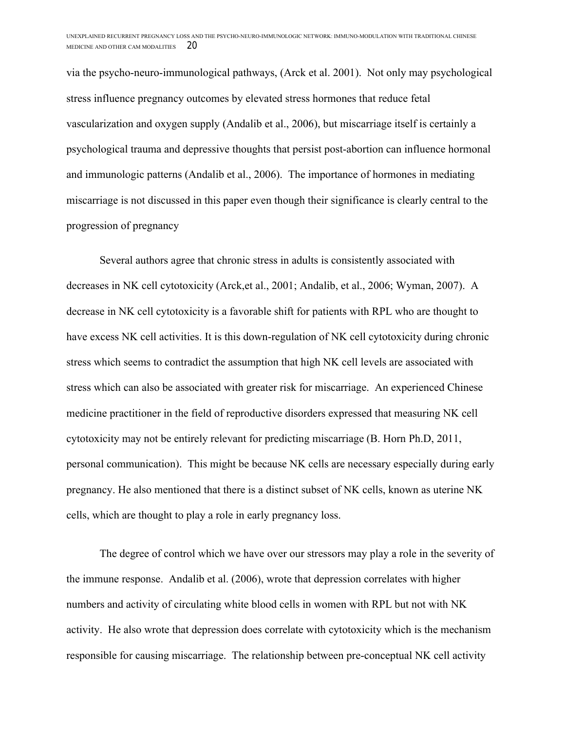via the psycho-neuro-immunological pathways, (Arck et al. 2001). Not only may psychological stress influence pregnancy outcomes by elevated stress hormones that reduce fetal vascularization and oxygen supply (Andalib et al., 2006), but miscarriage itself is certainly a psychological trauma and depressive thoughts that persist post-abortion can influence hormonal and immunologic patterns (Andalib et al., 2006). The importance of hormones in mediating miscarriage is not discussed in this paper even though their significance is clearly central to the progression of pregnancy

Several authors agree that chronic stress in adults is consistently associated with decreases in NK cell cytotoxicity (Arck,et al., 2001; Andalib, et al., 2006; Wyman, 2007). A decrease in NK cell cytotoxicity is a favorable shift for patients with RPL who are thought to have excess NK cell activities. It is this down-regulation of NK cell cytotoxicity during chronic stress which seems to contradict the assumption that high NK cell levels are associated with stress which can also be associated with greater risk for miscarriage. An experienced Chinese medicine practitioner in the field of reproductive disorders expressed that measuring NK cell cytotoxicity may not be entirely relevant for predicting miscarriage (B. Horn Ph.D, 2011, personal communication). This might be because NK cells are necessary especially during early pregnancy. He also mentioned that there is a distinct subset of NK cells, known as uterine NK cells, which are thought to play a role in early pregnancy loss.

The degree of control which we have over our stressors may play a role in the severity of the immune response. Andalib et al. (2006), wrote that depression correlates with higher numbers and activity of circulating white blood cells in women with RPL but not with NK activity. He also wrote that depression does correlate with cytotoxicity which is the mechanism responsible for causing miscarriage. The relationship between pre-conceptual NK cell activity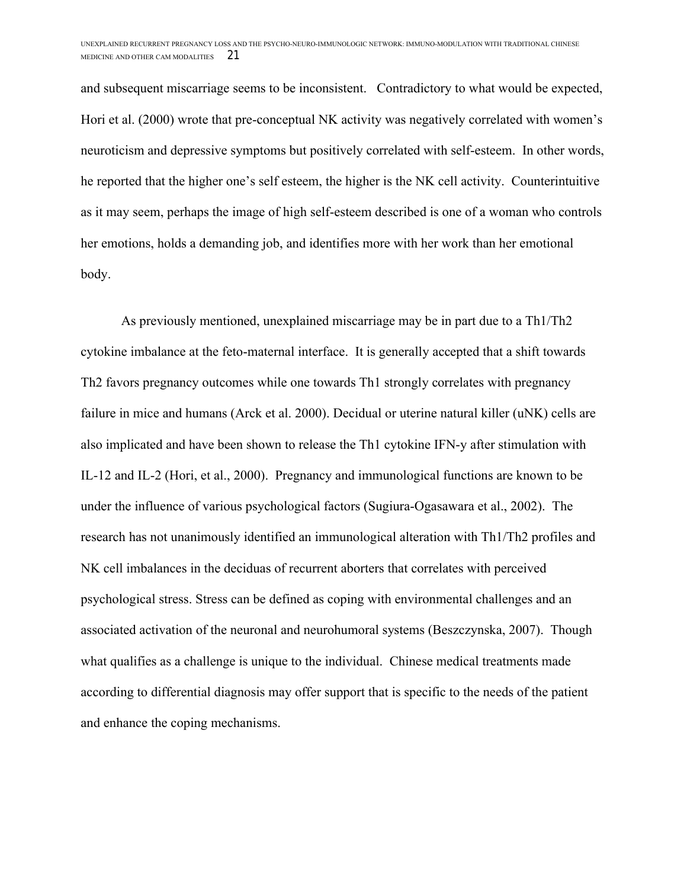and subsequent miscarriage seems to be inconsistent. Contradictory to what would be expected, Hori et al. (2000) wrote that pre-conceptual NK activity was negatively correlated with women's neuroticism and depressive symptoms but positively correlated with self-esteem. In other words, he reported that the higher one's self esteem, the higher is the NK cell activity. Counterintuitive as it may seem, perhaps the image of high self-esteem described is one of a woman who controls her emotions, holds a demanding job, and identifies more with her work than her emotional body.

As previously mentioned, unexplained miscarriage may be in part due to a Th1/Th2 cytokine imbalance at the feto-maternal interface. It is generally accepted that a shift towards Th2 favors pregnancy outcomes while one towards Th1 strongly correlates with pregnancy failure in mice and humans (Arck et al. 2000). Decidual or uterine natural killer (uNK) cells are also implicated and have been shown to release the Th1 cytokine IFN-y after stimulation with IL-12 and IL-2 (Hori, et al., 2000). Pregnancy and immunological functions are known to be under the influence of various psychological factors (Sugiura-Ogasawara et al., 2002). The research has not unanimously identified an immunological alteration with Th1/Th2 profiles and NK cell imbalances in the deciduas of recurrent aborters that correlates with perceived psychological stress. Stress can be defined as coping with environmental challenges and an associated activation of the neuronal and neurohumoral systems (Beszczynska, 2007). Though what qualifies as a challenge is unique to the individual. Chinese medical treatments made according to differential diagnosis may offer support that is specific to the needs of the patient and enhance the coping mechanisms.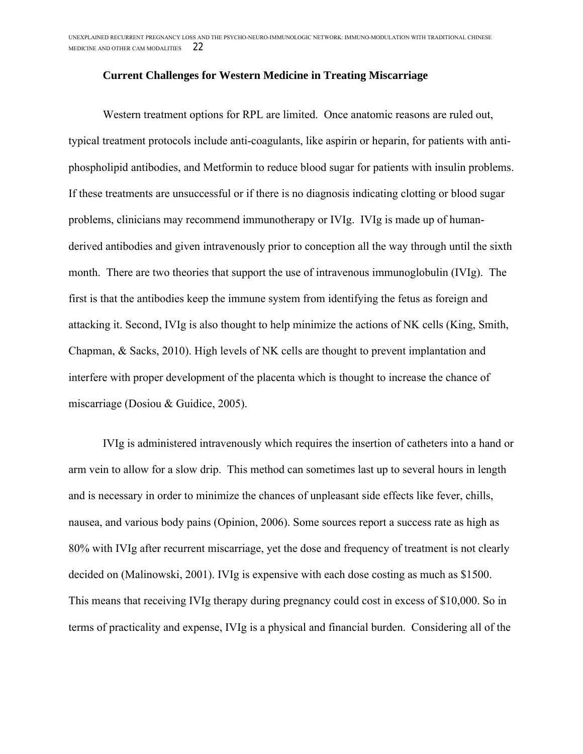## Current Challenges for Western Medicine in Treating Miscarriage

Western treatment options for RPL are limited. Once anatomic reasons are ruled out, typical treatment protocols include anti-coagulants, like aspirin or heparin, for patients with anti-phospholipid antibodies, and Metformin to reduce blood sugar for patients with insulin problems. If these treatments are unsuccessful or if there is no diagnosis indicating clotting or blood sugar problems, clinicians may recommend immunotherapy or IVIg. IVIg is made up of human-derived antibodies and given intravenously prior to conception all the way through until the sixth month. There are two theories that support the use of intravenous immunoglobulin (IVIg). The first is that the antibodies keep the immune system from identifying the fetus as foreign and attacking it. Second, IVIg is also thought to help minimize the actions of NK cells (King, Smith, Chapman, & Sacks, 2010). High levels of NK cells are thought to prevent implantation and interfere with proper development of the placenta which is thought to increase the chance of miscarriage (Dosiou & Guidice, 2005).

IVIg is administered intravenously which requires the insertion of catheters into a hand or arm vein to allow for a slow drip. This method can sometimes last up to several hours in length and is necessary in order to minimize the chances of unpleasant side effects like fever, chills, nausea, and various body pains (Opinion, 2006). Some sources report a success rate as high as 80% with IVIg after recurrent miscarriage, yet the dose and frequency of treatment is not clearly decided on (Malinowski, 2001). IVIg is expensive with each dose costing as much as $1500. This means that receiving IVIg therapy during pregnancy could cost in excess of $10,000. So in terms of practicality and expense, IVIg is a physical and financial burden. Considering all of the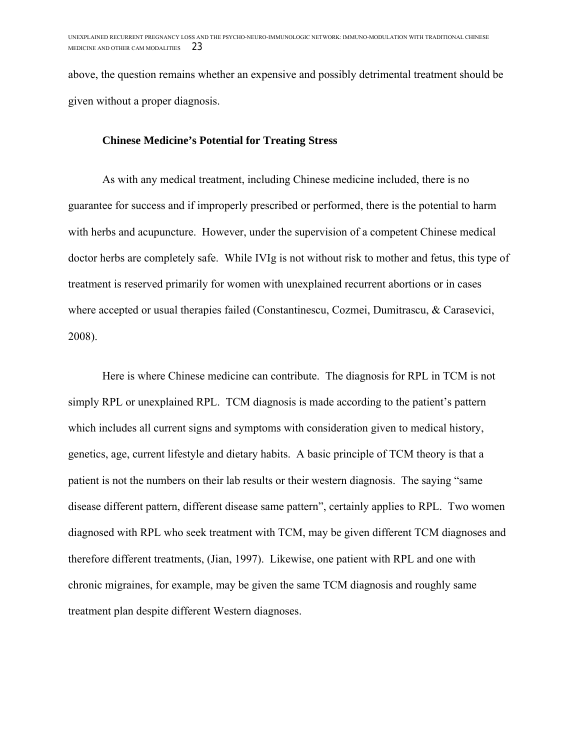above, the question remains whether an expensive and possibly detrimental treatment should be given without a proper diagnosis.

### Chinese Medicine's Potential for Treating Stress

As with any medical treatment, including Chinese medicine included, there is no guarantee for success and if improperly prescribed or performed, there is the potential to harm with herbs and acupuncture. However, under the supervision of a competent Chinese medical doctor herbs are completely safe. While IVIg is not without risk to mother and fetus, this type of treatment is reserved primarily for women with unexplained recurrent abortions or in cases where accepted or usual therapies failed (Constantinescu, Cozmei, Dumitrascu, & Carasevici, 2008).

Here is where Chinese medicine can contribute. The diagnosis for RPL in TCM is not simply RPL or unexplained RPL. TCM diagnosis is made according to the patient's pattern which includes all current signs and symptoms with consideration given to medical history, genetics, age, current lifestyle and dietary habits. A basic principle of TCM theory is that a patient is not the numbers on their lab results or their western diagnosis. The saying "same disease different pattern, different disease same pattern", certainly applies to RPL. Two women diagnosed with RPL who seek treatment with TCM, may be given different TCM diagnoses and therefore different treatments, (Jian, 1997). Likewise, one patient with RPL and one with chronic migraines, for example, may be given the same TCM diagnosis and roughly same treatment plan despite different Western diagnoses.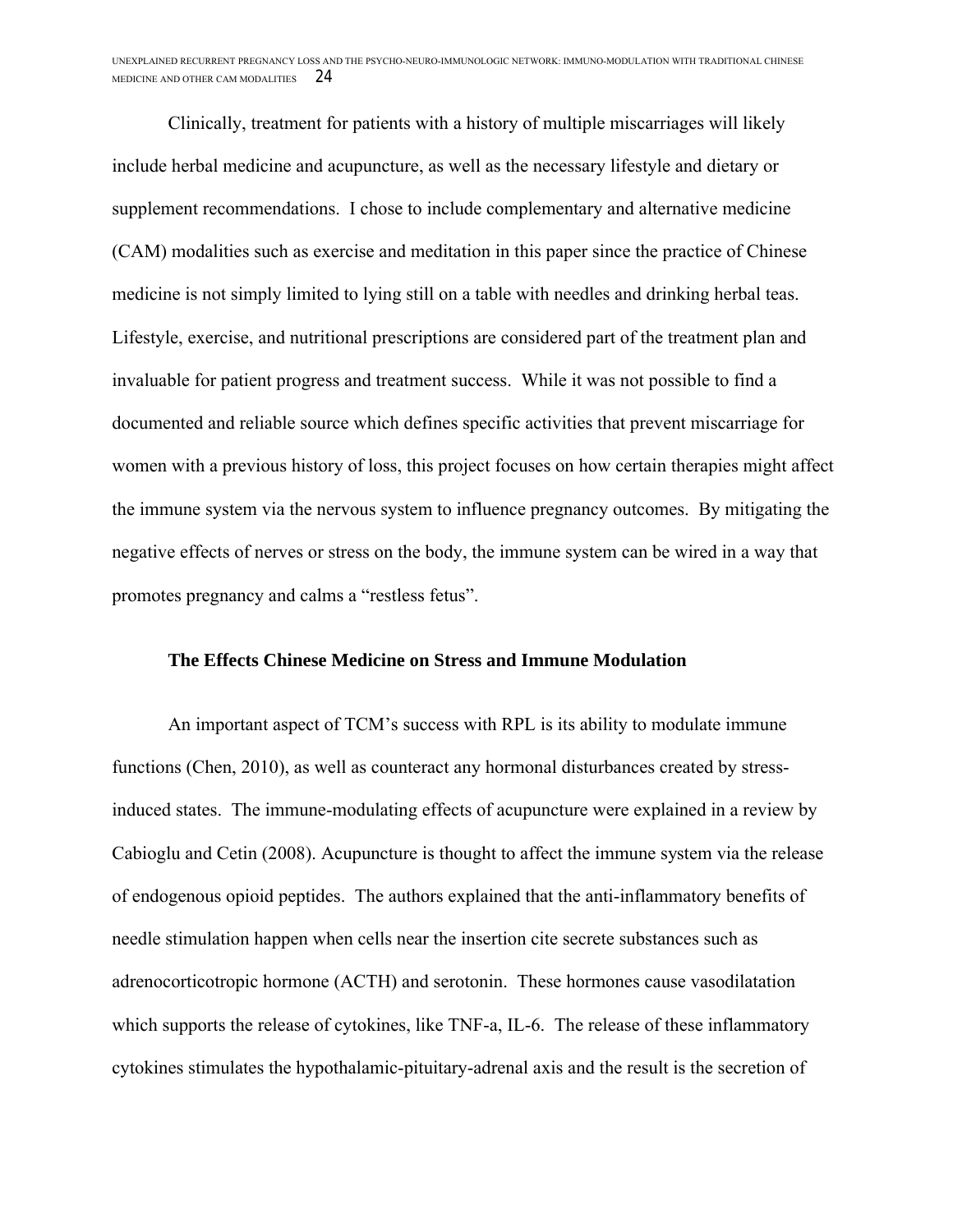Clinically, treatment for patients with a history of multiple miscarriages will likely include herbal medicine and acupuncture, as well as the necessary lifestyle and dietary or supplement recommendations. I chose to include complementary and alternative medicine (CAM) modalities such as exercise and meditation in this paper since the practice of Chinese medicine is not simply limited to lying still on a table with needles and drinking herbal teas. Lifestyle, exercise, and nutritional prescriptions are considered part of the treatment plan and invaluable for patient progress and treatment success. While it was not possible to find a documented and reliable source which defines specific activities that prevent miscarriage for women with a previous history of loss, this project focuses on how certain therapies might affect the immune system via the nervous system to influence pregnancy outcomes. By mitigating the negative effects of nerves or stress on the body, the immune system can be wired in a way that promotes pregnancy and calms a "restless fetus".

## The Effects Chinese Medicine on Stress and Immune Modulation

An important aspect of TCM's success with RPL is its ability to modulate immune functions (Chen, 2010), as well as counteract any hormonal disturbances created by stress-induced states. The immune-modulating effects of acupuncture were explained in a review by Cabioglu and Cetin (2008). Acupuncture is thought to affect the immune system via the release of endogenous opioid peptides. The authors explained that the anti-inflammatory benefits of needle stimulation happen when cells near the insertion cite secrete substances such as adrenocorticotropic hormone (ACTH) and serotonin. These hormones cause vasodilatation which supports the release of cytokines, like TNF-a, IL-6. The release of these inflammatory cytokines stimulates the hypothalamic-pituitary-adrenal axis and the result is the secretion of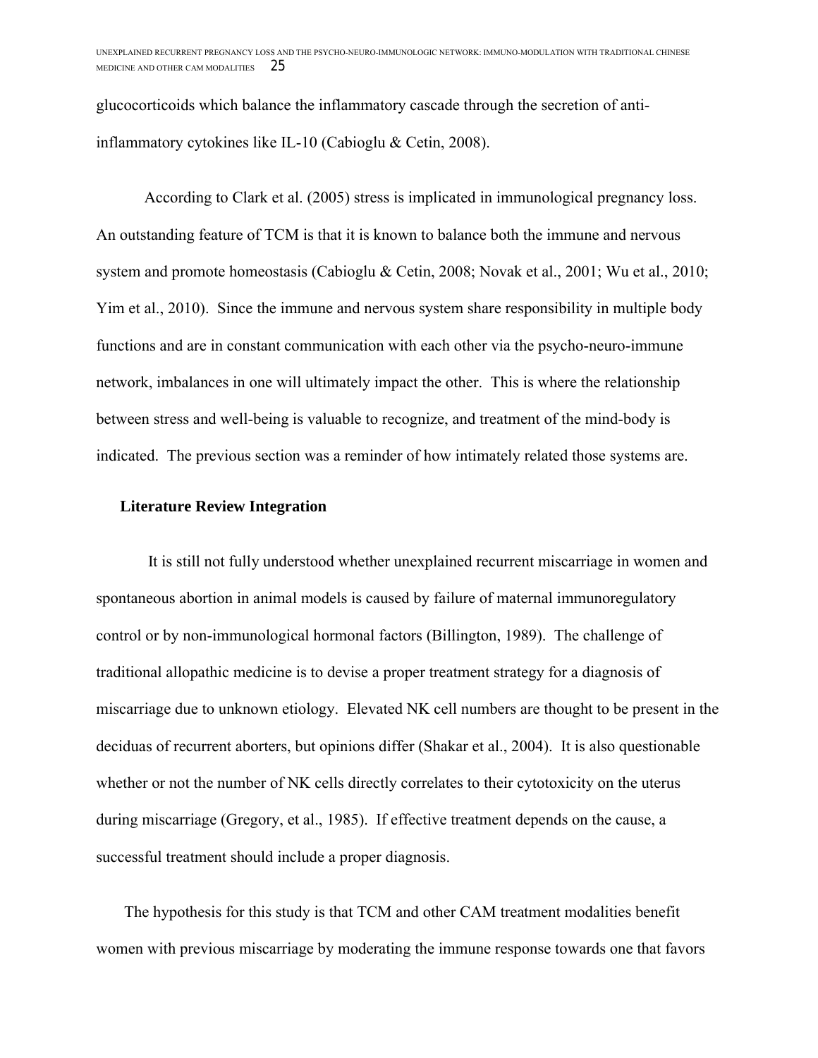glucocorticoids which balance the inflammatory cascade through the secretion of anti-inflammatory cytokines like IL-10 (Cabioglu & Cetin, 2008).

According to Clark et al. (2005) stress is implicated in immunological pregnancy loss. An outstanding feature of TCM is that it is known to balance both the immune and nervous system and promote homeostasis (Cabioglu & Cetin, 2008; Novak et al., 2001; Wu et al., 2010; Yim et al., 2010). Since the immune and nervous system share responsibility in multiple body functions and are in constant communication with each other via the psycho-neuro-immune network, imbalances in one will ultimately impact the other. This is where the relationship between stress and well-being is valuable to recognize, and treatment of the mind-body is indicated. The previous section was a reminder of how intimately related those systems are.

## Literature Review Integration

It is still not fully understood whether unexplained recurrent miscarriage in women and spontaneous abortion in animal models is caused by failure of maternal immunoregulatory control or by non-immunological hormonal factors (Billington, 1989). The challenge of traditional allopathic medicine is to devise a proper treatment strategy for a diagnosis of miscarriage due to unknown etiology. Elevated NK cell numbers are thought to be present in the deciduas of recurrent aborters, but opinions differ (Shakar et al., 2004). It is also questionable whether or not the number of NK cells directly correlates to their cytotoxicity on the uterus during miscarriage (Gregory, et al., 1985). If effective treatment depends on the cause, a successful treatment should include a proper diagnosis.

The hypothesis for this study is that TCM and other CAM treatment modalities benefit women with previous miscarriage by moderating the immune response towards one that favors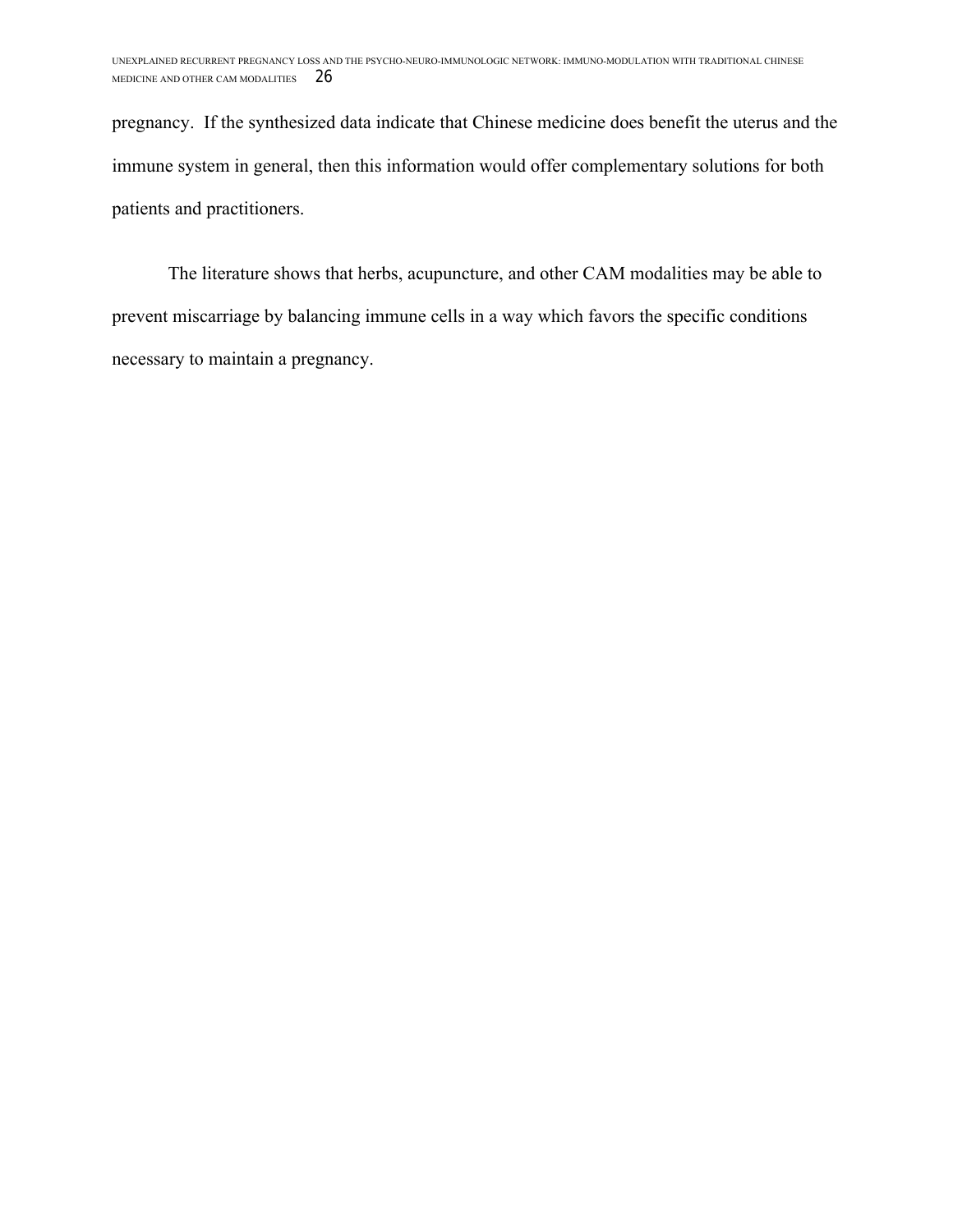pregnancy. If the synthesized data indicate that Chinese medicine does benefit the uterus and the immune system in general, then this information would offer complementary solutions for both patients and practitioners.

The literature shows that herbs, acupuncture, and other CAM modalities may be able to prevent miscarriage by balancing immune cells in a way which favors the specific conditions necessary to maintain a pregnancy.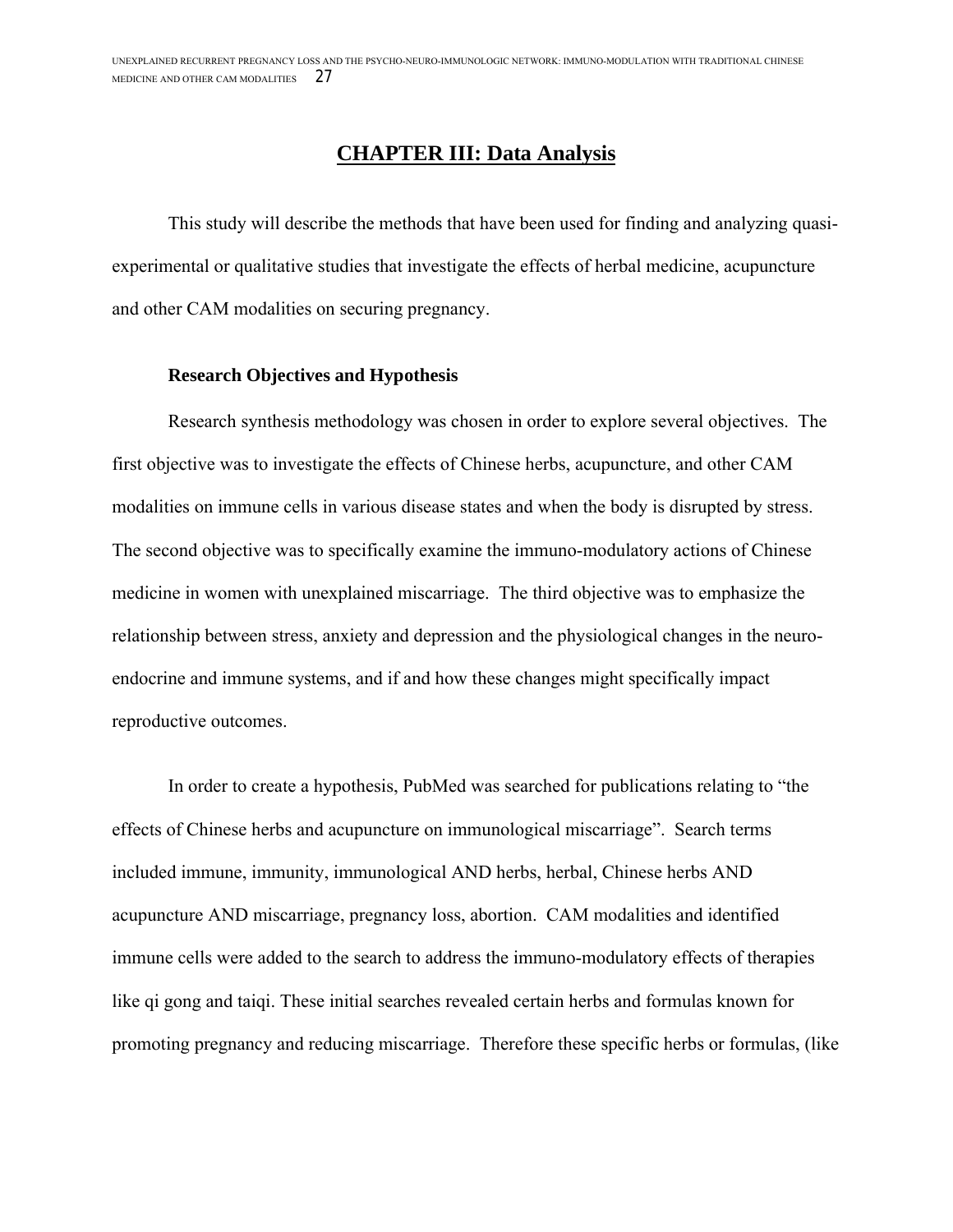# CHAPTER III: Data Analysis

This study will describe the methods that have been used for finding and analyzing quasi-experimental or qualitative studies that investigate the effects of herbal medicine, acupuncture and other CAM modalities on securing pregnancy.

### Research Objectives and Hypothesis

Research synthesis methodology was chosen in order to explore several objectives. The first objective was to investigate the effects of Chinese herbs, acupuncture, and other CAM modalities on immune cells in various disease states and when the body is disrupted by stress. The second objective was to specifically examine the immuno-modulatory actions of Chinese medicine in women with unexplained miscarriage. The third objective was to emphasize the relationship between stress, anxiety and depression and the physiological changes in the neuro-endocrine and immune systems, and if and how these changes might specifically impact reproductive outcomes.

In order to create a hypothesis, PubMed was searched for publications relating to "the effects of Chinese herbs and acupuncture on immunological miscarriage". Search terms included immune, immunity, immunological AND herbs, herbal, Chinese herbs AND acupuncture AND miscarriage, pregnancy loss, abortion. CAM modalities and identified immune cells were added to the search to address the immuno-modulatory effects of therapies like qi gong and taiqi. These initial searches revealed certain herbs and formulas known for promoting pregnancy and reducing miscarriage. Therefore these specific herbs or formulas, (like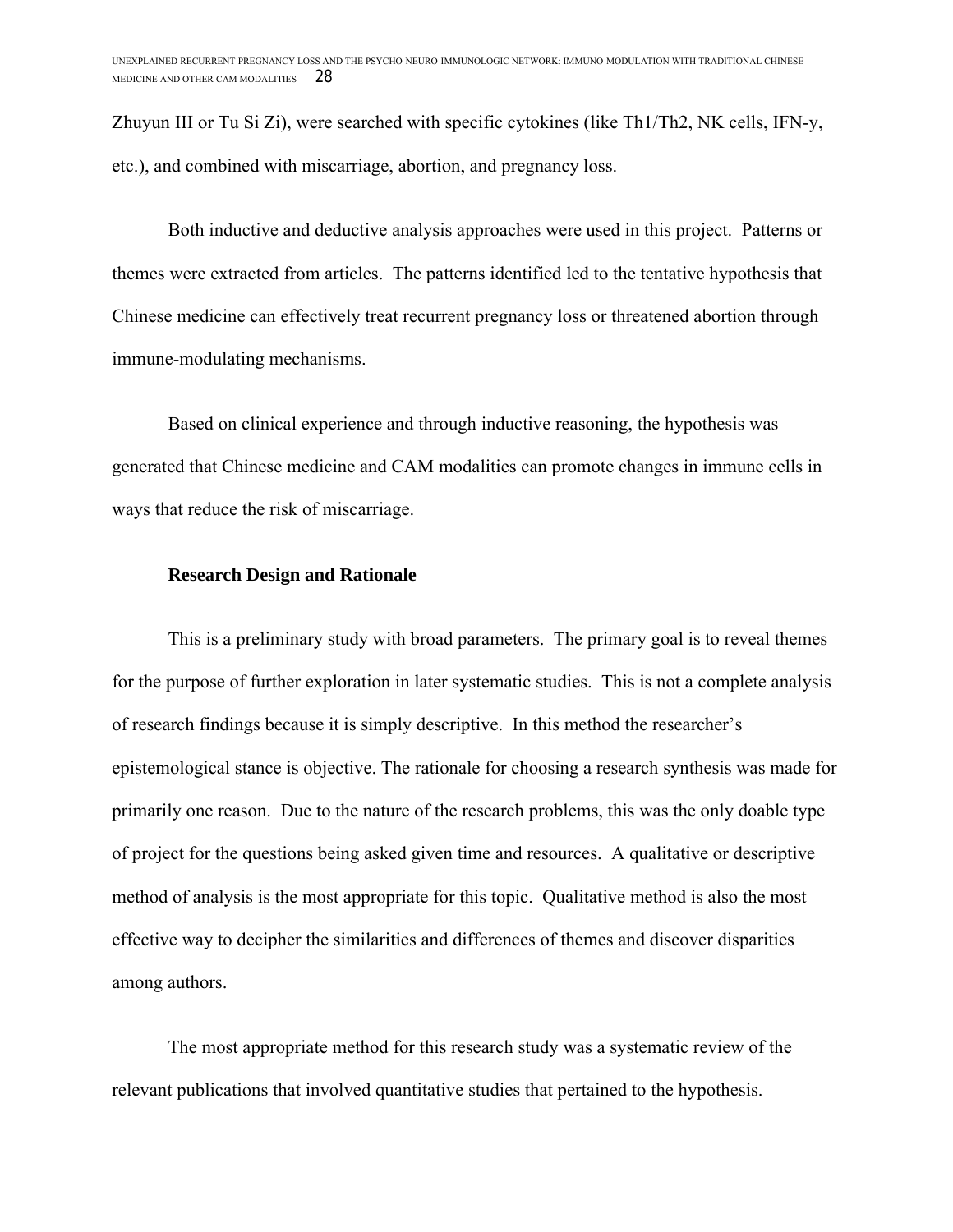Zhuyun III or Tu Si Zi), were searched with specific cytokines (like Th1/Th2, NK cells, IFN-y, etc.), and combined with miscarriage, abortion, and pregnancy loss.

Both inductive and deductive analysis approaches were used in this project. Patterns or themes were extracted from articles. The patterns identified led to the tentative hypothesis that Chinese medicine can effectively treat recurrent pregnancy loss or threatened abortion through immune-modulating mechanisms.

Based on clinical experience and through inductive reasoning, the hypothesis was generated that Chinese medicine and CAM modalities can promote changes in immune cells in ways that reduce the risk of miscarriage.

**Research Design and Rationale**

This is a preliminary study with broad parameters. The primary goal is to reveal themes for the purpose of further exploration in later systematic studies. This is not a complete analysis of research findings because it is simply descriptive. In this method the researcher's epistemological stance is objective. The rationale for choosing a research synthesis was made for primarily one reason. Due to the nature of the research problems, this was the only doable type of project for the questions being asked given time and resources. A qualitative or descriptive method of analysis is the most appropriate for this topic. Qualitative method is also the most effective way to decipher the similarities and differences of themes and discover disparities among authors.

The most appropriate method for this research study was a systematic review of the relevant publications that involved quantitative studies that pertained to the hypothesis.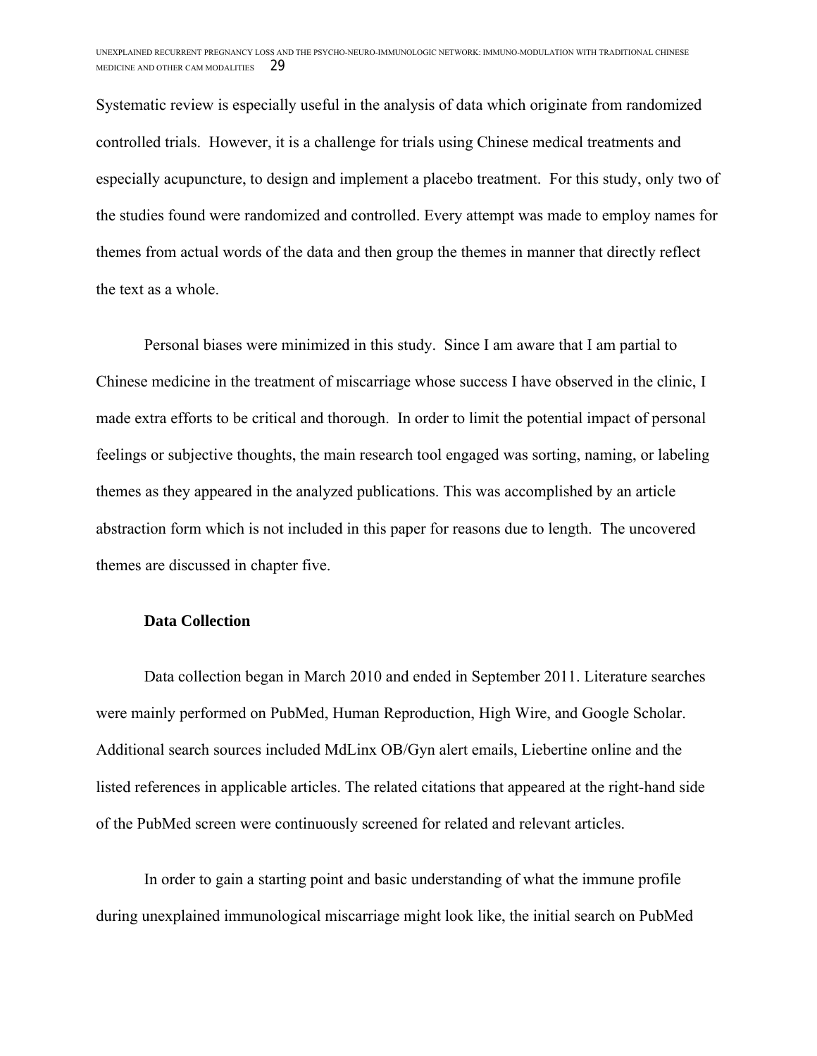Systematic review is especially useful in the analysis of data which originate from randomized controlled trials. However, it is a challenge for trials using Chinese medical treatments and especially acupuncture, to design and implement a placebo treatment. For this study, only two of the studies found were randomized and controlled. Every attempt was made to employ names for themes from actual words of the data and then group the themes in manner that directly reflect the text as a whole.

Personal biases were minimized in this study. Since I am aware that I am partial to Chinese medicine in the treatment of miscarriage whose success I have observed in the clinic, I made extra efforts to be critical and thorough. In order to limit the potential impact of personal feelings or subjective thoughts, the main research tool engaged was sorting, naming, or labeling themes as they appeared in the analyzed publications. This was accomplished by an article abstraction form which is not included in this paper for reasons due to length. The uncovered themes are discussed in chapter five.

### Data Collection

Data collection began in March 2010 and ended in September 2011. Literature searches were mainly performed on PubMed, Human Reproduction, High Wire, and Google Scholar. Additional search sources included MdLinx OB/Gyn alert emails, Liebertine online and the listed references in applicable articles. The related citations that appeared at the right-hand side of the PubMed screen were continuously screened for related and relevant articles.

In order to gain a starting point and basic understanding of what the immune profile during unexplained immunological miscarriage might look like, the initial search on PubMed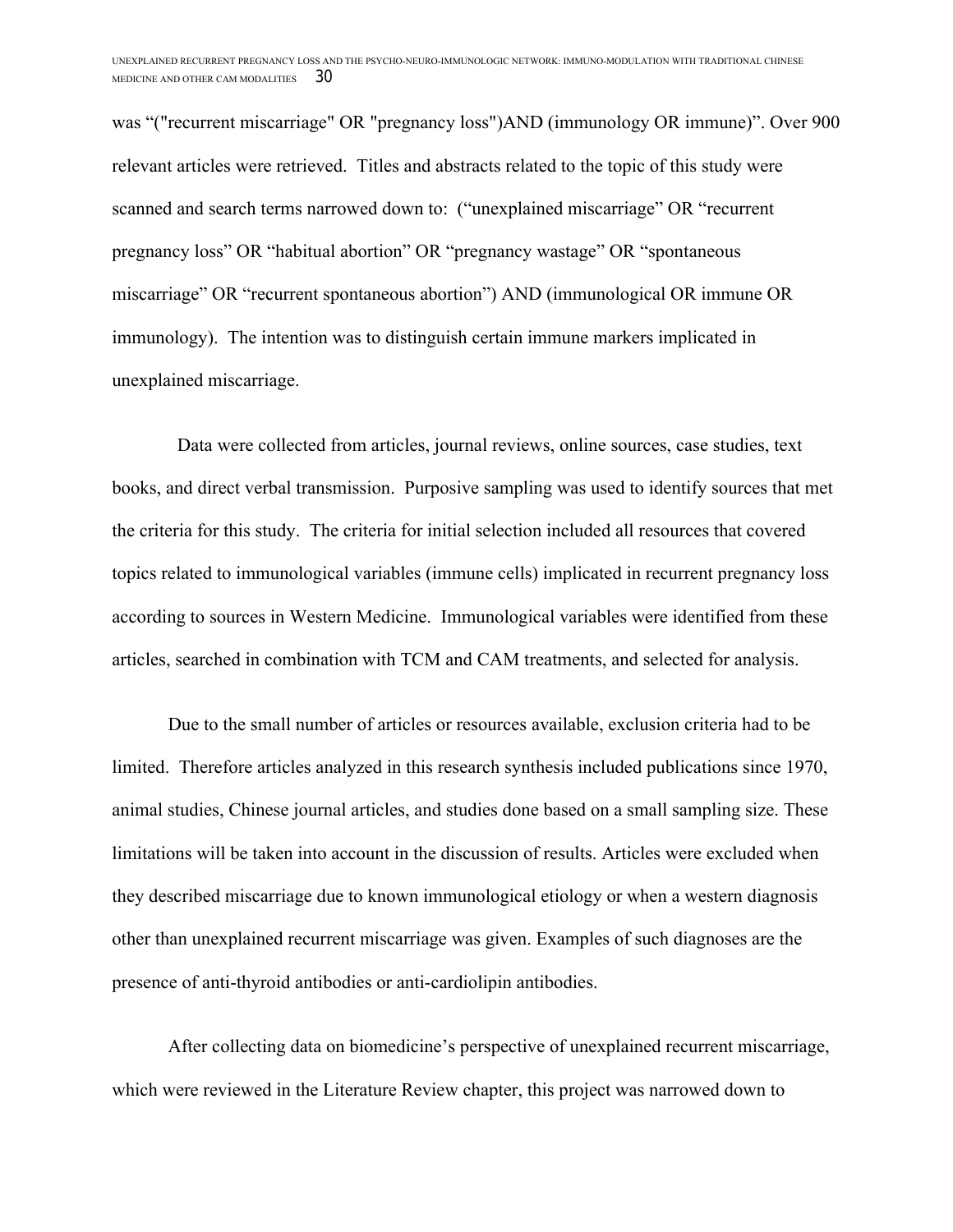was “("recurrent miscarriage" OR "pregnancy loss")AND (immunology OR immune)”. Over 900 relevant articles were retrieved. Titles and abstracts related to the topic of this study were scanned and search terms narrowed down to: (“unexplained miscarriage” OR “recurrent pregnancy loss” OR “habitual abortion” OR “pregnancy wastage” OR “spontaneous miscarriage” OR “recurrent spontaneous abortion”) AND (immunological OR immune OR immunology). The intention was to distinguish certain immune markers implicated in unexplained miscarriage.

Data were collected from articles, journal reviews, online sources, case studies, text books, and direct verbal transmission. Purposive sampling was used to identify sources that met the criteria for this study. The criteria for initial selection included all resources that covered topics related to immunological variables (immune cells) implicated in recurrent pregnancy loss according to sources in Western Medicine. Immunological variables were identified from these articles, searched in combination with TCM and CAM treatments, and selected for analysis.

Due to the small number of articles or resources available, exclusion criteria had to be limited. Therefore articles analyzed in this research synthesis included publications since 1970, animal studies, Chinese journal articles, and studies done based on a small sampling size. These limitations will be taken into account in the discussion of results. Articles were excluded when they described miscarriage due to known immunological etiology or when a western diagnosis other than unexplained recurrent miscarriage was given. Examples of such diagnoses are the presence of anti-thyroid antibodies or anti-cardiolipin antibodies.

After collecting data on biomedicine’s perspective of unexplained recurrent miscarriage, which were reviewed in the Literature Review chapter, this project was narrowed down to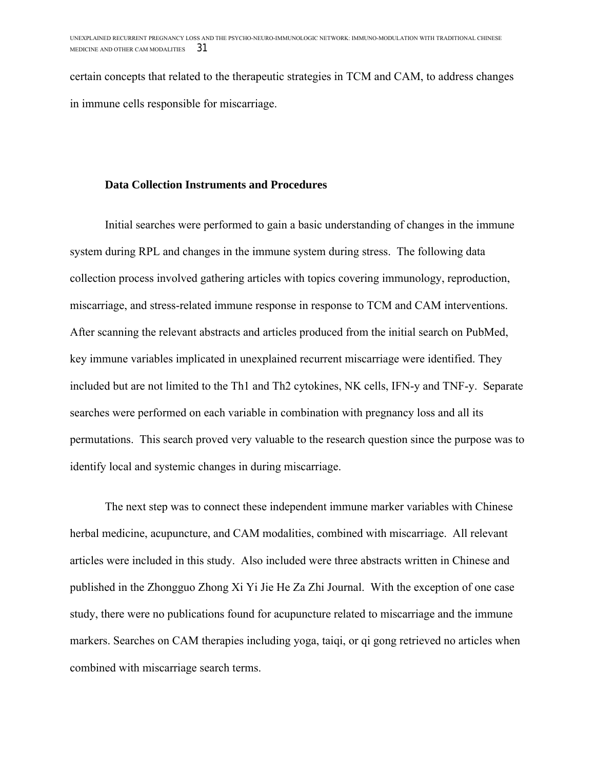certain concepts that related to the therapeutic strategies in TCM and CAM, to address changes in immune cells responsible for miscarriage.

**Data Collection Instruments and Procedures**

Initial searches were performed to gain a basic understanding of changes in the immune system during RPL and changes in the immune system during stress. The following data collection process involved gathering articles with topics covering immunology, reproduction, miscarriage, and stress-related immune response in response to TCM and CAM interventions. After scanning the relevant abstracts and articles produced from the initial search on PubMed, key immune variables implicated in unexplained recurrent miscarriage were identified. They included but are not limited to the Th1 and Th2 cytokines, NK cells, IFN-y and TNF-y. Separate searches were performed on each variable in combination with pregnancy loss and all its permutations. This search proved very valuable to the research question since the purpose was to identify local and systemic changes in during miscarriage.

The next step was to connect these independent immune marker variables with Chinese herbal medicine, acupuncture, and CAM modalities, combined with miscarriage. All relevant articles were included in this study. Also included were three abstracts written in Chinese and published in the Zhongguo Zhong Xi Yi Jie He Za Zhi Journal. With the exception of one case study, there were no publications found for acupuncture related to miscarriage and the immune markers. Searches on CAM therapies including yoga, taiqi, or qi gong retrieved no articles when combined with miscarriage search terms.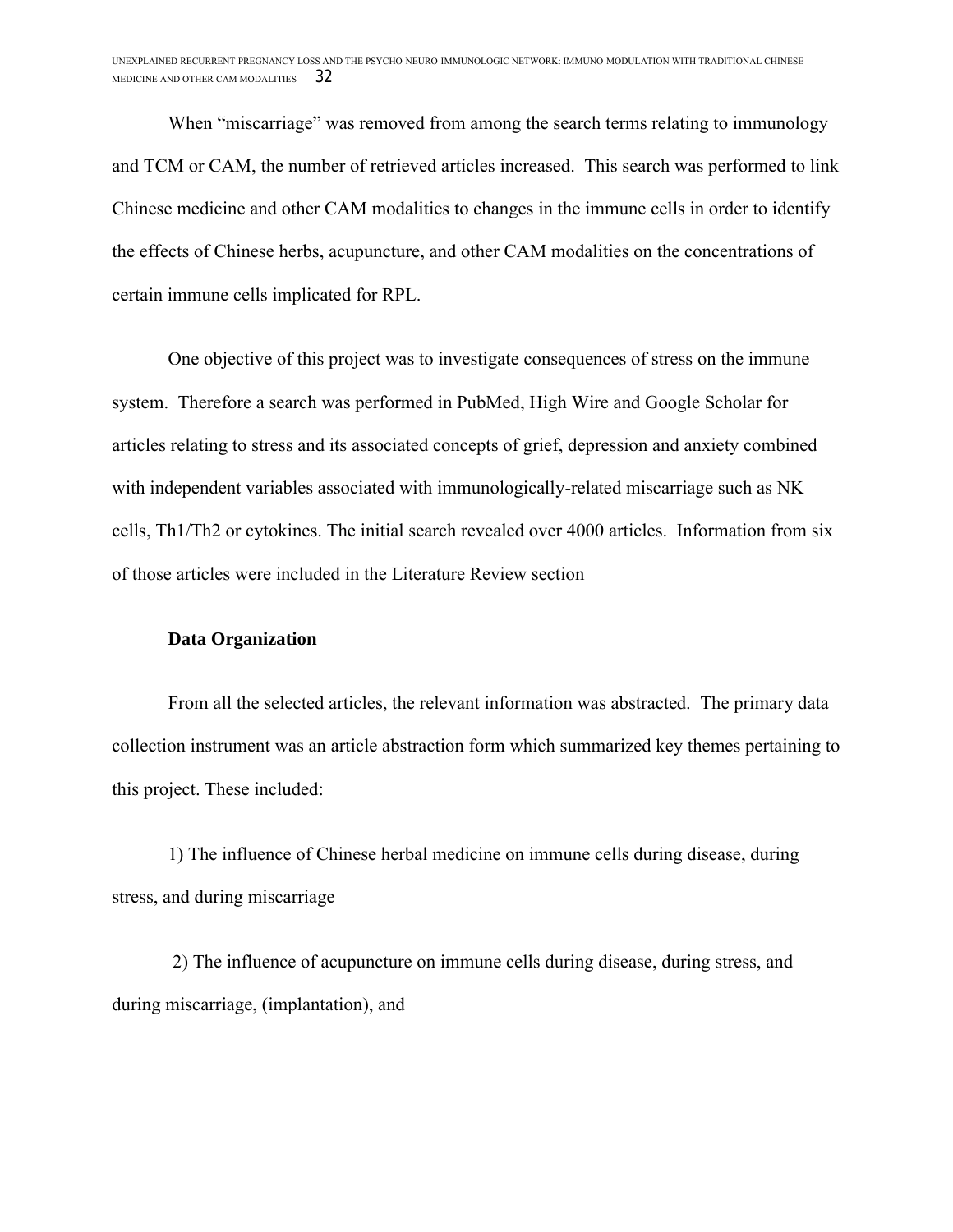When “miscarriage” was removed from among the search terms relating to immunology and TCM or CAM, the number of retrieved articles increased. This search was performed to link Chinese medicine and other CAM modalities to changes in the immune cells in order to identify the effects of Chinese herbs, acupuncture, and other CAM modalities on the concentrations of certain immune cells implicated for RPL.

One objective of this project was to investigate consequences of stress on the immune system. Therefore a search was performed in PubMed, High Wire and Google Scholar for articles relating to stress and its associated concepts of grief, depression and anxiety combined with independent variables associated with immunologically-related miscarriage such as NK cells, Th1/Th2 or cytokines. The initial search revealed over 4000 articles. Information from six of those articles were included in the Literature Review section

**Data Organization**

From all the selected articles, the relevant information was abstracted. The primary data collection instrument was an article abstraction form which summarized key themes pertaining to this project. These included:

1) The influence of Chinese herbal medicine on immune cells during disease, during stress, and during miscarriage

2) The influence of acupuncture on immune cells during disease, during stress, and during miscarriage, (implantation), and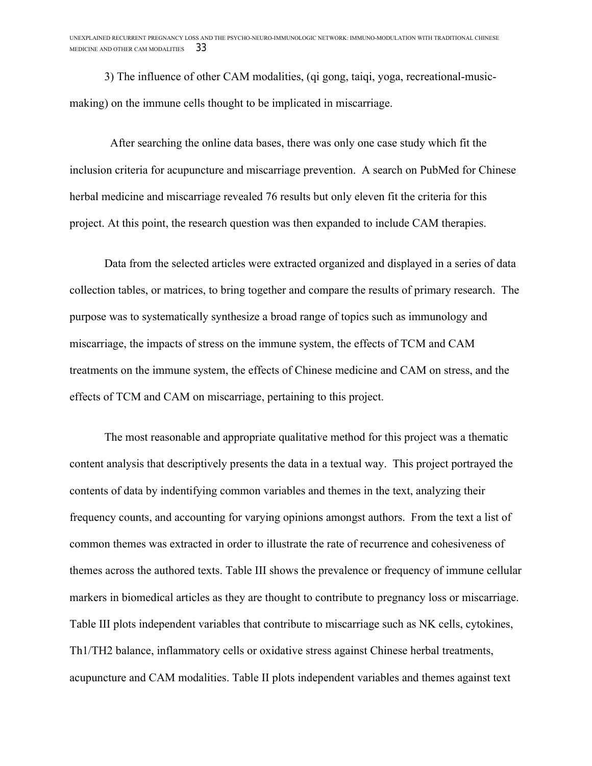3) The influence of other CAM modalities, (qi gong, taiqi, yoga, recreational-music-making) on the immune cells thought to be implicated in miscarriage.

After searching the online data bases, there was only one case study which fit the inclusion criteria for acupuncture and miscarriage prevention. A search on PubMed for Chinese herbal medicine and miscarriage revealed 76 results but only eleven fit the criteria for this project. At this point, the research question was then expanded to include CAM therapies.

Data from the selected articles were extracted organized and displayed in a series of data collection tables, or matrices, to bring together and compare the results of primary research. The purpose was to systematically synthesize a broad range of topics such as immunology and miscarriage, the impacts of stress on the immune system, the effects of TCM and CAM treatments on the immune system, the effects of Chinese medicine and CAM on stress, and the effects of TCM and CAM on miscarriage, pertaining to this project.

The most reasonable and appropriate qualitative method for this project was a thematic content analysis that descriptively presents the data in a textual way. This project portrayed the contents of data by indentifying common variables and themes in the text, analyzing their frequency counts, and accounting for varying opinions amongst authors. From the text a list of common themes was extracted in order to illustrate the rate of recurrence and cohesiveness of themes across the authored texts. Table III shows the prevalence or frequency of immune cellular markers in biomedical articles as they are thought to contribute to pregnancy loss or miscarriage. Table III plots independent variables that contribute to miscarriage such as NK cells, cytokines, Th1/TH2 balance, inflammatory cells or oxidative stress against Chinese herbal treatments, acupuncture and CAM modalities. Table II plots independent variables and themes against text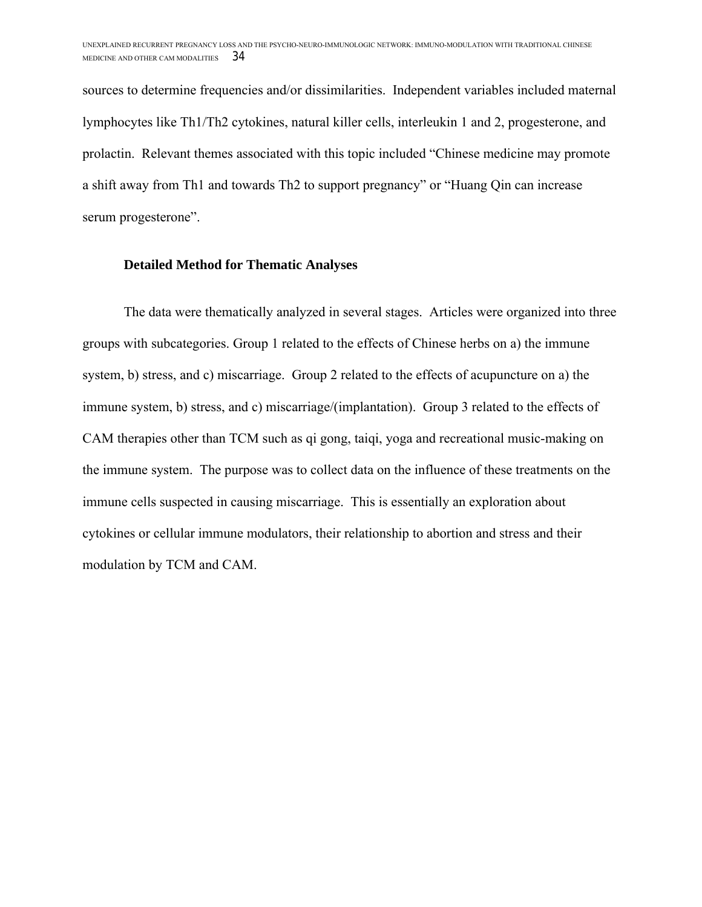sources to determine frequencies and/or dissimilarities. Independent variables included maternal lymphocytes like Th1/Th2 cytokines, natural killer cells, interleukin 1 and 2, progesterone, and prolactin. Relevant themes associated with this topic included “Chinese medicine may promote a shift away from Th1 and towards Th2 to support pregnancy” or “Huang Qin can increase serum progesterone”.

### Detailed Method for Thematic Analyses

The data were thematically analyzed in several stages. Articles were organized into three groups with subcategories. Group 1 related to the effects of Chinese herbs on a) the immune system, b) stress, and c) miscarriage. Group 2 related to the effects of acupuncture on a) the immune system, b) stress, and c) miscarriage/(implantation). Group 3 related to the effects of CAM therapies other than TCM such as qi gong, taiqi, yoga and recreational music-making on the immune system. The purpose was to collect data on the influence of these treatments on the immune cells suspected in causing miscarriage. This is essentially an exploration about cytokines or cellular immune modulators, their relationship to abortion and stress and their modulation by TCM and CAM.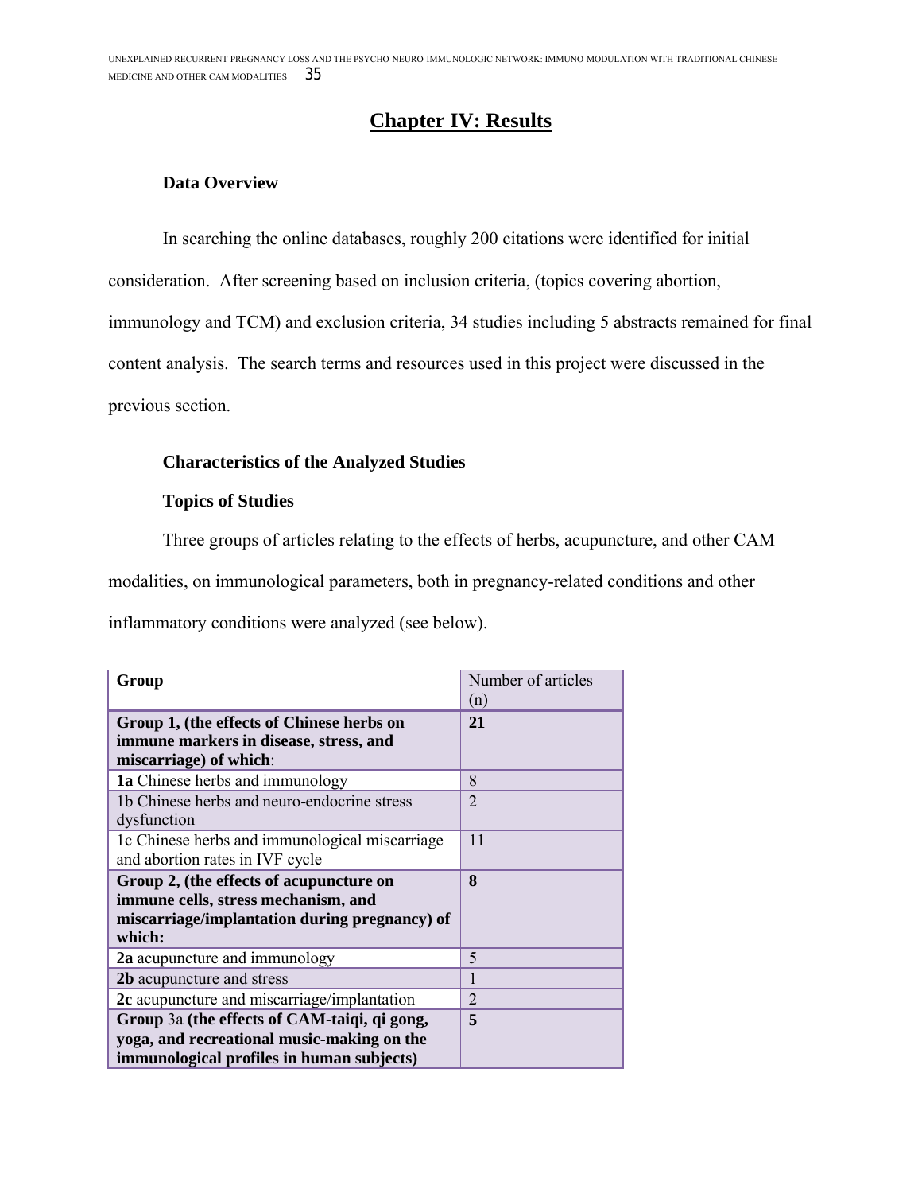# Chapter IV: Results

### Data Overview

In searching the online databases, roughly 200 citations were identified for initial consideration. After screening based on inclusion criteria, (topics covering abortion, immunology and TCM) and exclusion criteria, 34 studies including 5 abstracts remained for final content analysis. The search terms and resources used in this project were discussed in the previous section.

### Characteristics of the Analyzed Studies

### Topics of Studies

Three groups of articles relating to the effects of herbs, acupuncture, and other CAM modalities, on immunological parameters, both in pregnancy-related conditions and other inflammatory conditions were analyzed (see below).

| **Group** | Number of articles (n) |
|---|---|
| **Group 1, (the effects of Chinese herbs on immune markers in disease, stress, and miscarriage) of which**: | **21** |
| **1a** Chinese herbs and immunology | 8 |
| 1b Chinese herbs and neuro-endocrine stress dysfunction | 2 |
| 1c Chinese herbs and immunological miscarriage and abortion rates in IVF cycle | 11 |
| **Group 2, (the effects of acupuncture on immune cells, stress mechanism, and miscarriage/implantation during pregnancy) of which:** | **8** |
| **2a** acupuncture and immunology | 5 |
| **2b** acupuncture and stress | 1 |
| **2c** acupuncture and miscarriage/implantation | 2 |
| **Group** 3a **(the effects of CAM-taiqi, qi gong, yoga, and recreational music-making on the immunological profiles in human subjects)** | **5** |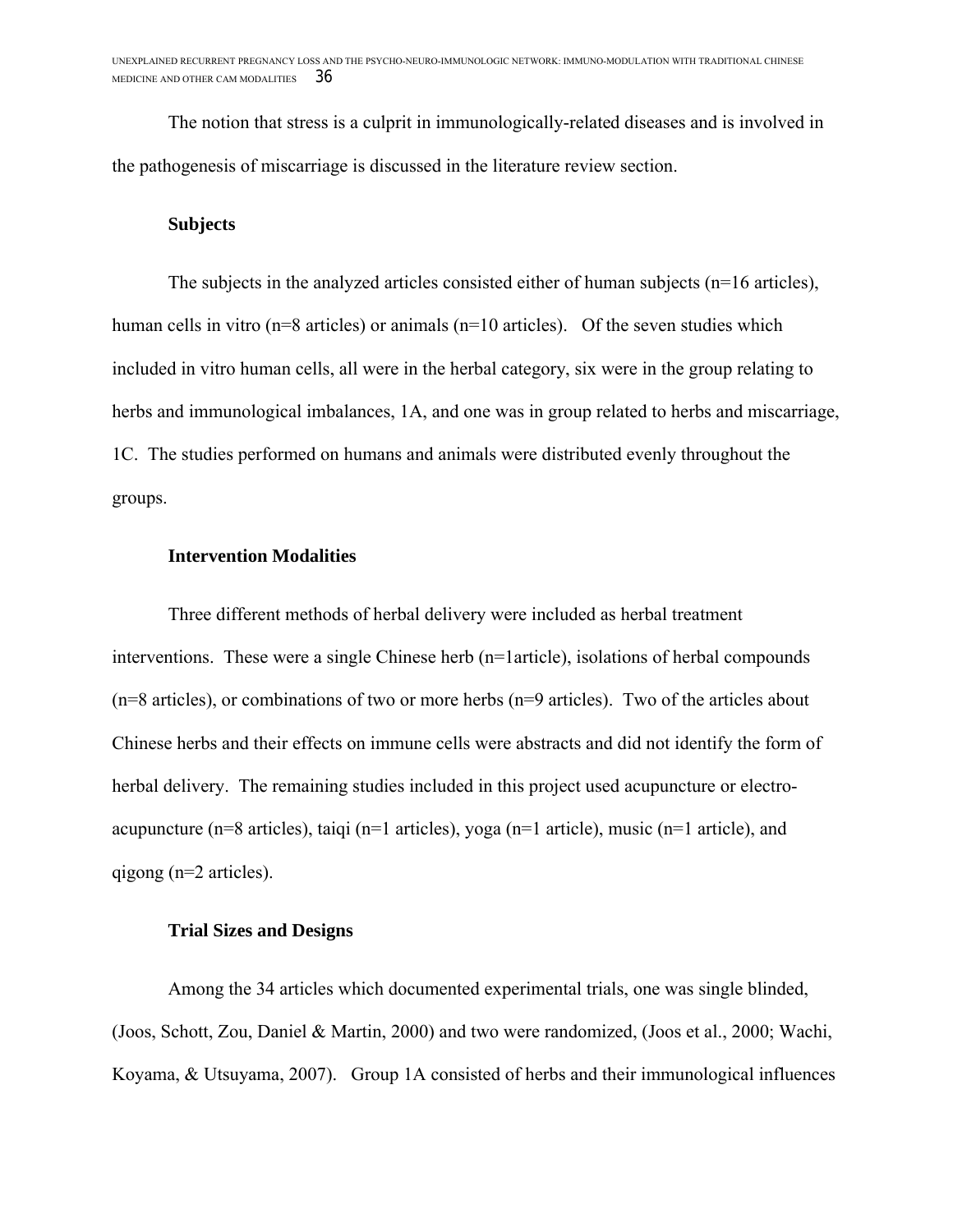The notion that stress is a culprit in immunologically-related diseases and is involved in the pathogenesis of miscarriage is discussed in the literature review section.

### Subjects

The subjects in the analyzed articles consisted either of human subjects (n=16 articles), human cells in vitro (n=8 articles) or animals (n=10 articles). Of the seven studies which included in vitro human cells, all were in the herbal category, six were in the group relating to herbs and immunological imbalances, 1A, and one was in group related to herbs and miscarriage, 1C. The studies performed on humans and animals were distributed evenly throughout the groups.

### Intervention Modalities

Three different methods of herbal delivery were included as herbal treatment interventions. These were a single Chinese herb (n=1article), isolations of herbal compounds (n=8 articles), or combinations of two or more herbs (n=9 articles). Two of the articles about Chinese herbs and their effects on immune cells were abstracts and did not identify the form of herbal delivery. The remaining studies included in this project used acupuncture or electro-acupuncture (n=8 articles), taiqi (n=1 articles), yoga (n=1 article), music (n=1 article), and qigong (n=2 articles).

### Trial Sizes and Designs

Among the 34 articles which documented experimental trials, one was single blinded, (Joos, Schott, Zou, Daniel & Martin, 2000) and two were randomized, (Joos et al., 2000; Wachi, Koyama, & Utsuyama, 2007). Group 1A consisted of herbs and their immunological influences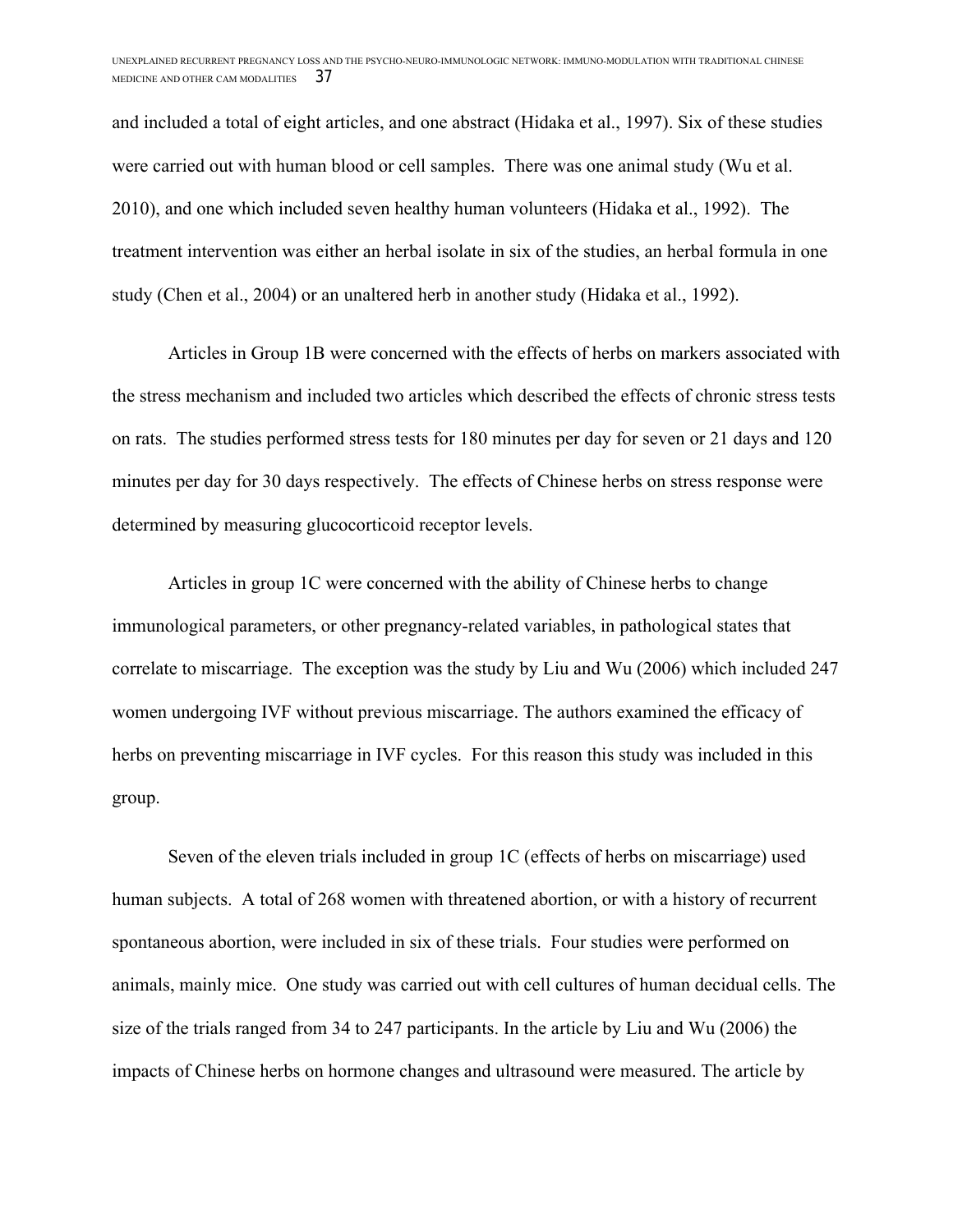and included a total of eight articles, and one abstract (Hidaka et al., 1997). Six of these studies were carried out with human blood or cell samples. There was one animal study (Wu et al. 2010), and one which included seven healthy human volunteers (Hidaka et al., 1992). The treatment intervention was either an herbal isolate in six of the studies, an herbal formula in one study (Chen et al., 2004) or an unaltered herb in another study (Hidaka et al., 1992).

Articles in Group 1B were concerned with the effects of herbs on markers associated with the stress mechanism and included two articles which described the effects of chronic stress tests on rats. The studies performed stress tests for 180 minutes per day for seven or 21 days and 120 minutes per day for 30 days respectively. The effects of Chinese herbs on stress response were determined by measuring glucocorticoid receptor levels.

Articles in group 1C were concerned with the ability of Chinese herbs to change immunological parameters, or other pregnancy-related variables, in pathological states that correlate to miscarriage. The exception was the study by Liu and Wu (2006) which included 247 women undergoing IVF without previous miscarriage. The authors examined the efficacy of herbs on preventing miscarriage in IVF cycles. For this reason this study was included in this group.

Seven of the eleven trials included in group 1C (effects of herbs on miscarriage) used human subjects. A total of 268 women with threatened abortion, or with a history of recurrent spontaneous abortion, were included in six of these trials. Four studies were performed on animals, mainly mice. One study was carried out with cell cultures of human decidual cells. The size of the trials ranged from 34 to 247 participants. In the article by Liu and Wu (2006) the impacts of Chinese herbs on hormone changes and ultrasound were measured. The article by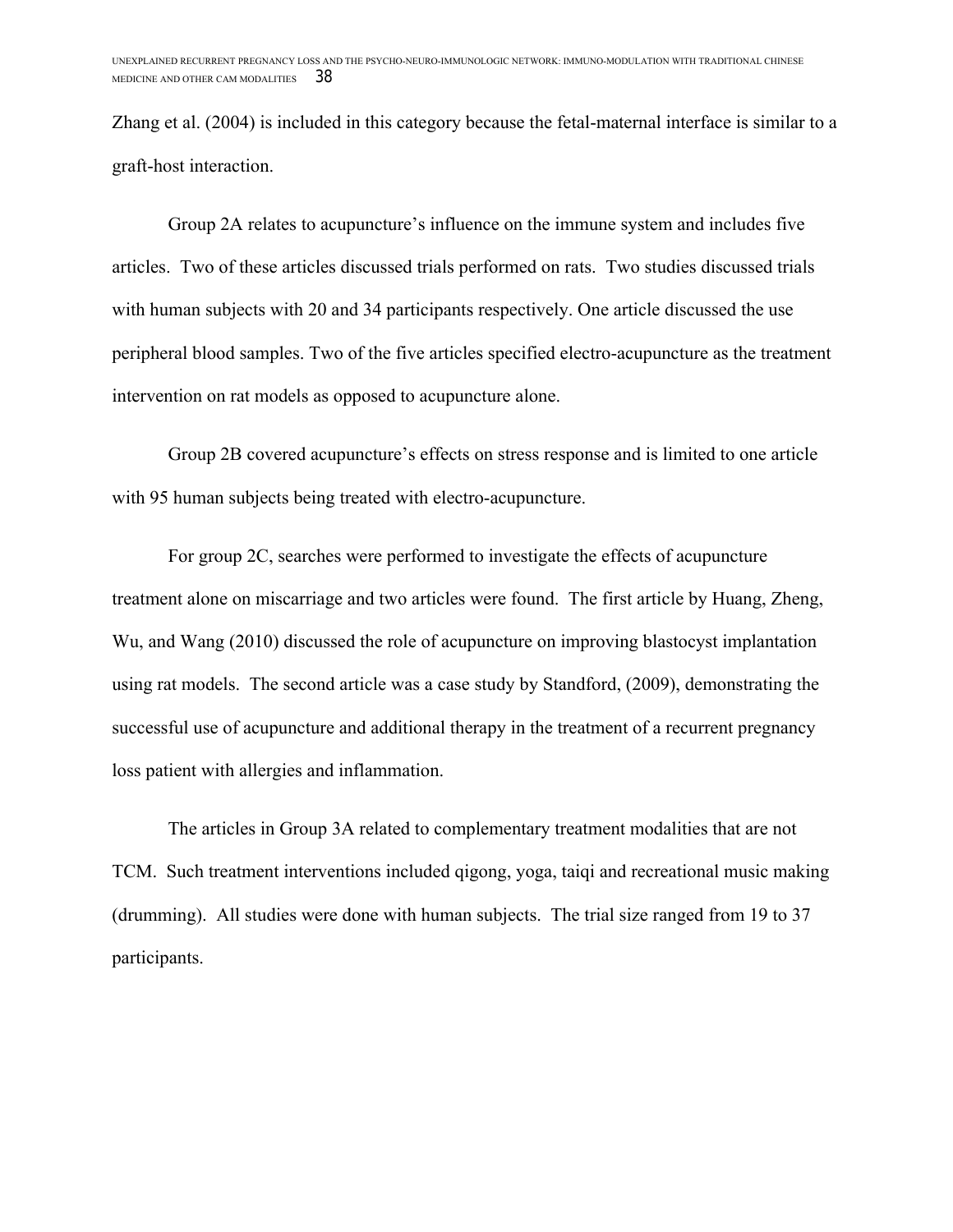Zhang et al. (2004) is included in this category because the fetal-maternal interface is similar to a graft-host interaction.

Group 2A relates to acupuncture's influence on the immune system and includes five articles. Two of these articles discussed trials performed on rats. Two studies discussed trials with human subjects with 20 and 34 participants respectively. One article discussed the use peripheral blood samples. Two of the five articles specified electro-acupuncture as the treatment intervention on rat models as opposed to acupuncture alone.

Group 2B covered acupuncture's effects on stress response and is limited to one article with 95 human subjects being treated with electro-acupuncture.

For group 2C, searches were performed to investigate the effects of acupuncture treatment alone on miscarriage and two articles were found. The first article by Huang, Zheng, Wu, and Wang (2010) discussed the role of acupuncture on improving blastocyst implantation using rat models. The second article was a case study by Standford, (2009), demonstrating the successful use of acupuncture and additional therapy in the treatment of a recurrent pregnancy loss patient with allergies and inflammation.

The articles in Group 3A related to complementary treatment modalities that are not TCM. Such treatment interventions included qigong, yoga, taiqi and recreational music making (drumming). All studies were done with human subjects. The trial size ranged from 19 to 37 participants.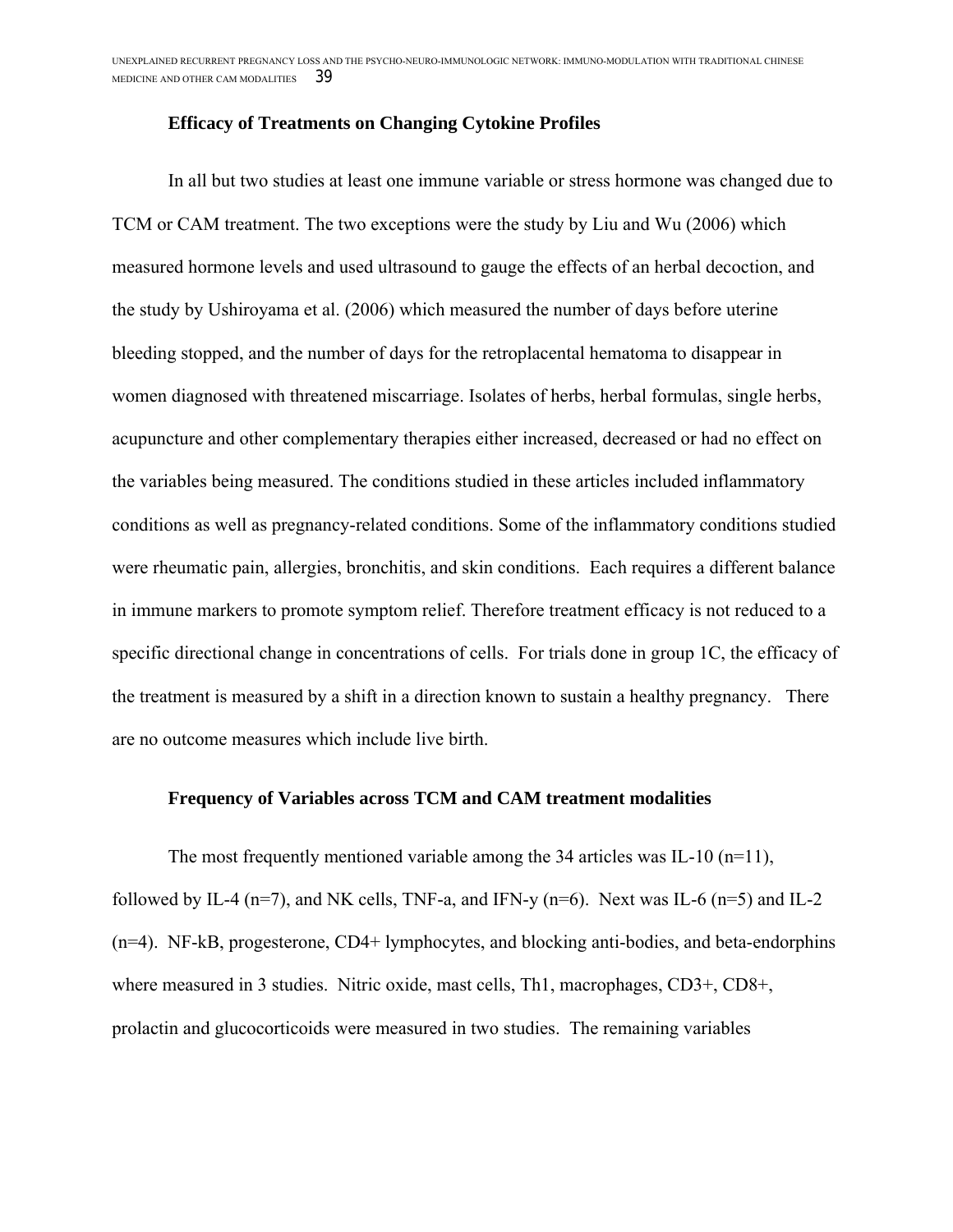### Efficacy of Treatments on Changing Cytokine Profiles

In all but two studies at least one immune variable or stress hormone was changed due to TCM or CAM treatment. The two exceptions were the study by Liu and Wu (2006) which measured hormone levels and used ultrasound to gauge the effects of an herbal decoction, and the study by Ushiroyama et al. (2006) which measured the number of days before uterine bleeding stopped, and the number of days for the retroplacental hematoma to disappear in women diagnosed with threatened miscarriage. Isolates of herbs, herbal formulas, single herbs, acupuncture and other complementary therapies either increased, decreased or had no effect on the variables being measured. The conditions studied in these articles included inflammatory conditions as well as pregnancy-related conditions. Some of the inflammatory conditions studied were rheumatic pain, allergies, bronchitis, and skin conditions. Each requires a different balance in immune markers to promote symptom relief. Therefore treatment efficacy is not reduced to a specific directional change in concentrations of cells. For trials done in group 1C, the efficacy of the treatment is measured by a shift in a direction known to sustain a healthy pregnancy. There are no outcome measures which include live birth.

### Frequency of Variables across TCM and CAM treatment modalities

The most frequently mentioned variable among the 34 articles was IL-10 (n=11), followed by IL-4 (n=7), and NK cells, TNF-a, and IFN-y (n=6). Next was IL-6 (n=5) and IL-2 (n=4). NF-kB, progesterone, CD4+ lymphocytes, and blocking anti-bodies, and beta-endorphins where measured in 3 studies. Nitric oxide, mast cells, Th1, macrophages, CD3+, CD8+, prolactin and glucocorticoids were measured in two studies. The remaining variables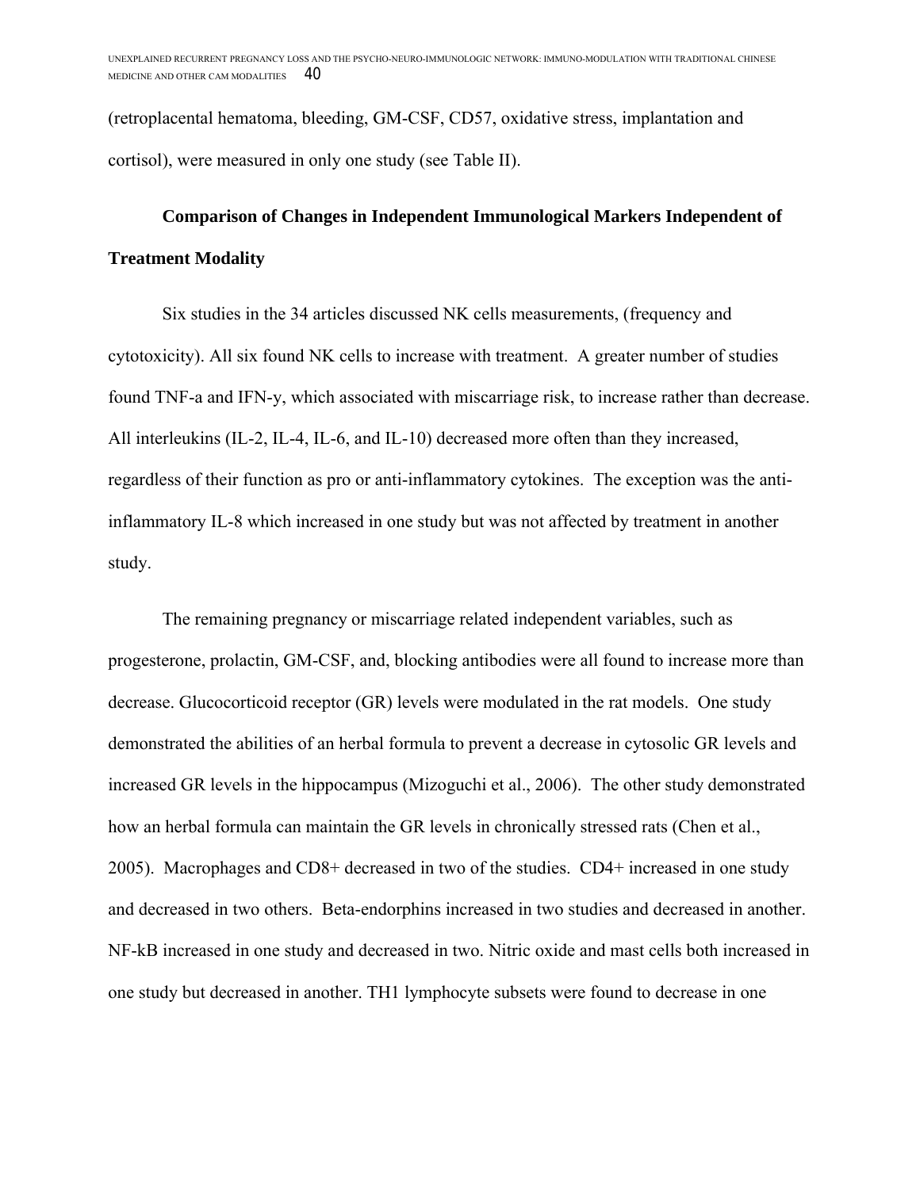(retroplacental hematoma, bleeding, GM-CSF, CD57, oxidative stress, implantation and cortisol), were measured in only one study (see Table II).

**Comparison of Changes in Independent Immunological Markers Independent of Treatment Modality**

Six studies in the 34 articles discussed NK cells measurements, (frequency and cytotoxicity). All six found NK cells to increase with treatment. A greater number of studies found TNF-a and IFN-y, which associated with miscarriage risk, to increase rather than decrease. All interleukins (IL-2, IL-4, IL-6, and IL-10) decreased more often than they increased, regardless of their function as pro or anti-inflammatory cytokines. The exception was the anti-inflammatory IL-8 which increased in one study but was not affected by treatment in another study.

The remaining pregnancy or miscarriage related independent variables, such as progesterone, prolactin, GM-CSF, and, blocking antibodies were all found to increase more than decrease. Glucocorticoid receptor (GR) levels were modulated in the rat models. One study demonstrated the abilities of an herbal formula to prevent a decrease in cytosolic GR levels and increased GR levels in the hippocampus (Mizoguchi et al., 2006). The other study demonstrated how an herbal formula can maintain the GR levels in chronically stressed rats (Chen et al., 2005). Macrophages and CD8+ decreased in two of the studies. CD4+ increased in one study and decreased in two others. Beta-endorphins increased in two studies and decreased in another. NF-kB increased in one study and decreased in two. Nitric oxide and mast cells both increased in one study but decreased in another. TH1 lymphocyte subsets were found to decrease in one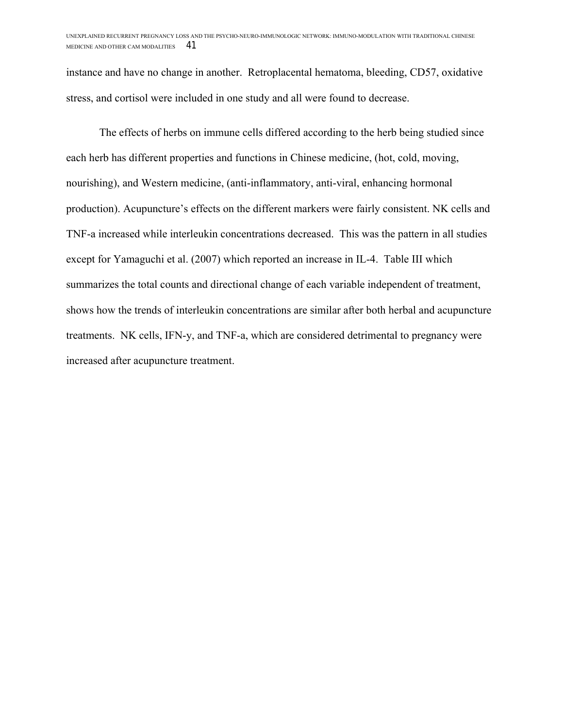instance and have no change in another. Retroplacental hematoma, bleeding, CD57, oxidative stress, and cortisol were included in one study and all were found to decrease.

The effects of herbs on immune cells differed according to the herb being studied since each herb has different properties and functions in Chinese medicine, (hot, cold, moving, nourishing), and Western medicine, (anti-inflammatory, anti-viral, enhancing hormonal production). Acupuncture's effects on the different markers were fairly consistent. NK cells and TNF-a increased while interleukin concentrations decreased. This was the pattern in all studies except for Yamaguchi et al. (2007) which reported an increase in IL-4. Table III which summarizes the total counts and directional change of each variable independent of treatment, shows how the trends of interleukin concentrations are similar after both herbal and acupuncture treatments. NK cells, IFN-y, and TNF-a, which are considered detrimental to pregnancy were increased after acupuncture treatment.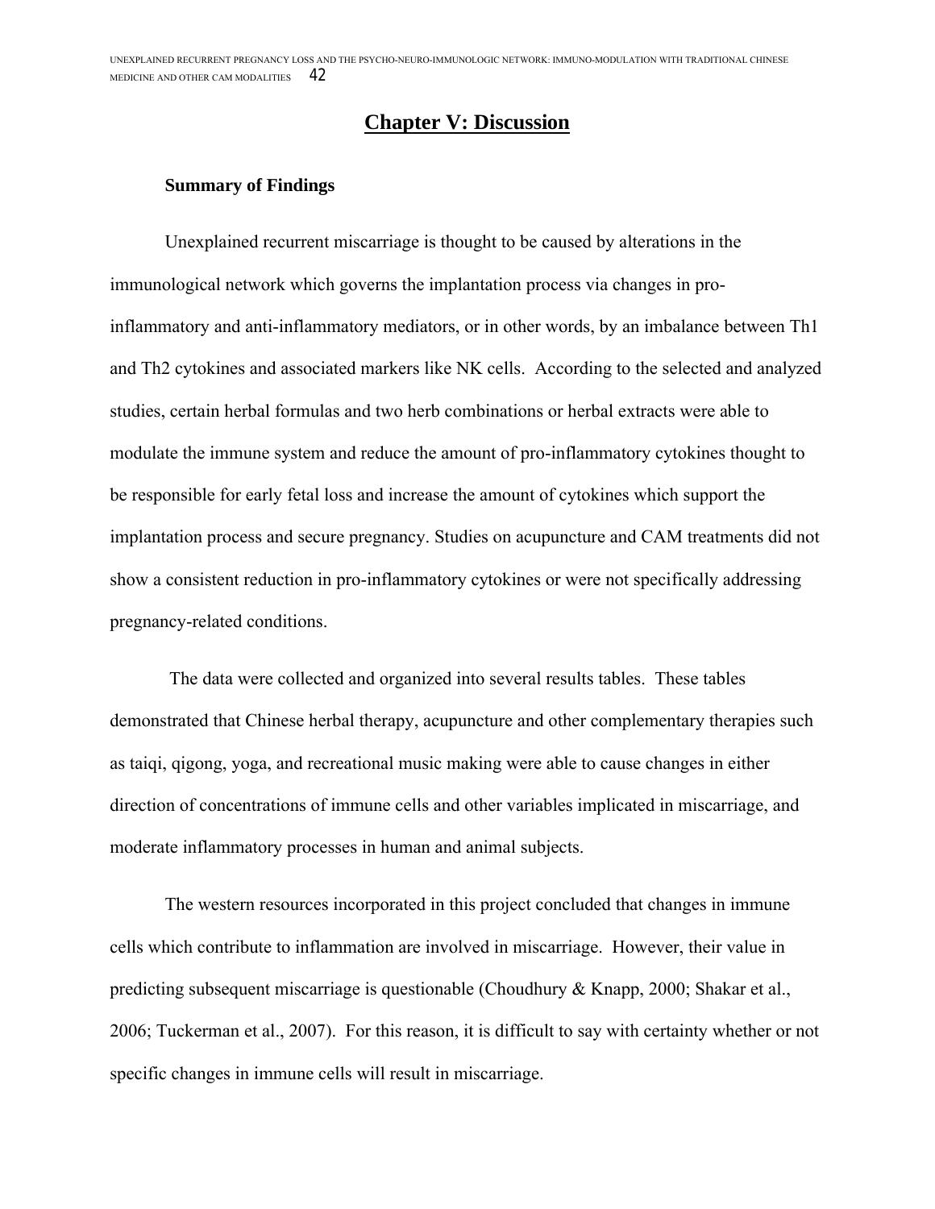# Chapter V: Discussion

## Summary of Findings

Unexplained recurrent miscarriage is thought to be caused by alterations in the immunological network which governs the implantation process via changes in pro-inflammatory and anti-inflammatory mediators, or in other words, by an imbalance between Th1 and Th2 cytokines and associated markers like NK cells. According to the selected and analyzed studies, certain herbal formulas and two herb combinations or herbal extracts were able to modulate the immune system and reduce the amount of pro-inflammatory cytokines thought to be responsible for early fetal loss and increase the amount of cytokines which support the implantation process and secure pregnancy. Studies on acupuncture and CAM treatments did not show a consistent reduction in pro-inflammatory cytokines or were not specifically addressing pregnancy-related conditions.

The data were collected and organized into several results tables. These tables demonstrated that Chinese herbal therapy, acupuncture and other complementary therapies such as taiqi, qigong, yoga, and recreational music making were able to cause changes in either direction of concentrations of immune cells and other variables implicated in miscarriage, and moderate inflammatory processes in human and animal subjects.

The western resources incorporated in this project concluded that changes in immune cells which contribute to inflammation are involved in miscarriage. However, their value in predicting subsequent miscarriage is questionable (Choudhury & Knapp, 2000; Shakar et al., 2006; Tuckerman et al., 2007). For this reason, it is difficult to say with certainty whether or not specific changes in immune cells will result in miscarriage.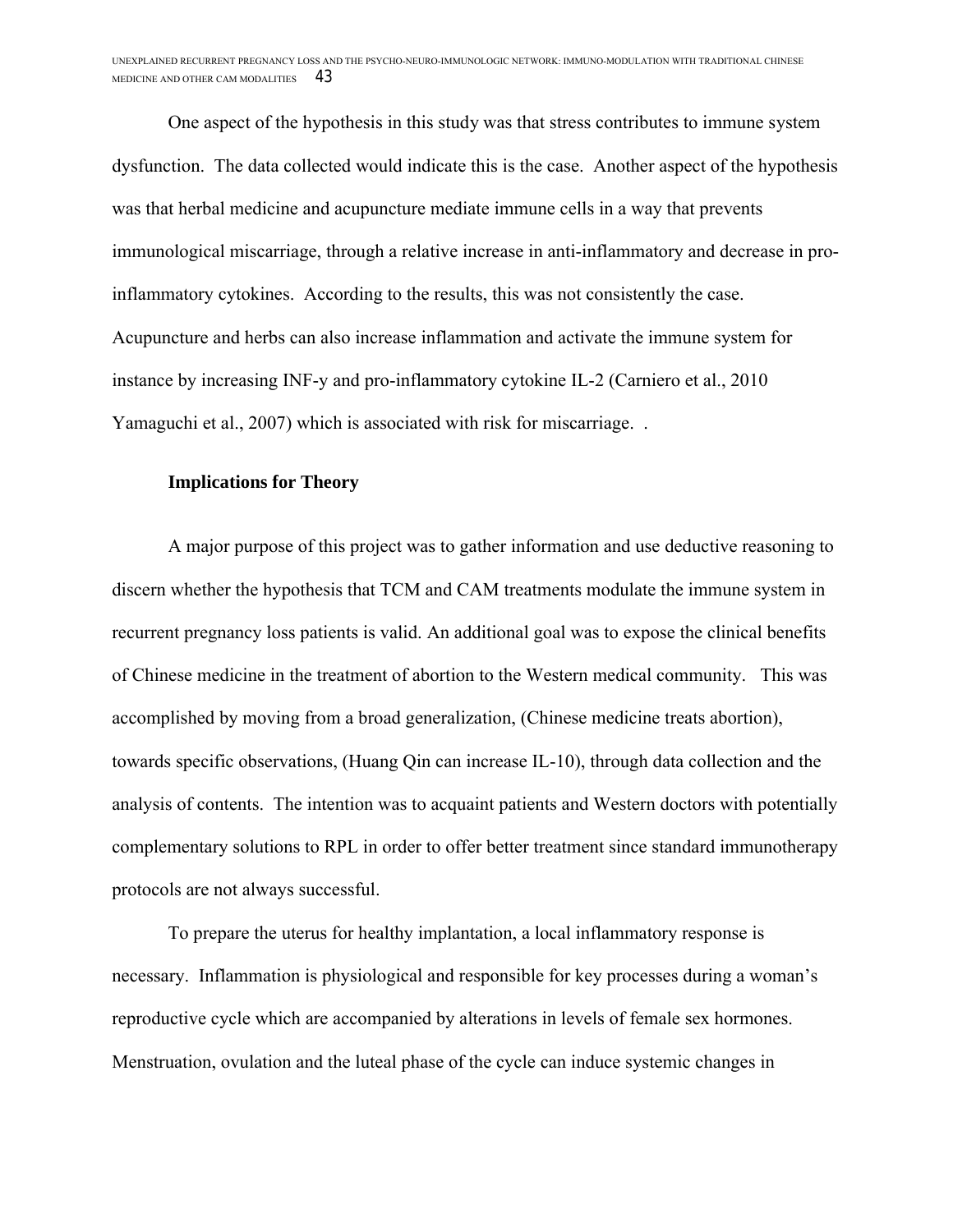One aspect of the hypothesis in this study was that stress contributes to immune system dysfunction. The data collected would indicate this is the case. Another aspect of the hypothesis was that herbal medicine and acupuncture mediate immune cells in a way that prevents immunological miscarriage, through a relative increase in anti-inflammatory and decrease in pro-inflammatory cytokines. According to the results, this was not consistently the case. Acupuncture and herbs can also increase inflammation and activate the immune system for instance by increasing INF-y and pro-inflammatory cytokine IL-2 (Carniero et al., 2010 Yamaguchi et al., 2007) which is associated with risk for miscarriage. .

### Implications for Theory

A major purpose of this project was to gather information and use deductive reasoning to discern whether the hypothesis that TCM and CAM treatments modulate the immune system in recurrent pregnancy loss patients is valid. An additional goal was to expose the clinical benefits of Chinese medicine in the treatment of abortion to the Western medical community. This was accomplished by moving from a broad generalization, (Chinese medicine treats abortion), towards specific observations, (Huang Qin can increase IL-10), through data collection and the analysis of contents. The intention was to acquaint patients and Western doctors with potentially complementary solutions to RPL in order to offer better treatment since standard immunotherapy protocols are not always successful.

To prepare the uterus for healthy implantation, a local inflammatory response is necessary. Inflammation is physiological and responsible for key processes during a woman's reproductive cycle which are accompanied by alterations in levels of female sex hormones. Menstruation, ovulation and the luteal phase of the cycle can induce systemic changes in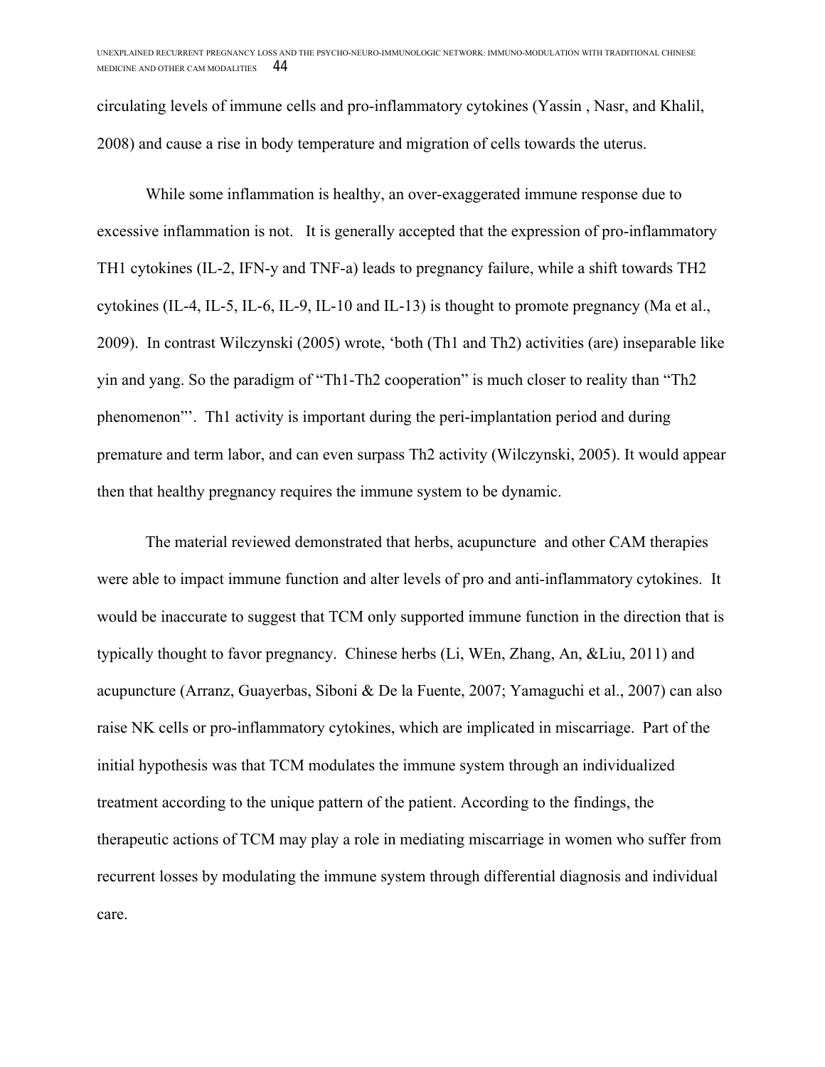circulating levels of immune cells and pro-inflammatory cytokines (Yassin , Nasr, and Khalil, 2008) and cause a rise in body temperature and migration of cells towards the uterus.

While some inflammation is healthy, an over-exaggerated immune response due to excessive inflammation is not. It is generally accepted that the expression of pro-inflammatory TH1 cytokines (IL-2, IFN-y and TNF-a) leads to pregnancy failure, while a shift towards TH2 cytokines (IL-4, IL-5, IL-6, IL-9, IL-10 and IL-13) is thought to promote pregnancy (Ma et al., 2009). In contrast Wilczynski (2005) wrote, 'both (Th1 and Th2) activities (are) inseparable like yin and yang. So the paradigm of "Th1-Th2 cooperation" is much closer to reality than "Th2 phenomenon"'. Th1 activity is important during the peri-implantation period and during premature and term labor, and can even surpass Th2 activity (Wilczynski, 2005). It would appear then that healthy pregnancy requires the immune system to be dynamic.

The material reviewed demonstrated that herbs, acupuncture and other CAM therapies were able to impact immune function and alter levels of pro and anti-inflammatory cytokines. It would be inaccurate to suggest that TCM only supported immune function in the direction that is typically thought to favor pregnancy. Chinese herbs (Li, WEn, Zhang, An, &Liu, 2011) and acupuncture (Arranz, Guayerbas, Siboni & De la Fuente, 2007; Yamaguchi et al., 2007) can also raise NK cells or pro-inflammatory cytokines, which are implicated in miscarriage. Part of the initial hypothesis was that TCM modulates the immune system through an individualized treatment according to the unique pattern of the patient. According to the findings, the therapeutic actions of TCM may play a role in mediating miscarriage in women who suffer from recurrent losses by modulating the immune system through differential diagnosis and individual care.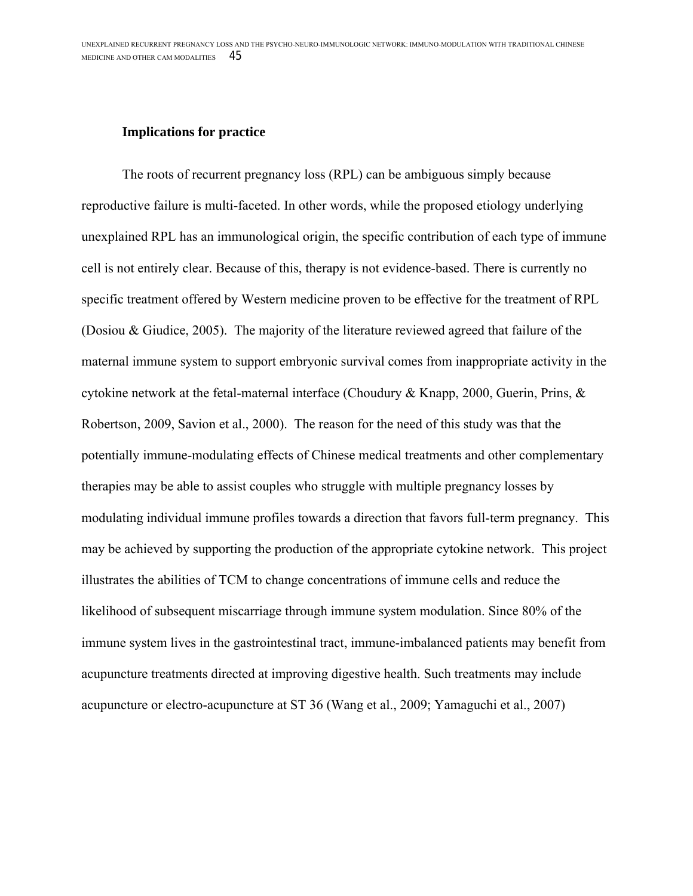### Implications for practice

The roots of recurrent pregnancy loss (RPL) can be ambiguous simply because reproductive failure is multi-faceted. In other words, while the proposed etiology underlying unexplained RPL has an immunological origin, the specific contribution of each type of immune cell is not entirely clear. Because of this, therapy is not evidence-based. There is currently no specific treatment offered by Western medicine proven to be effective for the treatment of RPL (Dosiou & Giudice, 2005). The majority of the literature reviewed agreed that failure of the maternal immune system to support embryonic survival comes from inappropriate activity in the cytokine network at the fetal-maternal interface (Choudury & Knapp, 2000, Guerin, Prins, & Robertson, 2009, Savion et al., 2000). The reason for the need of this study was that the potentially immune-modulating effects of Chinese medical treatments and other complementary therapies may be able to assist couples who struggle with multiple pregnancy losses by modulating individual immune profiles towards a direction that favors full-term pregnancy. This may be achieved by supporting the production of the appropriate cytokine network. This project illustrates the abilities of TCM to change concentrations of immune cells and reduce the likelihood of subsequent miscarriage through immune system modulation. Since 80% of the immune system lives in the gastrointestinal tract, immune-imbalanced patients may benefit from acupuncture treatments directed at improving digestive health. Such treatments may include acupuncture or electro-acupuncture at ST 36 (Wang et al., 2009; Yamaguchi et al., 2007)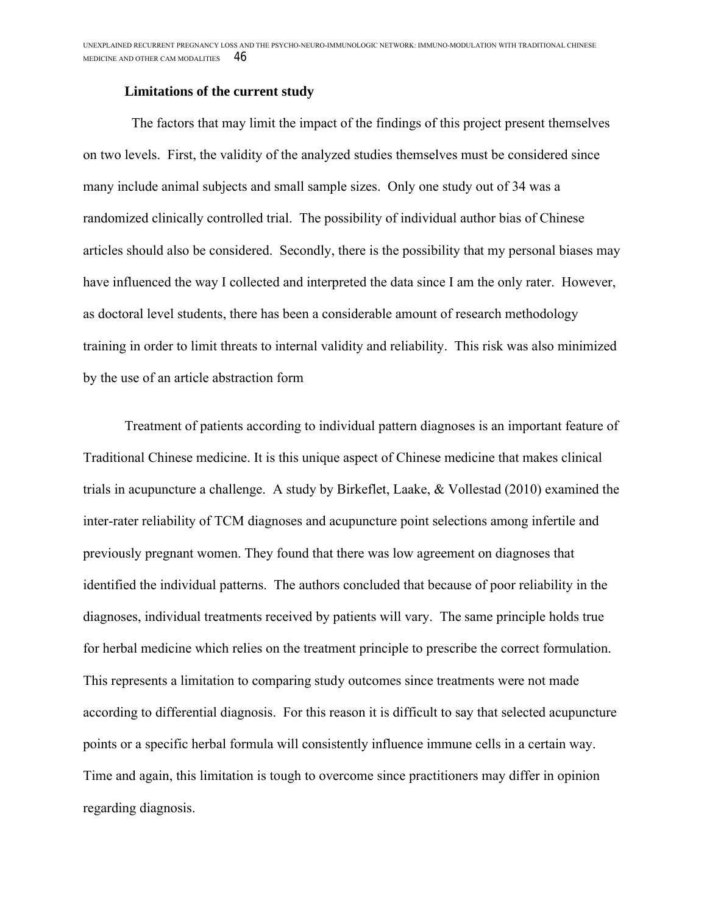**Limitations of the current study**

The factors that may limit the impact of the findings of this project present themselves on two levels. First, the validity of the analyzed studies themselves must be considered since many include animal subjects and small sample sizes. Only one study out of 34 was a randomized clinically controlled trial. The possibility of individual author bias of Chinese articles should also be considered. Secondly, there is the possibility that my personal biases may have influenced the way I collected and interpreted the data since I am the only rater. However, as doctoral level students, there has been a considerable amount of research methodology training in order to limit threats to internal validity and reliability. This risk was also minimized by the use of an article abstraction form

Treatment of patients according to individual pattern diagnoses is an important feature of Traditional Chinese medicine. It is this unique aspect of Chinese medicine that makes clinical trials in acupuncture a challenge. A study by Birkeflet, Laake, & Vollestad (2010) examined the inter-rater reliability of TCM diagnoses and acupuncture point selections among infertile and previously pregnant women. They found that there was low agreement on diagnoses that identified the individual patterns. The authors concluded that because of poor reliability in the diagnoses, individual treatments received by patients will vary. The same principle holds true for herbal medicine which relies on the treatment principle to prescribe the correct formulation. This represents a limitation to comparing study outcomes since treatments were not made according to differential diagnosis. For this reason it is difficult to say that selected acupuncture points or a specific herbal formula will consistently influence immune cells in a certain way. Time and again, this limitation is tough to overcome since practitioners may differ in opinion regarding diagnosis.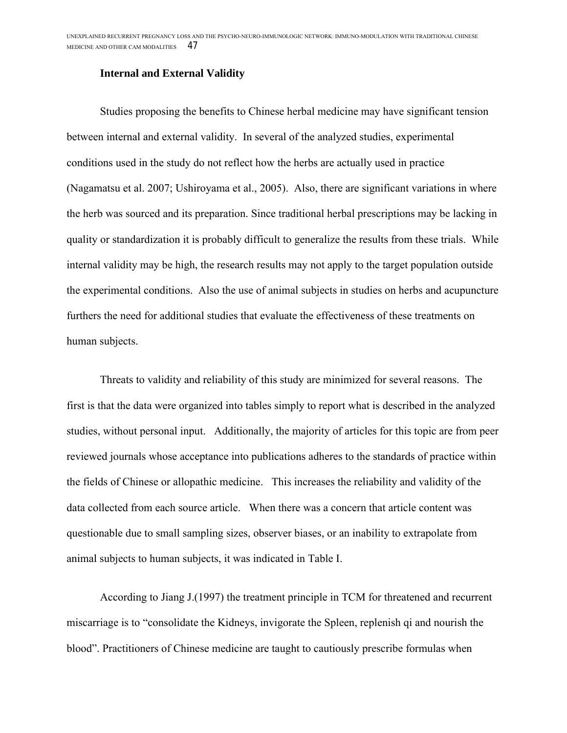### Internal and External Validity

Studies proposing the benefits to Chinese herbal medicine may have significant tension between internal and external validity. In several of the analyzed studies, experimental conditions used in the study do not reflect how the herbs are actually used in practice (Nagamatsu et al. 2007; Ushiroyama et al., 2005). Also, there are significant variations in where the herb was sourced and its preparation. Since traditional herbal prescriptions may be lacking in quality or standardization it is probably difficult to generalize the results from these trials. While internal validity may be high, the research results may not apply to the target population outside the experimental conditions. Also the use of animal subjects in studies on herbs and acupuncture furthers the need for additional studies that evaluate the effectiveness of these treatments on human subjects.

Threats to validity and reliability of this study are minimized for several reasons. The first is that the data were organized into tables simply to report what is described in the analyzed studies, without personal input. Additionally, the majority of articles for this topic are from peer reviewed journals whose acceptance into publications adheres to the standards of practice within the fields of Chinese or allopathic medicine. This increases the reliability and validity of the data collected from each source article. When there was a concern that article content was questionable due to small sampling sizes, observer biases, or an inability to extrapolate from animal subjects to human subjects, it was indicated in Table I.

According to Jiang J.(1997) the treatment principle in TCM for threatened and recurrent miscarriage is to "consolidate the Kidneys, invigorate the Spleen, replenish qi and nourish the blood". Practitioners of Chinese medicine are taught to cautiously prescribe formulas when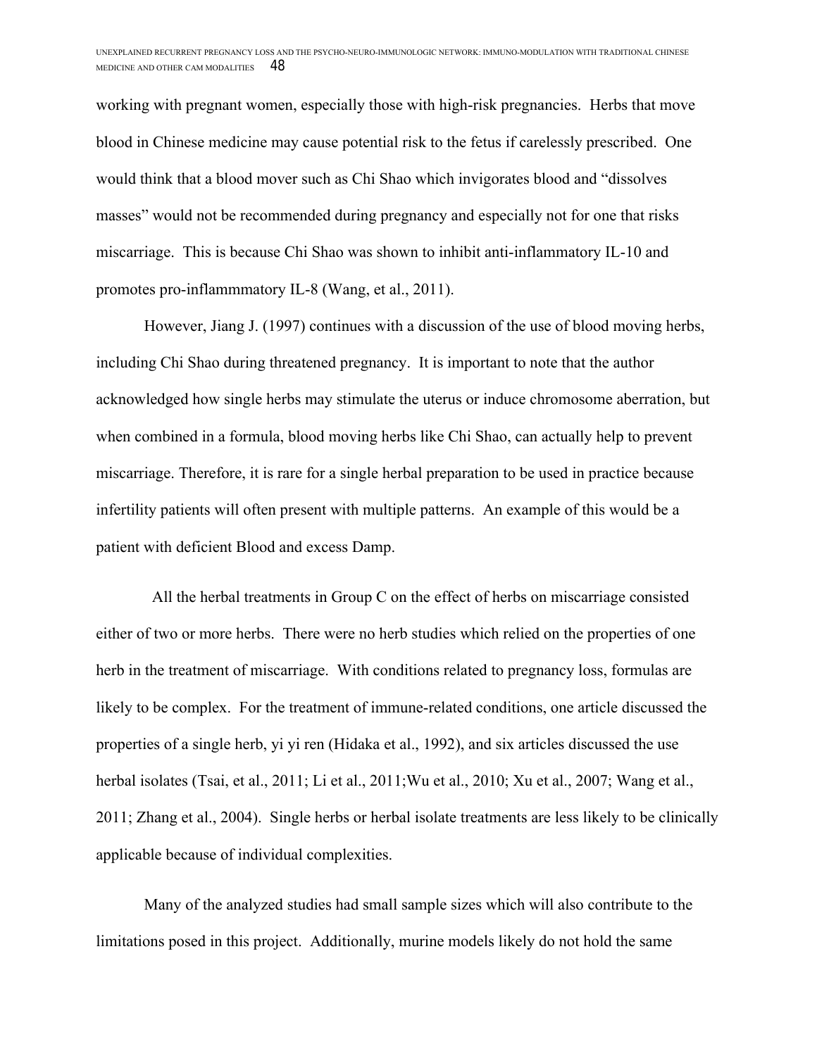working with pregnant women, especially those with high-risk pregnancies. Herbs that move blood in Chinese medicine may cause potential risk to the fetus if carelessly prescribed. One would think that a blood mover such as Chi Shao which invigorates blood and "dissolves masses" would not be recommended during pregnancy and especially not for one that risks miscarriage. This is because Chi Shao was shown to inhibit anti-inflammatory IL-10 and promotes pro-inflammmatory IL-8 (Wang, et al., 2011).

However, Jiang J. (1997) continues with a discussion of the use of blood moving herbs, including Chi Shao during threatened pregnancy. It is important to note that the author acknowledged how single herbs may stimulate the uterus or induce chromosome aberration, but when combined in a formula, blood moving herbs like Chi Shao, can actually help to prevent miscarriage. Therefore, it is rare for a single herbal preparation to be used in practice because infertility patients will often present with multiple patterns. An example of this would be a patient with deficient Blood and excess Damp.

All the herbal treatments in Group C on the effect of herbs on miscarriage consisted either of two or more herbs. There were no herb studies which relied on the properties of one herb in the treatment of miscarriage. With conditions related to pregnancy loss, formulas are likely to be complex. For the treatment of immune-related conditions, one article discussed the properties of a single herb, yi yi ren (Hidaka et al., 1992), and six articles discussed the use herbal isolates (Tsai, et al., 2011; Li et al., 2011;Wu et al., 2010; Xu et al., 2007; Wang et al., 2011; Zhang et al., 2004). Single herbs or herbal isolate treatments are less likely to be clinically applicable because of individual complexities.

Many of the analyzed studies had small sample sizes which will also contribute to the limitations posed in this project. Additionally, murine models likely do not hold the same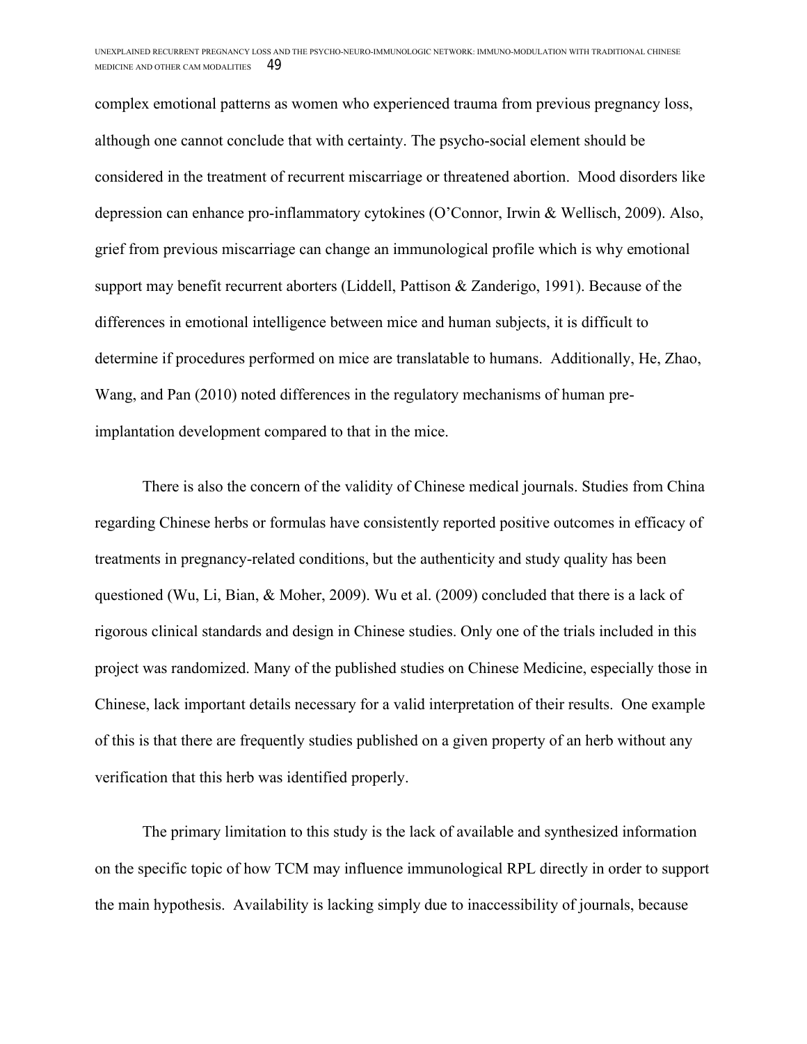complex emotional patterns as women who experienced trauma from previous pregnancy loss, although one cannot conclude that with certainty. The psycho-social element should be considered in the treatment of recurrent miscarriage or threatened abortion. Mood disorders like depression can enhance pro-inflammatory cytokines (O'Connor, Irwin & Wellisch, 2009). Also, grief from previous miscarriage can change an immunological profile which is why emotional support may benefit recurrent aborters (Liddell, Pattison & Zanderigo, 1991). Because of the differences in emotional intelligence between mice and human subjects, it is difficult to determine if procedures performed on mice are translatable to humans. Additionally, He, Zhao, Wang, and Pan (2010) noted differences in the regulatory mechanisms of human pre-implantation development compared to that in the mice.

There is also the concern of the validity of Chinese medical journals. Studies from China regarding Chinese herbs or formulas have consistently reported positive outcomes in efficacy of treatments in pregnancy-related conditions, but the authenticity and study quality has been questioned (Wu, Li, Bian, & Moher, 2009). Wu et al. (2009) concluded that there is a lack of rigorous clinical standards and design in Chinese studies. Only one of the trials included in this project was randomized. Many of the published studies on Chinese Medicine, especially those in Chinese, lack important details necessary for a valid interpretation of their results. One example of this is that there are frequently studies published on a given property of an herb without any verification that this herb was identified properly.

The primary limitation to this study is the lack of available and synthesized information on the specific topic of how TCM may influence immunological RPL directly in order to support the main hypothesis. Availability is lacking simply due to inaccessibility of journals, because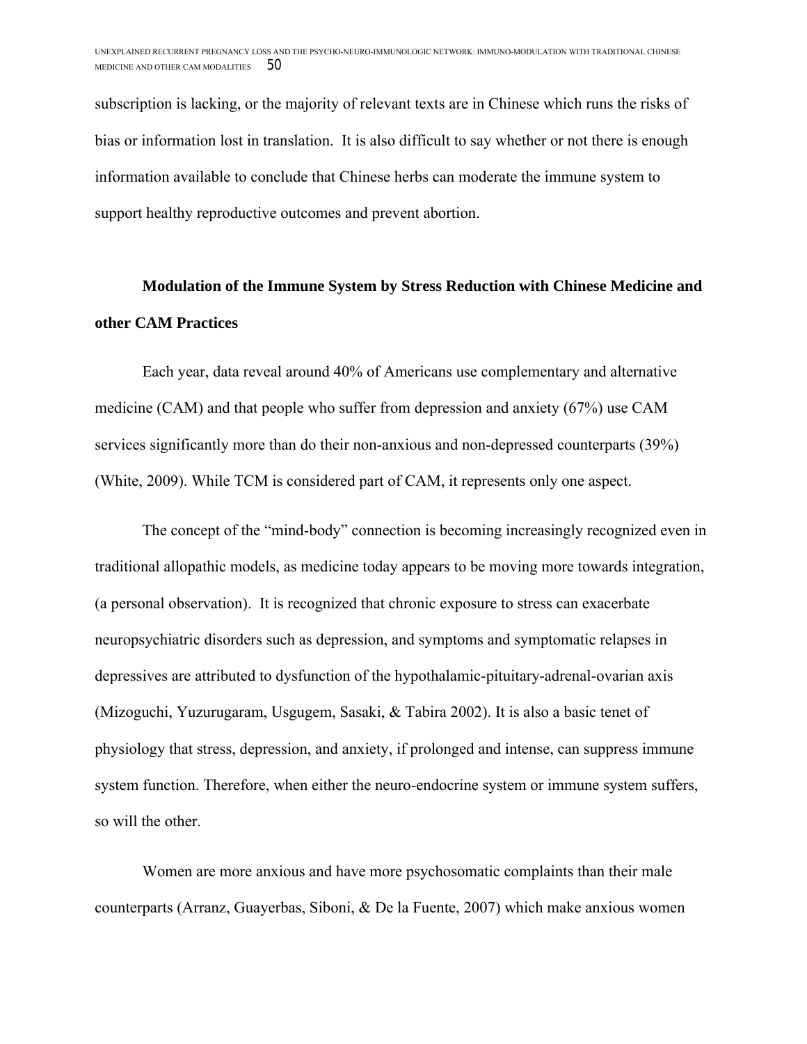subscription is lacking, or the majority of relevant texts are in Chinese which runs the risks of bias or information lost in translation. It is also difficult to say whether or not there is enough information available to conclude that Chinese herbs can moderate the immune system to support healthy reproductive outcomes and prevent abortion.

**Modulation of the Immune System by Stress Reduction with Chinese Medicine and other CAM Practices**

Each year, data reveal around 40% of Americans use complementary and alternative medicine (CAM) and that people who suffer from depression and anxiety (67%) use CAM services significantly more than do their non-anxious and non-depressed counterparts (39%) (White, 2009). While TCM is considered part of CAM, it represents only one aspect.

The concept of the "mind-body" connection is becoming increasingly recognized even in traditional allopathic models, as medicine today appears to be moving more towards integration, (a personal observation). It is recognized that chronic exposure to stress can exacerbate neuropsychiatric disorders such as depression, and symptoms and symptomatic relapses in depressives are attributed to dysfunction of the hypothalamic-pituitary-adrenal-ovarian axis (Mizoguchi, Yuzurugaram, Usgugem, Sasaki, & Tabira 2002). It is also a basic tenet of physiology that stress, depression, and anxiety, if prolonged and intense, can suppress immune system function. Therefore, when either the neuro-endocrine system or immune system suffers, so will the other.

Women are more anxious and have more psychosomatic complaints than their male counterparts (Arranz, Guayerbas, Siboni, & De la Fuente, 2007) which make anxious women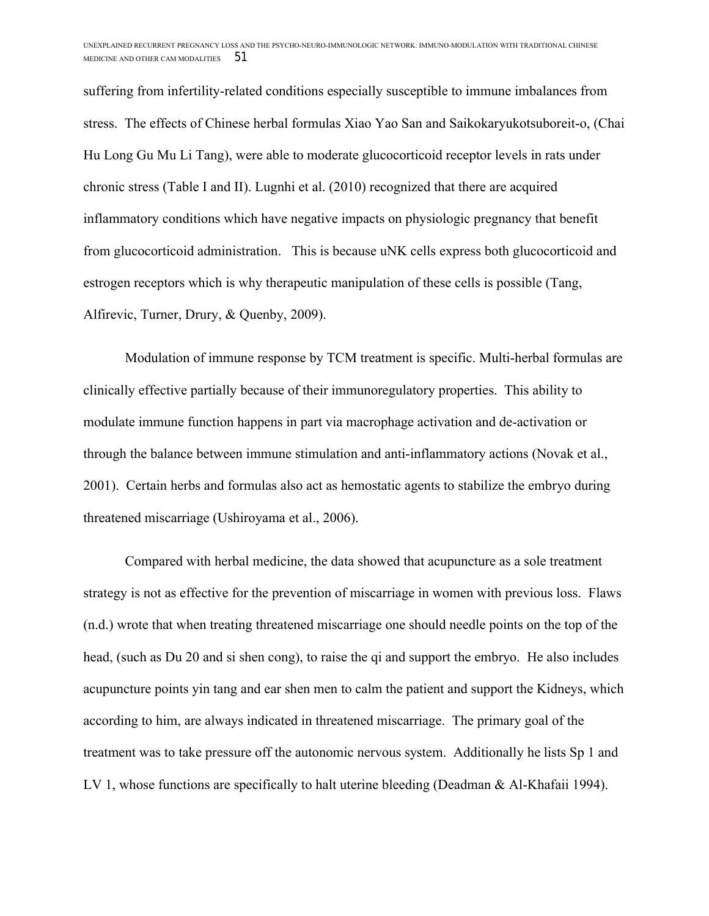suffering from infertility-related conditions especially susceptible to immune imbalances from stress. The effects of Chinese herbal formulas Xiao Yao San and Saikokaryukotsuboreit-o, (Chai Hu Long Gu Mu Li Tang), were able to moderate glucocorticoid receptor levels in rats under chronic stress (Table I and II). Lugnhi et al. (2010) recognized that there are acquired inflammatory conditions which have negative impacts on physiologic pregnancy that benefit from glucocorticoid administration. This is because uNK cells express both glucocorticoid and estrogen receptors which is why therapeutic manipulation of these cells is possible (Tang, Alfirevic, Turner, Drury, & Quenby, 2009).

Modulation of immune response by TCM treatment is specific. Multi-herbal formulas are clinically effective partially because of their immunoregulatory properties. This ability to modulate immune function happens in part via macrophage activation and de-activation or through the balance between immune stimulation and anti-inflammatory actions (Novak et al., 2001). Certain herbs and formulas also act as hemostatic agents to stabilize the embryo during threatened miscarriage (Ushiroyama et al., 2006).

Compared with herbal medicine, the data showed that acupuncture as a sole treatment strategy is not as effective for the prevention of miscarriage in women with previous loss. Flaws (n.d.) wrote that when treating threatened miscarriage one should needle points on the top of the head, (such as Du 20 and si shen cong), to raise the qi and support the embryo. He also includes acupuncture points yin tang and ear shen men to calm the patient and support the Kidneys, which according to him, are always indicated in threatened miscarriage. The primary goal of the treatment was to take pressure off the autonomic nervous system. Additionally he lists Sp 1 and LV 1, whose functions are specifically to halt uterine bleeding (Deadman & Al-Khafaii 1994).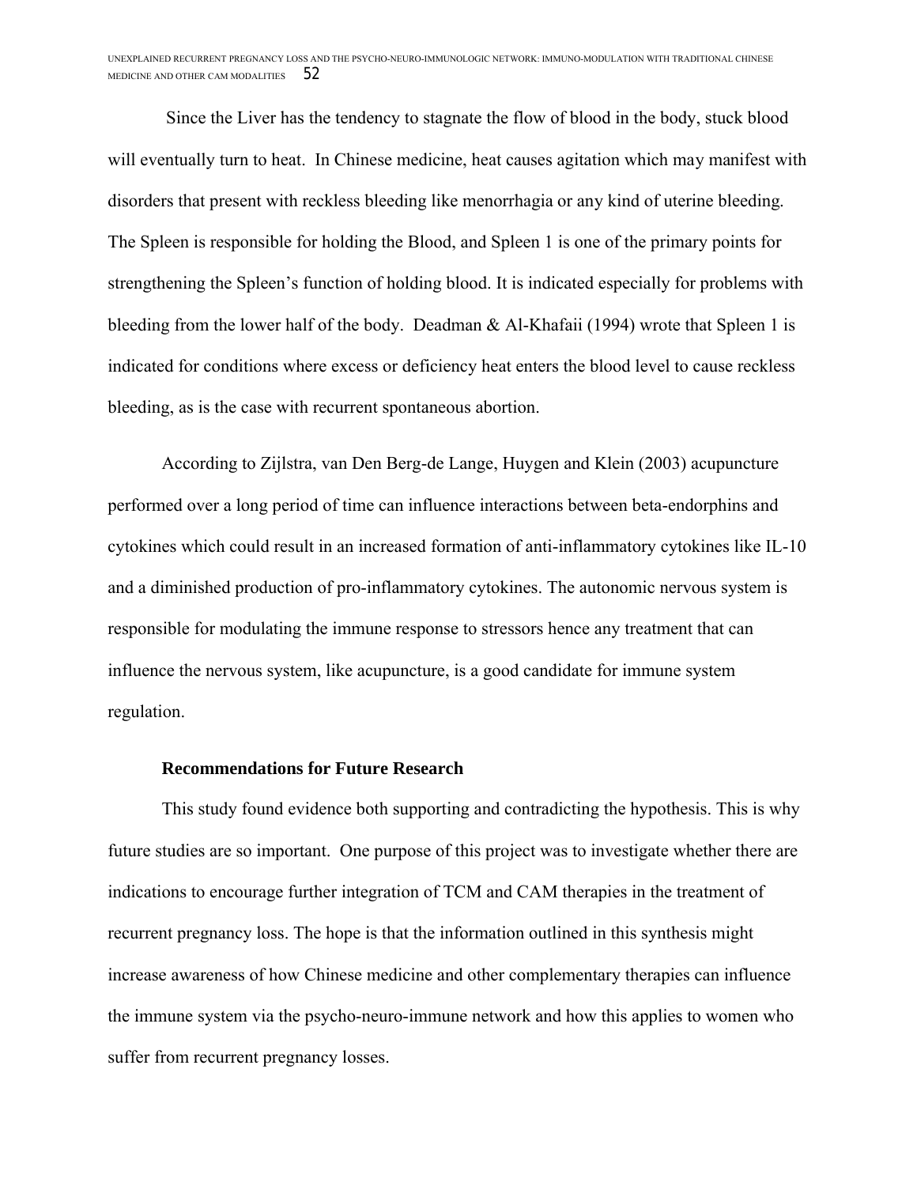Since the Liver has the tendency to stagnate the flow of blood in the body, stuck blood will eventually turn to heat. In Chinese medicine, heat causes agitation which may manifest with disorders that present with reckless bleeding like menorrhagia or any kind of uterine bleeding. The Spleen is responsible for holding the Blood, and Spleen 1 is one of the primary points for strengthening the Spleen's function of holding blood. It is indicated especially for problems with bleeding from the lower half of the body. Deadman & Al-Khafaii (1994) wrote that Spleen 1 is indicated for conditions where excess or deficiency heat enters the blood level to cause reckless bleeding, as is the case with recurrent spontaneous abortion.

According to Zijlstra, van Den Berg-de Lange, Huygen and Klein (2003) acupuncture performed over a long period of time can influence interactions between beta-endorphins and cytokines which could result in an increased formation of anti-inflammatory cytokines like IL-10 and a diminished production of pro-inflammatory cytokines. The autonomic nervous system is responsible for modulating the immune response to stressors hence any treatment that can influence the nervous system, like acupuncture, is a good candidate for immune system regulation.

### Recommendations for Future Research

This study found evidence both supporting and contradicting the hypothesis. This is why future studies are so important. One purpose of this project was to investigate whether there are indications to encourage further integration of TCM and CAM therapies in the treatment of recurrent pregnancy loss. The hope is that the information outlined in this synthesis might increase awareness of how Chinese medicine and other complementary therapies can influence the immune system via the psycho-neuro-immune network and how this applies to women who suffer from recurrent pregnancy losses.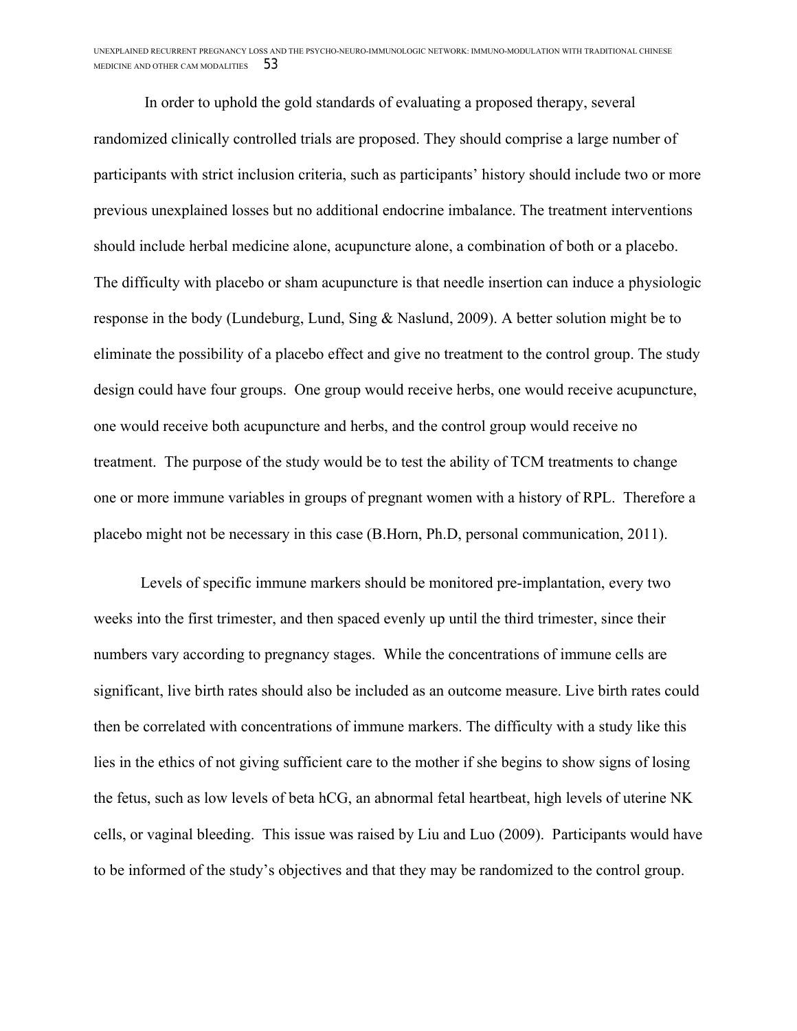In order to uphold the gold standards of evaluating a proposed therapy, several randomized clinically controlled trials are proposed. They should comprise a large number of participants with strict inclusion criteria, such as participants' history should include two or more previous unexplained losses but no additional endocrine imbalance. The treatment interventions should include herbal medicine alone, acupuncture alone, a combination of both or a placebo. The difficulty with placebo or sham acupuncture is that needle insertion can induce a physiologic response in the body (Lundeburg, Lund, Sing & Naslund, 2009). A better solution might be to eliminate the possibility of a placebo effect and give no treatment to the control group. The study design could have four groups. One group would receive herbs, one would receive acupuncture, one would receive both acupuncture and herbs, and the control group would receive no treatment. The purpose of the study would be to test the ability of TCM treatments to change one or more immune variables in groups of pregnant women with a history of RPL. Therefore a placebo might not be necessary in this case (B.Horn, Ph.D, personal communication, 2011).

Levels of specific immune markers should be monitored pre-implantation, every two weeks into the first trimester, and then spaced evenly up until the third trimester, since their numbers vary according to pregnancy stages. While the concentrations of immune cells are significant, live birth rates should also be included as an outcome measure. Live birth rates could then be correlated with concentrations of immune markers. The difficulty with a study like this lies in the ethics of not giving sufficient care to the mother if she begins to show signs of losing the fetus, such as low levels of beta hCG, an abnormal fetal heartbeat, high levels of uterine NK cells, or vaginal bleeding. This issue was raised by Liu and Luo (2009). Participants would have to be informed of the study's objectives and that they may be randomized to the control group.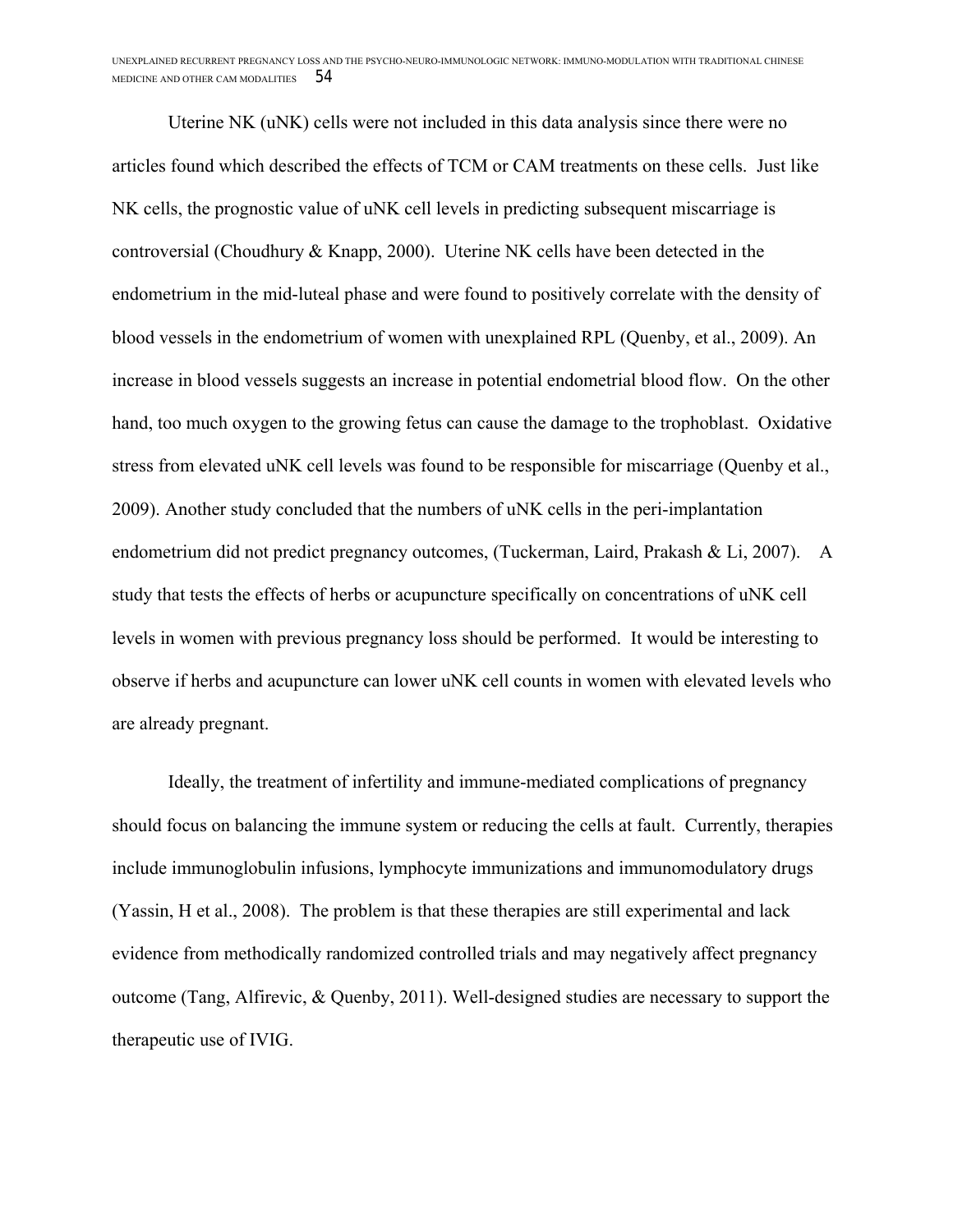Uterine NK (uNK) cells were not included in this data analysis since there were no articles found which described the effects of TCM or CAM treatments on these cells. Just like NK cells, the prognostic value of uNK cell levels in predicting subsequent miscarriage is controversial (Choudhury & Knapp, 2000). Uterine NK cells have been detected in the endometrium in the mid-luteal phase and were found to positively correlate with the density of blood vessels in the endometrium of women with unexplained RPL (Quenby, et al., 2009). An increase in blood vessels suggests an increase in potential endometrial blood flow. On the other hand, too much oxygen to the growing fetus can cause the damage to the trophoblast. Oxidative stress from elevated uNK cell levels was found to be responsible for miscarriage (Quenby et al., 2009). Another study concluded that the numbers of uNK cells in the peri-implantation endometrium did not predict pregnancy outcomes, (Tuckerman, Laird, Prakash & Li, 2007). A study that tests the effects of herbs or acupuncture specifically on concentrations of uNK cell levels in women with previous pregnancy loss should be performed. It would be interesting to observe if herbs and acupuncture can lower uNK cell counts in women with elevated levels who are already pregnant.

Ideally, the treatment of infertility and immune-mediated complications of pregnancy should focus on balancing the immune system or reducing the cells at fault. Currently, therapies include immunoglobulin infusions, lymphocyte immunizations and immunomodulatory drugs (Yassin, H et al., 2008). The problem is that these therapies are still experimental and lack evidence from methodically randomized controlled trials and may negatively affect pregnancy outcome (Tang, Alfirevic, & Quenby, 2011). Well-designed studies are necessary to support the therapeutic use of IVIG.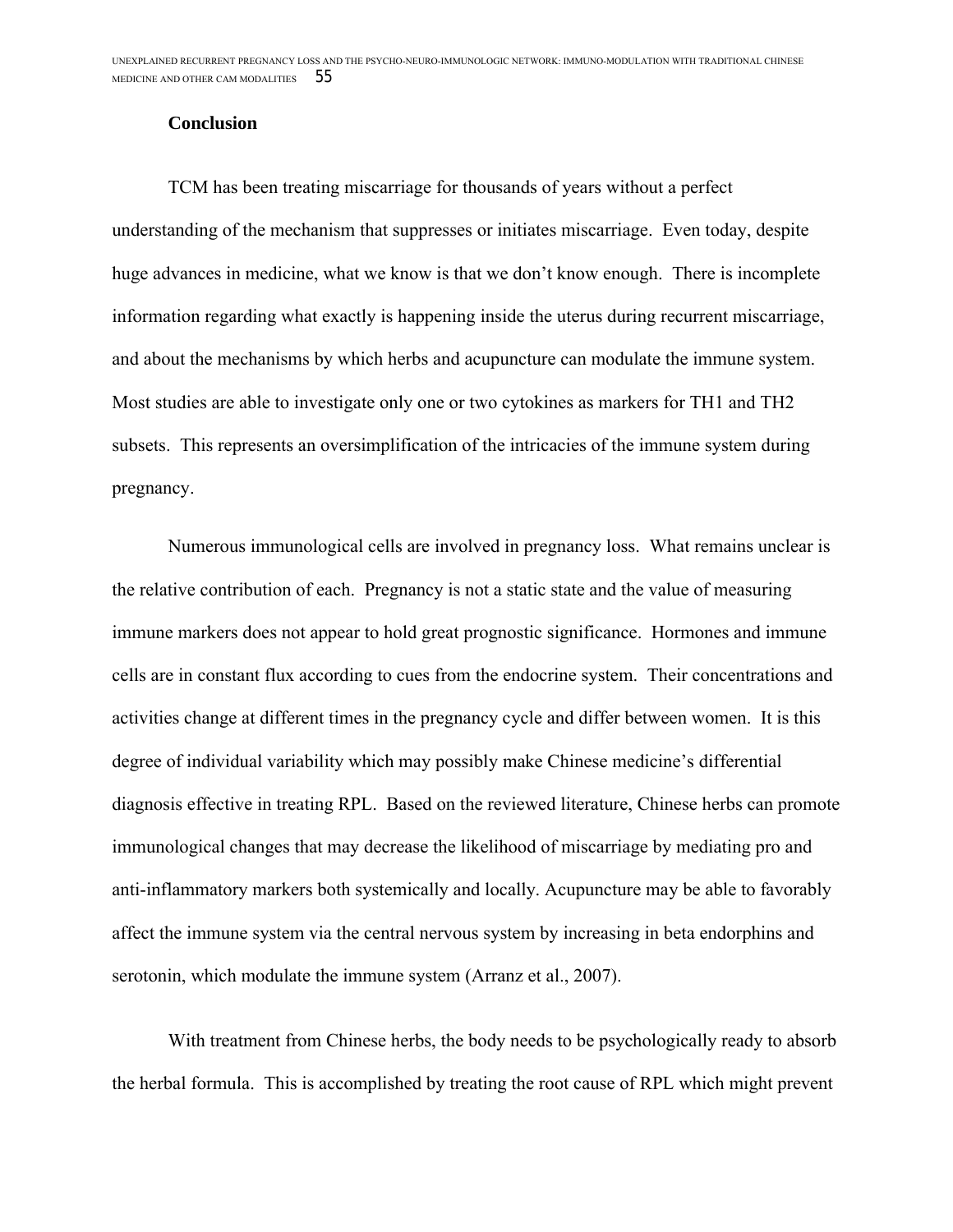## Conclusion

TCM has been treating miscarriage for thousands of years without a perfect understanding of the mechanism that suppresses or initiates miscarriage. Even today, despite huge advances in medicine, what we know is that we don't know enough. There is incomplete information regarding what exactly is happening inside the uterus during recurrent miscarriage, and about the mechanisms by which herbs and acupuncture can modulate the immune system. Most studies are able to investigate only one or two cytokines as markers for TH1 and TH2 subsets. This represents an oversimplification of the intricacies of the immune system during pregnancy.

Numerous immunological cells are involved in pregnancy loss. What remains unclear is the relative contribution of each. Pregnancy is not a static state and the value of measuring immune markers does not appear to hold great prognostic significance. Hormones and immune cells are in constant flux according to cues from the endocrine system. Their concentrations and activities change at different times in the pregnancy cycle and differ between women. It is this degree of individual variability which may possibly make Chinese medicine's differential diagnosis effective in treating RPL. Based on the reviewed literature, Chinese herbs can promote immunological changes that may decrease the likelihood of miscarriage by mediating pro and anti-inflammatory markers both systemically and locally. Acupuncture may be able to favorably affect the immune system via the central nervous system by increasing in beta endorphins and serotonin, which modulate the immune system (Arranz et al., 2007).

With treatment from Chinese herbs, the body needs to be psychologically ready to absorb the herbal formula. This is accomplished by treating the root cause of RPL which might prevent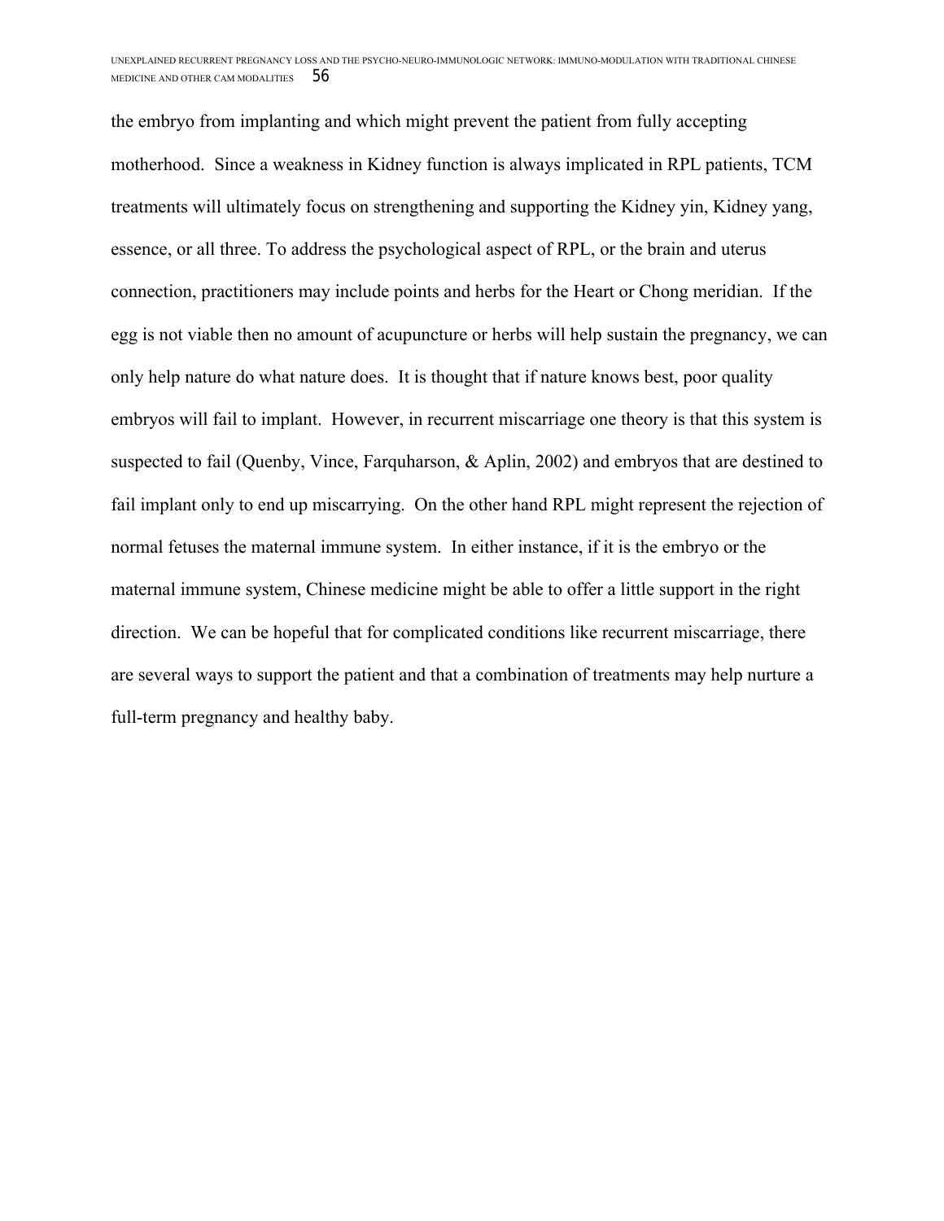the embryo from implanting and which might prevent the patient from fully accepting motherhood.  Since a weakness in Kidney function is always implicated in RPL patients, TCM treatments will ultimately focus on strengthening and supporting the Kidney yin, Kidney yang, essence, or all three. To address the psychological aspect of RPL, or the brain and uterus connection, practitioners may include points and herbs for the Heart or Chong meridian.  If the egg is not viable then no amount of acupuncture or herbs will help sustain the pregnancy, we can only help nature do what nature does.  It is thought that if nature knows best, poor quality embryos will fail to implant.  However, in recurrent miscarriage one theory is that this system is suspected to fail (Quenby, Vince, Farquharson, & Aplin, 2002) and embryos that are destined to fail implant only to end up miscarrying.  On the other hand RPL might represent the rejection of normal fetuses the maternal immune system.  In either instance, if it is the embryo or the maternal immune system, Chinese medicine might be able to offer a little support in the right direction.  We can be hopeful that for complicated conditions like recurrent miscarriage, there are several ways to support the patient and that a combination of treatments may help nurture a full-term pregnancy and healthy baby.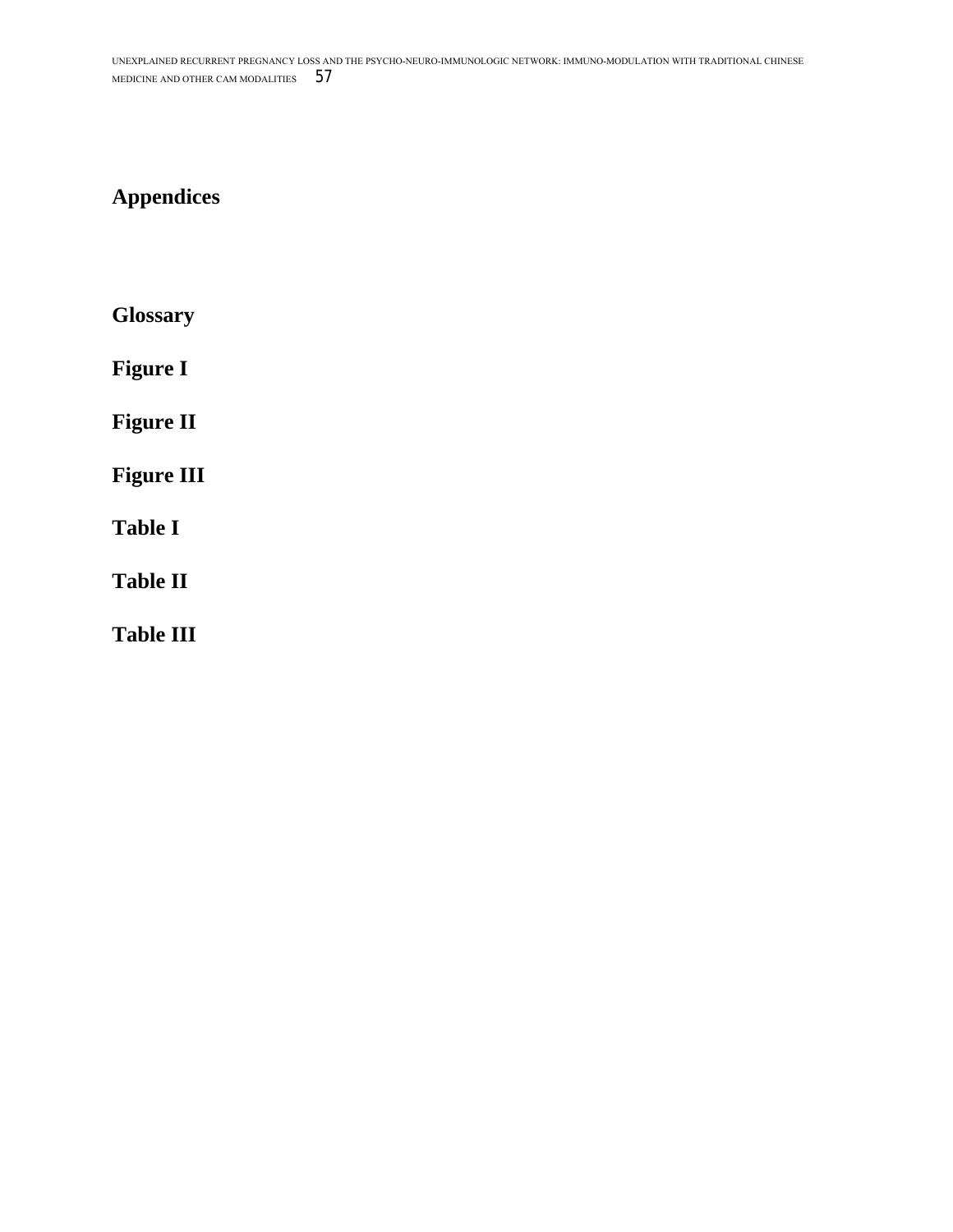# Appendices

**Glossary**

**Figure I**

**Figure II**

**Figure III**

**Table I**

**Table II**

**Table III**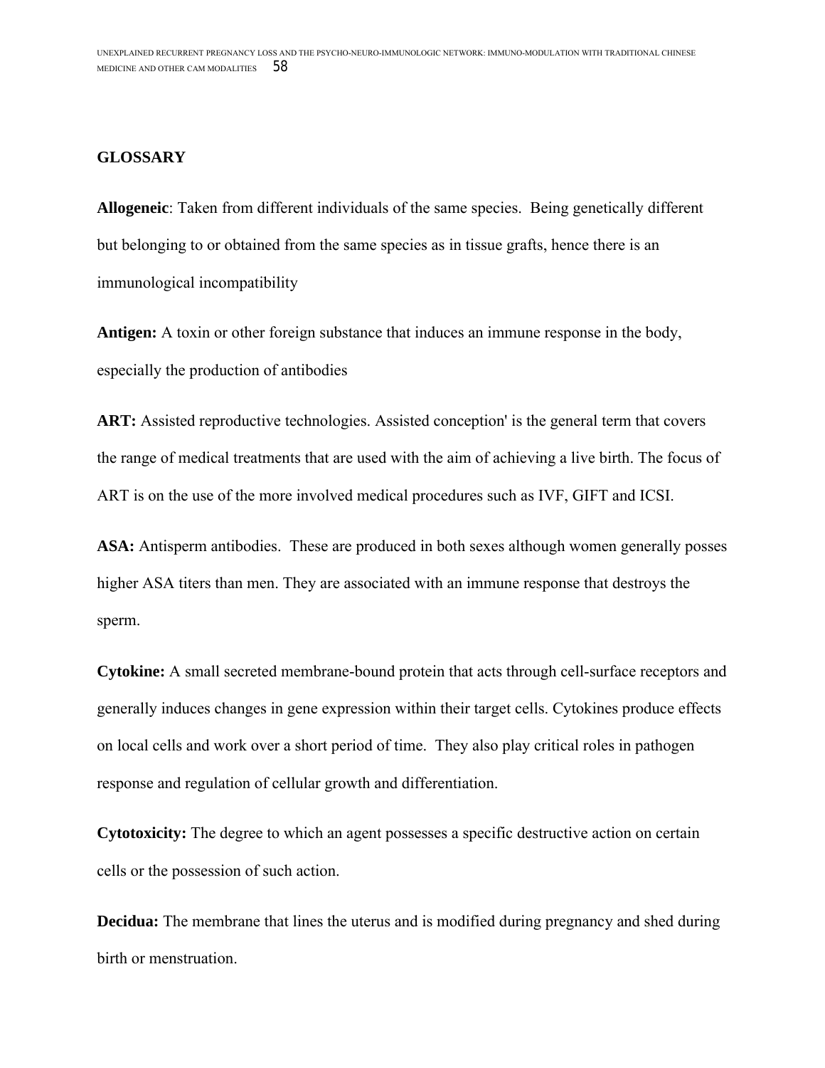## GLOSSARY

**Allogeneic**: Taken from different individuals of the same species. Being genetically different but belonging to or obtained from the same species as in tissue grafts, hence there is an immunological incompatibility

**Antigen:** A toxin or other foreign substance that induces an immune response in the body, especially the production of antibodies

**ART:** Assisted reproductive technologies. Assisted conception' is the general term that covers the range of medical treatments that are used with the aim of achieving a live birth. The focus of ART is on the use of the more involved medical procedures such as IVF, GIFT and ICSI.

**ASA:** Antisperm antibodies. These are produced in both sexes although women generally posses higher ASA titers than men. They are associated with an immune response that destroys the sperm.

**Cytokine:** A small secreted membrane-bound protein that acts through cell-surface receptors and generally induces changes in gene expression within their target cells. Cytokines produce effects on local cells and work over a short period of time. They also play critical roles in pathogen response and regulation of cellular growth and differentiation.

**Cytotoxicity:** The degree to which an agent possesses a specific destructive action on certain cells or the possession of such action.

**Decidua:** The membrane that lines the uterus and is modified during pregnancy and shed during birth or menstruation.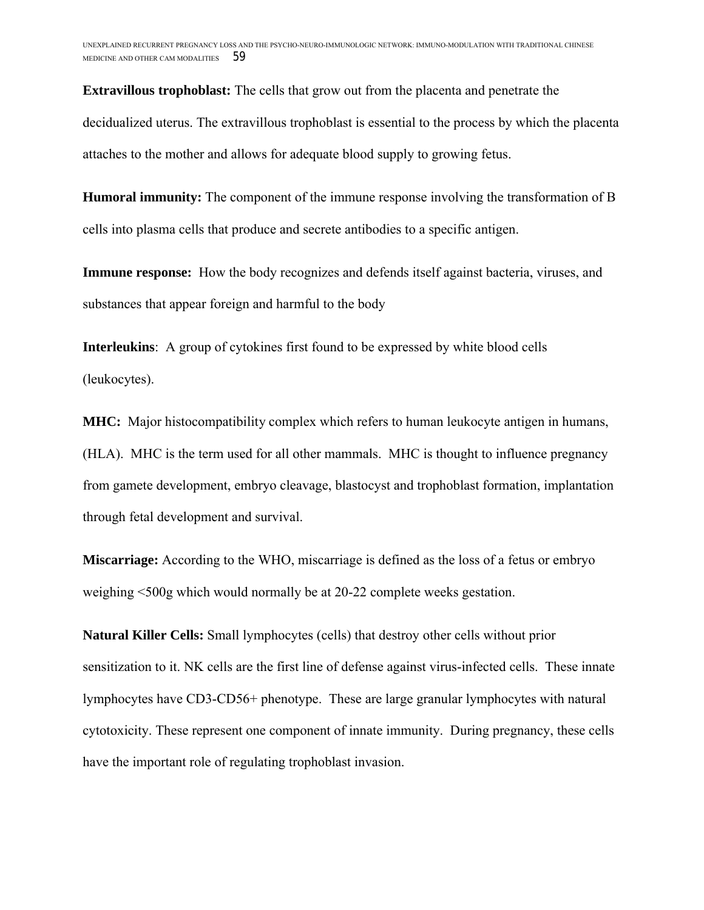**Extravillous trophoblast:** The cells that grow out from the placenta and penetrate the decidualized uterus. The extravillous trophoblast is essential to the process by which the placenta attaches to the mother and allows for adequate blood supply to growing fetus.

**Humoral immunity:** The component of the immune response involving the transformation of B cells into plasma cells that produce and secrete antibodies to a specific antigen.

**Immune response:** How the body recognizes and defends itself against bacteria, viruses, and substances that appear foreign and harmful to the body

**Interleukins**: A group of cytokines first found to be expressed by white blood cells (leukocytes).

**MHC:** Major histocompatibility complex which refers to human leukocyte antigen in humans, (HLA). MHC is the term used for all other mammals. MHC is thought to influence pregnancy from gamete development, embryo cleavage, blastocyst and trophoblast formation, implantation through fetal development and survival.

**Miscarriage:** According to the WHO, miscarriage is defined as the loss of a fetus or embryo weighing <500g which would normally be at 20-22 complete weeks gestation.

**Natural Killer Cells:** Small lymphocytes (cells) that destroy other cells without prior sensitization to it. NK cells are the first line of defense against virus-infected cells. These innate lymphocytes have CD3-CD56+ phenotype. These are large granular lymphocytes with natural cytotoxicity. These represent one component of innate immunity. During pregnancy, these cells have the important role of regulating trophoblast invasion.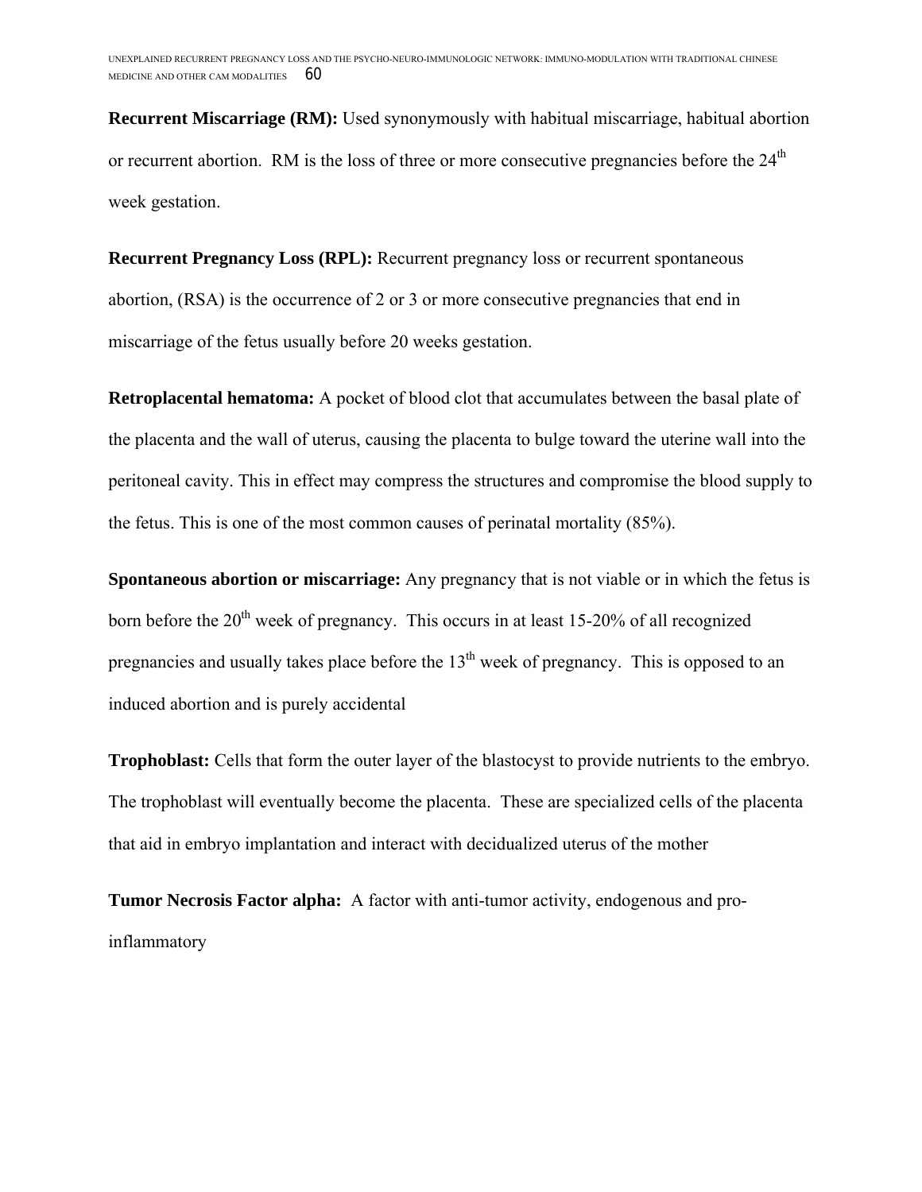**Recurrent Miscarriage (RM):** Used synonymously with habitual miscarriage, habitual abortion or recurrent abortion. RM is the loss of three or more consecutive pregnancies before the 24th week gestation.

**Recurrent Pregnancy Loss (RPL):** Recurrent pregnancy loss or recurrent spontaneous abortion, (RSA) is the occurrence of 2 or 3 or more consecutive pregnancies that end in miscarriage of the fetus usually before 20 weeks gestation.

**Retroplacental hematoma:** A pocket of blood clot that accumulates between the basal plate of the placenta and the wall of uterus, causing the placenta to bulge toward the uterine wall into the peritoneal cavity. This in effect may compress the structures and compromise the blood supply to the fetus. This is one of the most common causes of perinatal mortality (85%).

**Spontaneous abortion or miscarriage:** Any pregnancy that is not viable or in which the fetus is born before the 20th week of pregnancy. This occurs in at least 15-20% of all recognized pregnancies and usually takes place before the 13th week of pregnancy. This is opposed to an induced abortion and is purely accidental

**Trophoblast:** Cells that form the outer layer of the blastocyst to provide nutrients to the embryo. The trophoblast will eventually become the placenta. These are specialized cells of the placenta that aid in embryo implantation and interact with decidualized uterus of the mother

**Tumor Necrosis Factor alpha:** A factor with anti-tumor activity, endogenous and pro-inflammatory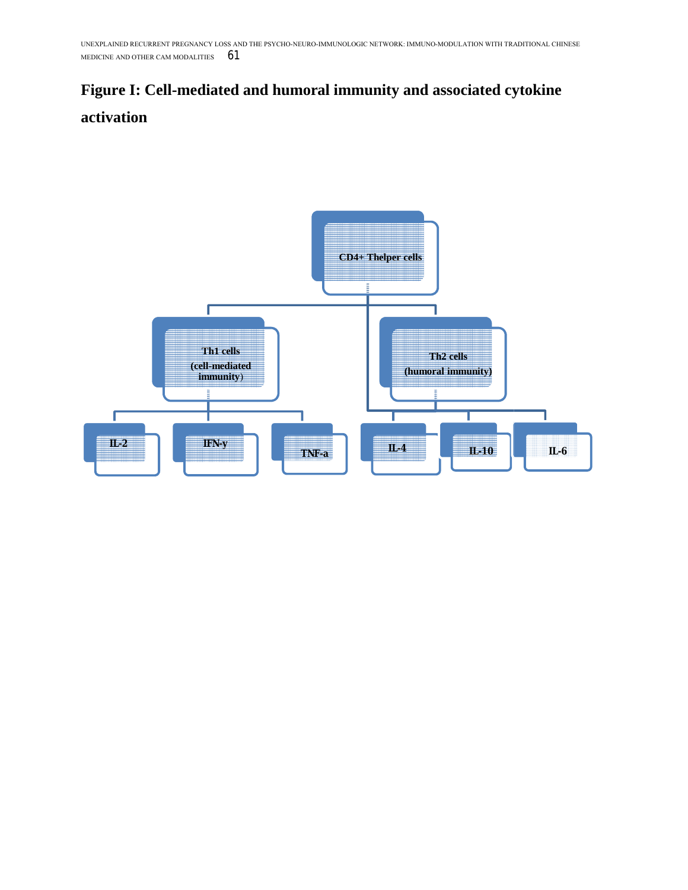**Figure I: Cell-mediated and humoral immunity and associated cytokine activation**

CD4+ Thelper cells

Th1 cells (cell-mediated immunity)

Th2 cells (humoral immunity)

IL-2

IFN-y

TNF-a

IL-4

IL-10

IL-6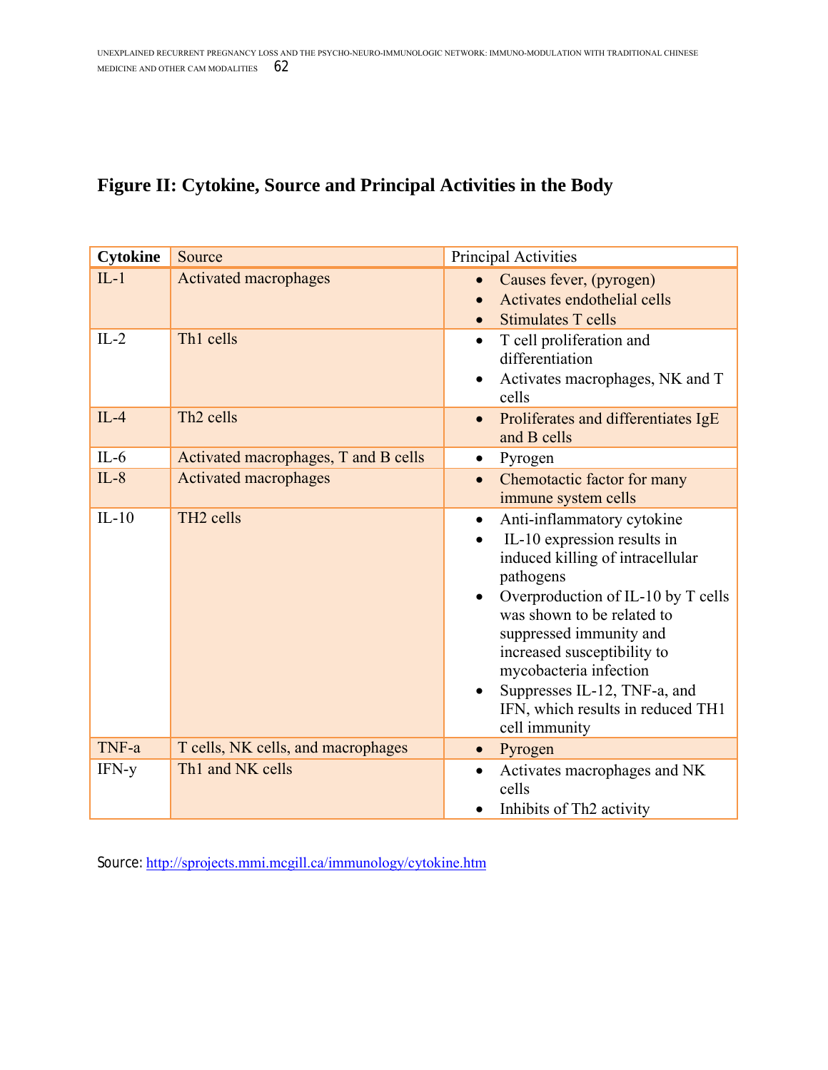## Figure II: Cytokine, Source and Principal Activities in the Body

| Cytokine | Source | Principal Activities |
|---|---|---|
| IL-1 | Activated macrophages | • Causes fever, (pyrogen)<br>• Activates endothelial cells<br>• Stimulates T cells |
| IL-2 | Th1 cells | • T cell proliferation and differentiation<br>• Activates macrophages, NK and T cells |
| IL-4 | Th2 cells | • Proliferates and differentiates IgE and B cells |
| IL-6 | Activated macrophages, T and B cells | • Pyrogen |
| IL-8 | Activated macrophages | • Chemotactic factor for many immune system cells |
| IL-10 | TH2 cells | • Anti-inflammatory cytokine<br>• IL-10 expression results in induced killing of intracellular pathogens<br>• Overproduction of IL-10 by T cells was shown to be related to suppressed immunity and increased susceptibility to mycobacteria infection<br>• Suppresses IL-12, TNF-a, and IFN, which results in reduced TH1 cell immunity |
| TNF-a | T cells, NK cells, and macrophages | • Pyrogen |
| IFN-y | Th1 and NK cells | • Activates macrophages and NK cells<br>• Inhibits of Th2 activity |

Source: http://sprojects.mmi.mcgill.ca/immunology/cytokine.htm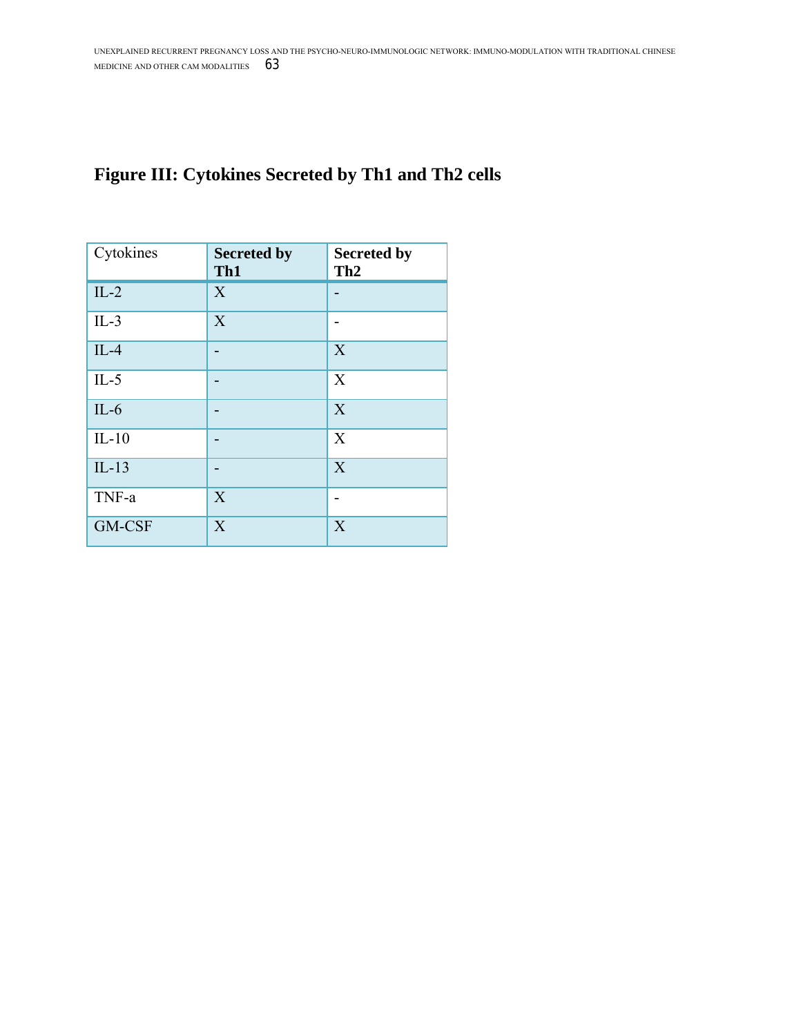**Figure III: Cytokines Secreted by Th1 and Th2 cells**

| Cytokines | **Secreted by Th1** | **Secreted by Th2** |
|---|---|---|
| IL-2 | X | - |
| IL-3 | X | - |
| IL-4 | - | X |
| IL-5 | - | X |
| IL-6 | - | X |
| IL-10 | - | X |
| IL-13 | - | X |
| TNF-a | X | - |
| GM-CSF | X | X |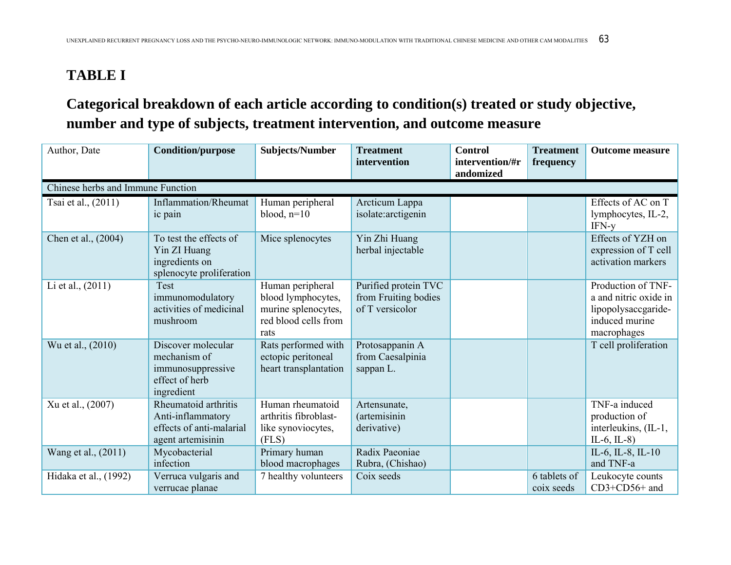# TABLE I

## Categorical breakdown of each article according to condition(s) treated or study objective, number and type of subjects, treatment intervention, and outcome measure

| Author, Date | Condition/purpose | Subjects/Number | Treatment intervention | Control intervention/#randomized | Treatment frequency | Outcome measure |
|---|---|---|---|---|---|---|
| Chinese herbs and Immune Function | | | | | | |
| Tsai et al., (2011) | Inflammation/Rheumatic pain | Human peripheral blood, n=10 | Arcticum Lappa isolate:arctigenin | | | Effects of AC on T lymphocytes, IL-2, IFN-y |
| Chen et al., (2004) | To test the effects of Yin ZI Huang ingredients on splenocyte proliferation | Mice splenocytes | Yin Zhi Huang herbal injectable | | | Effects of YZH on expression of T cell activation markers |
| Li et al., (2011) | Test immunomodulatory activities of medicinal mushroom | Human peripheral blood lymphocytes, murine splenocytes, red blood cells from rats | Purified protein TVC from Fruiting bodies of T versicolor | | | Production of TNF-a and nitric oxide in lipopolysaccgaride-induced murine macrophages |
| Wu et al., (2010) | Discover molecular mechanism of immunosuppressive effect of herb ingredient | Rats performed with ectopic peritoneal heart transplantation | Protosappanin A from Caesalpinia sappan L. | | | T cell proliferation |
| Xu et al., (2007) | Rheumatoid arthritis Anti-inflammatory effects of anti-malarial agent artemisinin | Human rheumatoid arthritis fibroblast-like synoviocytes, (FLS) | Artensunate, (artemisinin derivative) | | | TNF-a induced production of interleukins, (IL-1, IL-6, IL-8) |
| Wang et al., (2011) | Mycobacterial infection | Primary human blood macrophages | Radix Paeoniae Rubra, (Chishao) | | | IL-6, IL-8, IL-10 and TNF-a |
| Hidaka et al., (1992) | Verruca vulgaris and verrucae planae | 7 healthy volunteers | Coix seeds | | 6 tablets of coix seeds | Leukocyte counts CD3+CD56+ and |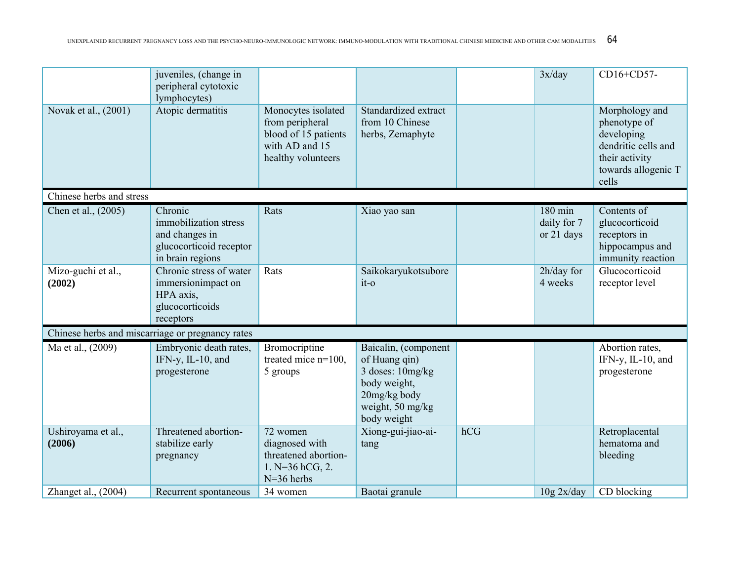| | | | | | | |
|---|---|---|---|---|---|---|
| | juveniles, (change in peripheral cytotoxic lymphocytes) | | | | 3x/day | CD16+CD57- |
| Novak et al., (2001) | Atopic dermatitis | Monocytes isolated from peripheral blood of 15 patients with AD and 15 healthy volunteers | Standardized extract from 10 Chinese herbs, Zemaphyte | | | Morphology and phenotype of developing dendritic cells and their activity towards allogenic T cells |
| Chinese herbs and stress | | | | | | |
| Chen et al., (2005) | Chronic immobilization stress and changes in glucocorticoid receptor in brain regions | Rats | Xiao yao san | | 180 min daily for 7 or 21 days | Contents of glucocorticoid receptors in hippocampus and immunity reaction |
| Mizo-guchi et al., **(2002)** | Chronic stress of water immersionimpact on HPA axis, glucocorticoids receptors | Rats | Saikokaryukotsuboreit-o | | 2h/day for 4 weeks | Glucocorticoid receptor level |
| Chinese herbs and miscarriage or pregnancy rates | | | | | | |
| Ma et al., (2009) | Embryonic death rates, IFN-y, IL-10, and progesterone | Bromocriptine treated mice n=100, 5 groups | Baicalin, (component of Huang qin) 3 doses: 10mg/kg body weight, 20mg/kg body weight, 50 mg/kg body weight | | | Abortion rates, IFN-y, IL-10, and progesterone |
| Ushiroyama et al., **(2006)** | Threatened abortion-stabilize early pregnancy | 72 women diagnosed with threatened abortion-1. N=36 hCG, 2. N=36 herbs | Xiong-gui-jiao-ai-tang | hCG | | Retroplacental hematoma and bleeding |
| Zhanget al., (2004) | Recurrent spontaneous | 34 women | Baotai granule | | 10g 2x/day | CD blocking |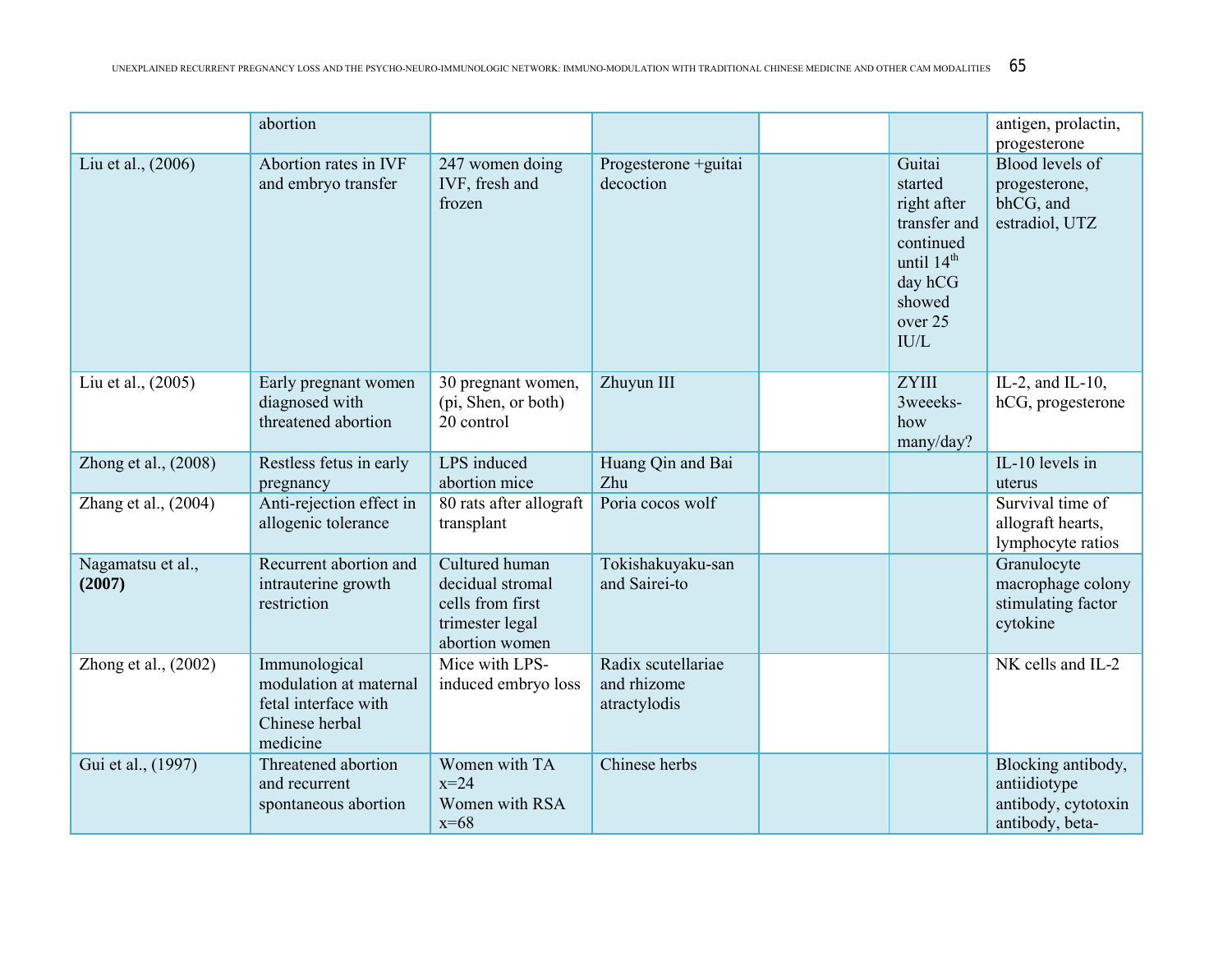| | abortion | | | | | antigen, prolactin, progesterone |
|---|---|---|---|---|---|---|
| Liu et al., (2006) | Abortion rates in IVF and embryo transfer | 247 women doing IVF, fresh and frozen | Progesterone +guitai decoction | | Guitai started right after transfer and continued until 14th day hCG showed over 25 IU/L | Blood levels of progesterone, bhCG, and estradiol, UTZ |
| Liu et al., (2005) | Early pregnant women diagnosed with threatened abortion | 30 pregnant women, (pi, Shen, or both) 20 control | Zhuyun III | | ZYIII 3weeeks-how many/day? | IL-2, and IL-10, hCG, progesterone |
| Zhong et al., (2008) | Restless fetus in early pregnancy | LPS induced abortion mice | Huang Qin and Bai Zhu | | | IL-10 levels in uterus |
| Zhang et al., (2004) | Anti-rejection effect in allogenic tolerance | 80 rats after allograft transplant | Poria cocos wolf | | | Survival time of allograft hearts, lymphocyte ratios |
| Nagamatsu et al., **(2007)** | Recurrent abortion and intrauterine growth restriction | Cultured human decidual stromal cells from first trimester legal abortion women | Tokishakuyaku-san and Sairei-to | | | Granulocyte macrophage colony stimulating factor cytokine |
| Zhong et al., (2002) | Immunological modulation at maternal fetal interface with Chinese herbal medicine | Mice with LPS-induced embryo loss | Radix scutellariae and rhizome atractylodis | | | NK cells and IL-2 |
| Gui et al., (1997) | Threatened abortion and recurrent spontaneous abortion | Women with TA x=24<br>Women with RSA x=68 | Chinese herbs | | | Blocking antibody, antiidiotype antibody, cytotoxin antibody, beta- |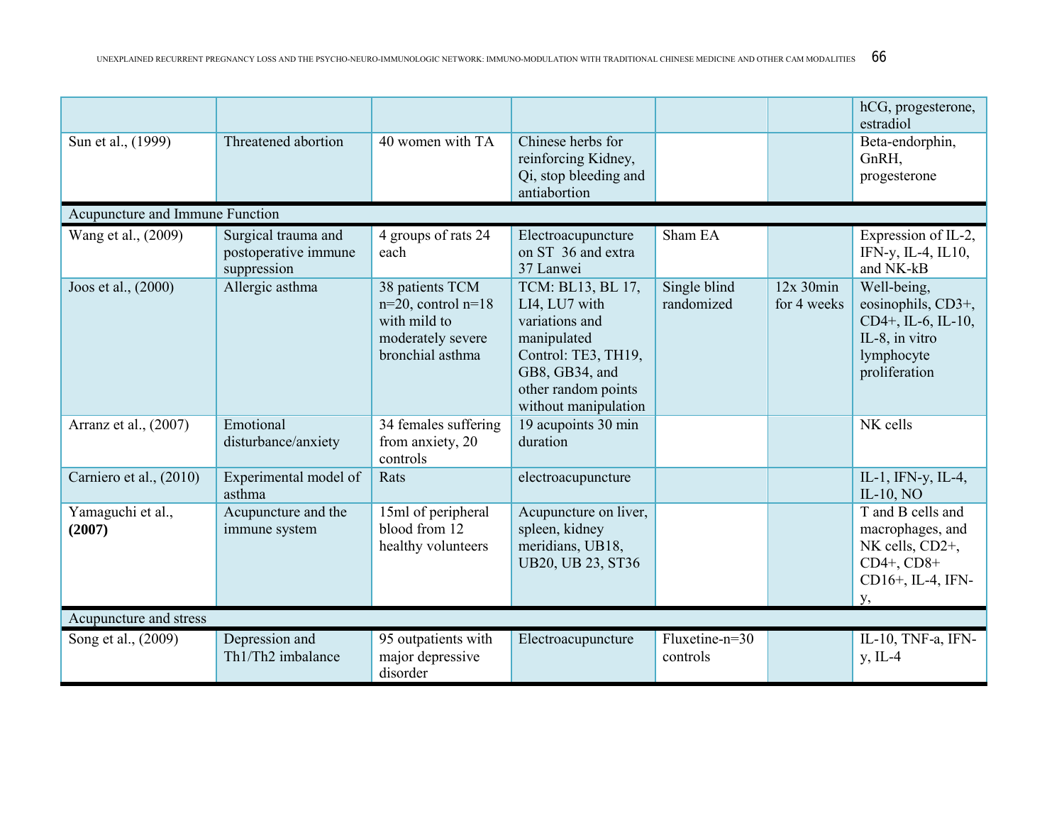| | | | | | | |
|---|---|---|---|---|---|---|
| | | | | | | hCG, progesterone, estradiol |
| Sun et al., (1999) | Threatened abortion | 40 women with TA | Chinese herbs for reinforcing Kidney, Qi, stop bleeding and antiabortion | | | Beta-endorphin, GnRH, progesterone |
| Acupuncture and Immune Function | | | | | | |
| Wang et al., (2009) | Surgical trauma and postoperative immune suppression | 4 groups of rats 24 each | Electroacupuncture on ST 36 and extra 37 Lanwei | Sham EA | | Expression of IL-2, IFN-y, IL-4, IL10, and NK-kB |
| Joos et al., (2000) | Allergic asthma | 38 patients TCM n=20, control n=18 with mild to moderately severe bronchial asthma | TCM: BL13, BL 17, LI4, LU7 with variations and manipulated Control: TE3, TH19, GB8, GB34, and other random points without manipulation | Single blind randomized | 12x 30min for 4 weeks | Well-being, eosinophils, CD3+, CD4+, IL-6, IL-10, IL-8, in vitro lymphocyte proliferation |
| Arranz et al., (2007) | Emotional disturbance/anxiety | 34 females suffering from anxiety, 20 controls | 19 acupoints 30 min duration | | | NK cells |
| Carniero et al., (2010) | Experimental model of asthma | Rats | electroacupuncture | | | IL-1, IFN-y, IL-4, IL-10, NO |
| Yamaguchi et al., **(2007)** | Acupuncture and the immune system | 15ml of peripheral blood from 12 healthy volunteers | Acupuncture on liver, spleen, kidney meridians, UB18, UB20, UB 23, ST36 | | | T and B cells and macrophages, and NK cells, CD2+, CD4+, CD8+ CD16+, IL-4, IFN-y, |
| Acupuncture and stress | | | | | | |
| Song et al., (2009) | Depression and Th1/Th2 imbalance | 95 outpatients with major depressive disorder | Electroacupuncture | Fluxetine-n=30 controls | | IL-10, TNF-a, IFN-y, IL-4 |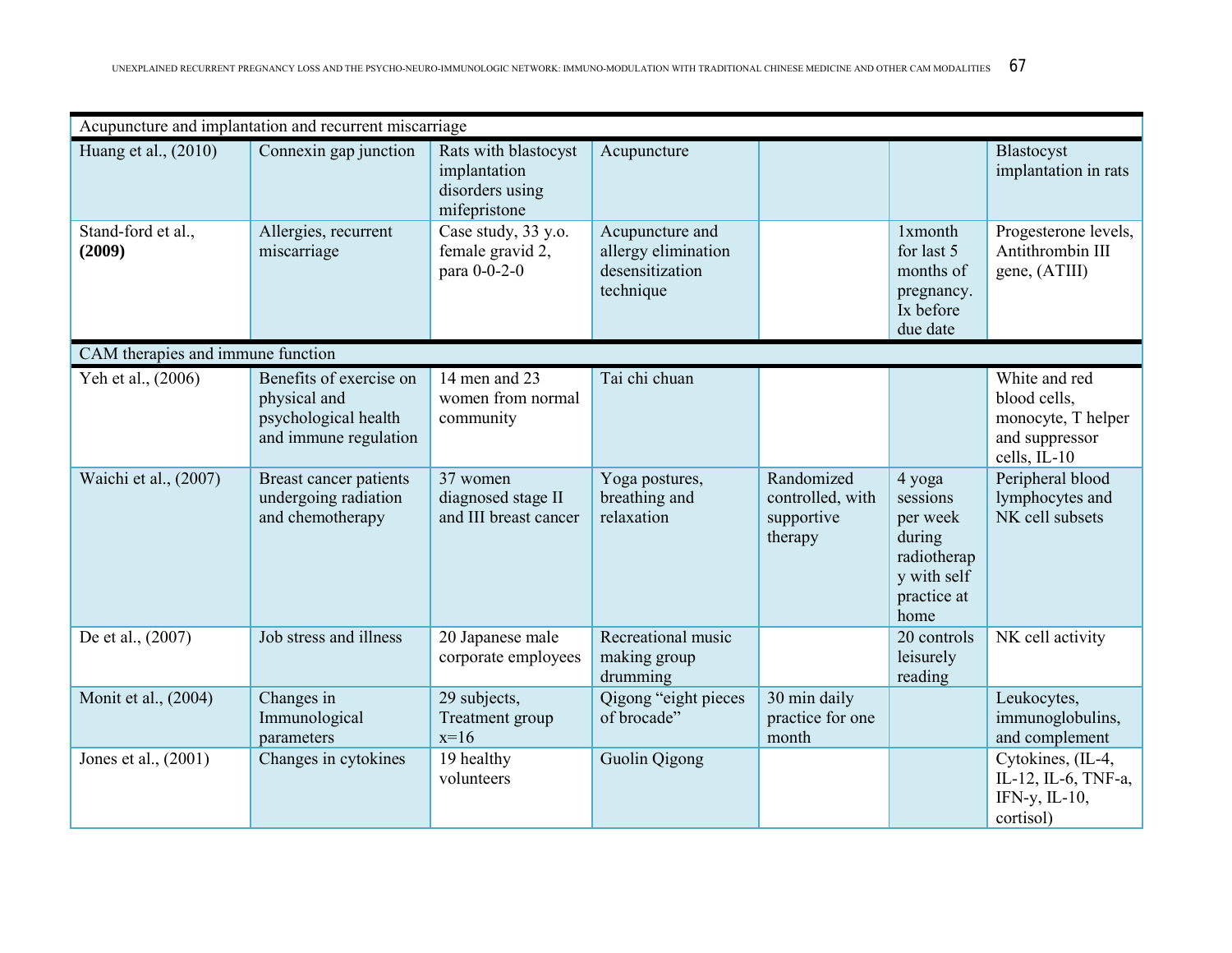| | | | | | | |
|---|---|---|---|---|---|---|
| Acupuncture and implantation and recurrent miscarriage | | | | | | |
| Huang et al., (2010) | Connexin gap junction | Rats with blastocyst implantation disorders using mifepristone | Acupuncture | | | Blastocyst implantation in rats |
| Stand-ford et al., **(2009)** | Allergies, recurrent miscarriage | Case study, 33 y.o. female gravid 2, para 0-0-2-0 | Acupuncture and allergy elimination desensitization technique | | 1xmonth for last 5 months of pregnancy. Ix before due date | Progesterone levels, Antithrombin III gene, (ATIII) |
| CAM therapies and immune function | | | | | | |
| Yeh et al., (2006) | Benefits of exercise on physical and psychological health and immune regulation | 14 men and 23 women from normal community | Tai chi chuan | | | White and red blood cells, monocyte, T helper and suppressor cells, IL-10 |
| Waichi et al., (2007) | Breast cancer patients undergoing radiation and chemotherapy | 37 women diagnosed stage II and III breast cancer | Yoga postures, breathing and relaxation | Randomized controlled, with supportive therapy | 4 yoga sessions per week during radiotherapy with self practice at home | Peripheral blood lymphocytes and NK cell subsets |
| De et al., (2007) | Job stress and illness | 20 Japanese male corporate employees | Recreational music making group drumming | | 20 controls leisurely reading | NK cell activity |
| Monit et al., (2004) | Changes in Immunological parameters | 29 subjects, Treatment group x=16 | Qigong "eight pieces of brocade" | 30 min daily practice for one month | | Leukocytes, immunoglobulins, and complement |
| Jones et al., (2001) | Changes in cytokines | 19 healthy volunteers | Guolin Qigong | | | Cytokines, (IL-4, IL-12, IL-6, TNF-a, IFN-y, IL-10, cortisol) |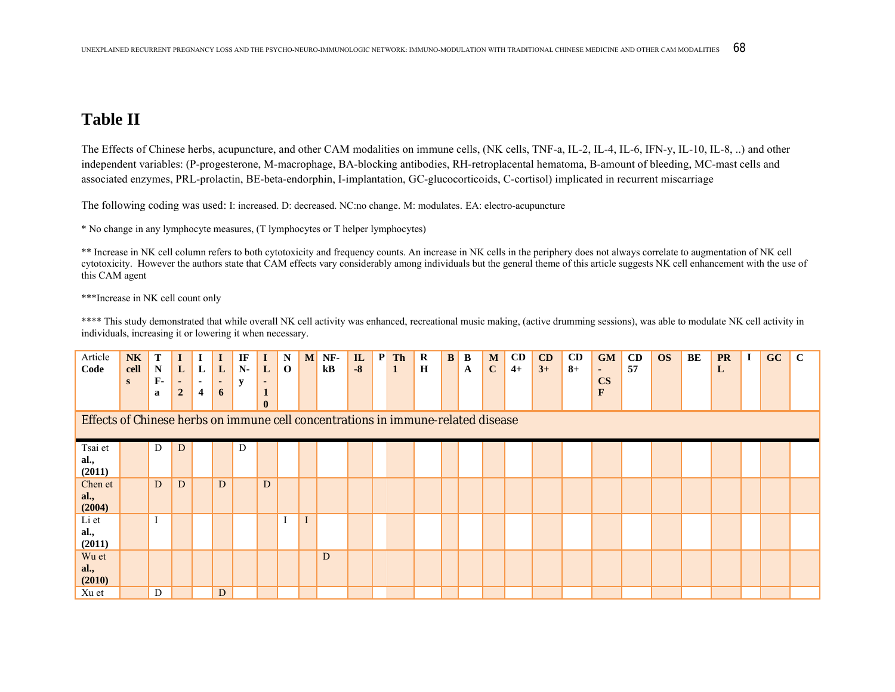## Table II

The Effects of Chinese herbs, acupuncture, and other CAM modalities on immune cells, (NK cells, TNF-a, IL-2, IL-4, IL-6, IFN-y, IL-10, IL-8, ..) and other independent variables: (P-progesterone, M-macrophage, BA-blocking antibodies, RH-retroplacental hematoma, B-amount of bleeding, MC-mast cells and associated enzymes, PRL-prolactin, BE-beta-endorphin, I-implantation, GC-glucocorticoids, C-cortisol) implicated in recurrent miscarriage

The following coding was used: I: increased. D: decreased. NC:no change. M: modulates. EA: electro-acupuncture

* No change in any lymphocyte measures, (T lymphocytes or T helper lymphocytes)

** Increase in NK cell column refers to both cytotoxicity and frequency counts. An increase in NK cells in the periphery does not always correlate to augmentation of NK cell cytotoxicity. However the authors state that CAM effects vary considerably among individuals but the general theme of this article suggests NK cell enhancement with the use of this CAM agent

***Increase in NK cell count only

**** This study demonstrated that while overall NK cell activity was enhanced, recreational music making, (active drumming sessions), was able to modulate NK cell activity in individuals, increasing it or lowering it when necessary.

| Article Code | NK cells | TNF-a | IL-2 | IL-4 | IL-6 | IFN-y | IL-10 | NO | M | NF-kB | IL-8 | P | Th1 | RH | B | BA | MC | CD4+ | CD3+ | CD8+ | GM-CSF | CD57 | OS | BE | PRL | I | GC | C |
|---|---|---|---|---|---|---|---|---|---|---|---|---|---|---|---|---|---|---|---|---|---|---|---|---|---|---|---|---|
| **Effects of Chinese herbs on immune cell concentrations in immune-related disease** | | | | | | | | | | | | | | | | | | | | | | | | | | | | |
| Tsai et **al., (2011)** | | D | D | | | D | | | | | | | | | | | | | | | | | | | | | | |
| Chen et **al., (2004)** | | D | D | | D | | D | | | | | | | | | | | | | | | | | | | | | |
| Li et **al., (2011)** | | I | | | | | | I | I | | | | | | | | | | | | | | | | | | | |
| Wu et **al., (2010)** | | | | | | | | | | D | | | | | | | | | | | | | | | | | | |
| Xu et | | D | | | D | | | | | | | | | | | | | | | | | | | | | | | |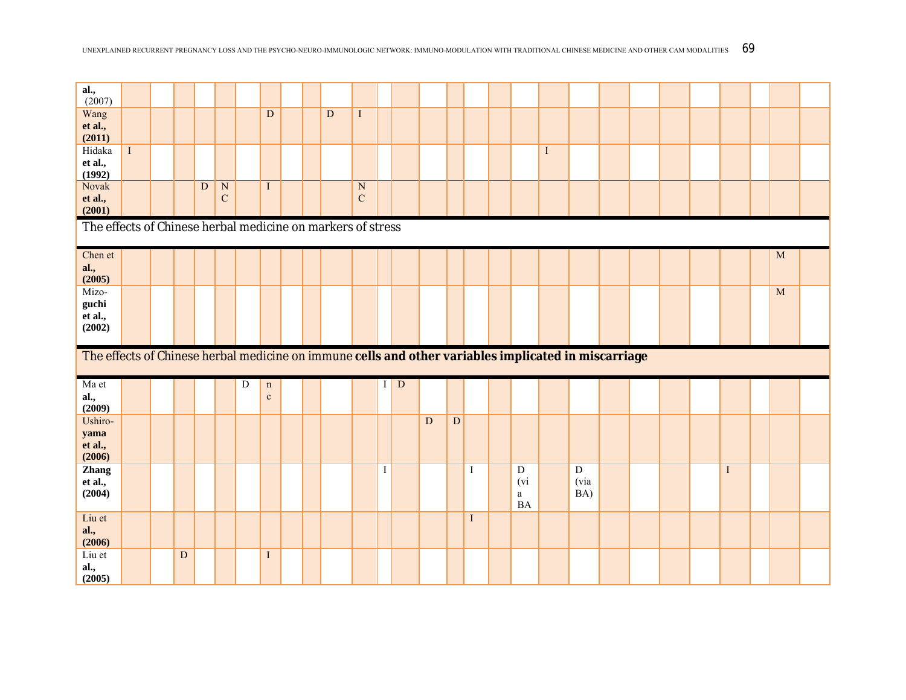| | | | | | | | | | | | | | | | | | | | | | | | | | | | | |
|---|---|---|---|---|---|---|---|---|---|---|---|---|---|---|---|---|---|---|---|---|---|---|---|---|---|---|---|---|
| **al.,** (2007) | | | | | | | | | | | | | | | | | | | | | | | | | | | | |
| Wang **et al., (2011)** | | | | | | | D | | | D | I | | | | | | | | | | | | | | | | | |
| Hidaka **et al., (1992)** | I | | | | | | | | | | | | | | | | | | I | | | | | | | | | |
| Novak **et al., (2001)** | | | | D | NC | | I | | | | NC | | | | | | | | | | | | | | | | | |
| The effects of Chinese herbal medicine on markers of stress | | | | | | | | | | | | | | | | | | | | | | | | | | | | |
| Chen et **al., (2005)** | | | | | | | | | | | | | | | | | | | | | | | | | | | M | |
| Mizo-**guchi et al., (2002)** | | | | | | | | | | | | | | | | | | | | | | | | | | | M | |
| The effects of Chinese herbal medicine on immune **cells and other variables implicated in miscarriage** | | | | | | | | | | | | | | | | | | | | | | | | | | | | |
| Ma et **al., (2009)** | | | | | | D | nc | | | | | I | D | | | | | | | | | | | | | | | |
| Ushiro-**yama et al., (2006)** | | | | | | | | | | | | | | D | D | | | | | | | | | | | | | |
| **Zhang et al., (2004)** | | | | | | | | | | | | I | | | | I | | D (via BA | | D (via BA) | | | | | I | | | |
| Liu et **al., (2006)** | | | | | | | | | | | | | | | | I | | | | | | | | | | | | |
| Liu et **al., (2005)** | | | D | | | | I | | | | | | | | | | | | | | | | | | | | | |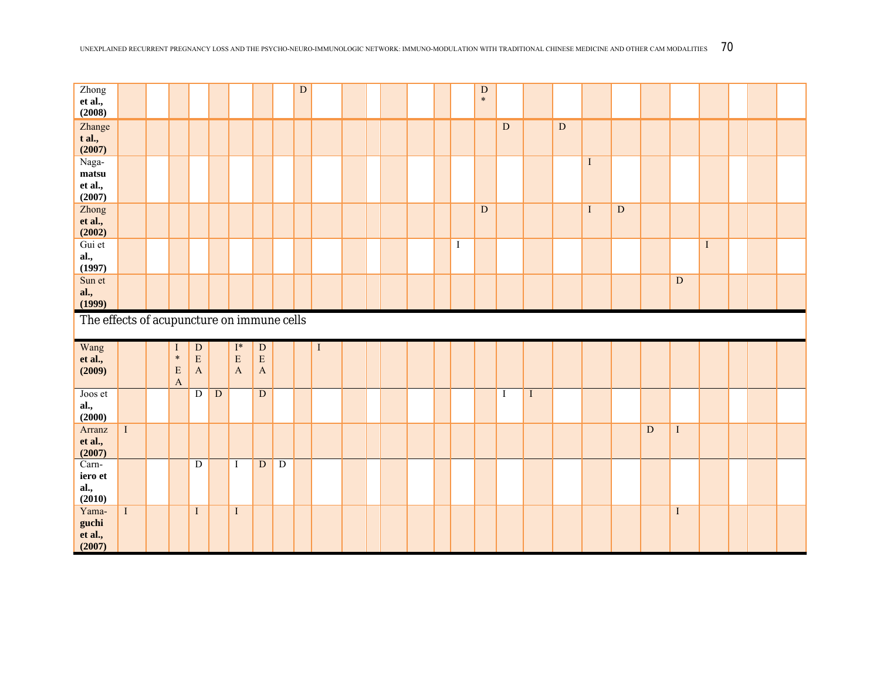| | | | | | | | | | | | | | | | | | | | | | | | | | | | | |
|---|---|---|---|---|---|---|---|---|---|---|---|---|---|---|---|---|---|---|---|---|---|---|---|---|---|---|---|---|
| Zhong **et al., (2008)** | | | | | | | | | D | | | | | | | | D* | | | | | | | | | | | |
| Zhange**t al., (2007)** | | | | | | | | | | | | | | | | | | D | | D | | | | | | | | |
| Naga-**matsu et al., (2007)** | | | | | | | | | | | | | | | | | | | | | I | | | | | | | |
| Zhong **et al., (2002)** | | | | | | | | | | | | | | | | | D | | | | I | D | | | | | | |
| Gui et **al., (1997)** | | | | | | | | | | | | | | | | I | | | | | | | | | I | | | |
| Sun et **al., (1999)** | | | | | | | | | | | | | | | | | | | | | | | | D | | | | |
| The effects of acupuncture on immune cells | | | | | | | | | | | | | | | | | | | | | | | | | | | | |
| Wang **et al., (2009)** | | | I* EA | D EA | | I* EA | D EA | | | I | | | | | | | | | | | | | | | | | | |
| Joos et **al., (2000)** | | | | D | D | | D | | | | | | | | | | | I | I | | | | | | | | | |
| Arranz **et al., (2007)** | I | | | | | | | | | | | | | | | | | | | | | | D | I | | | | |
| Carn-**iero et al., (2010)** | | | | D | | I | D | D | | | | | | | | | | | | | | | | | | | | |
| Yama-**guchi et al., (2007)** | I | | | I | | I | | | | | | | | | | | | | | | | | | I | | | | |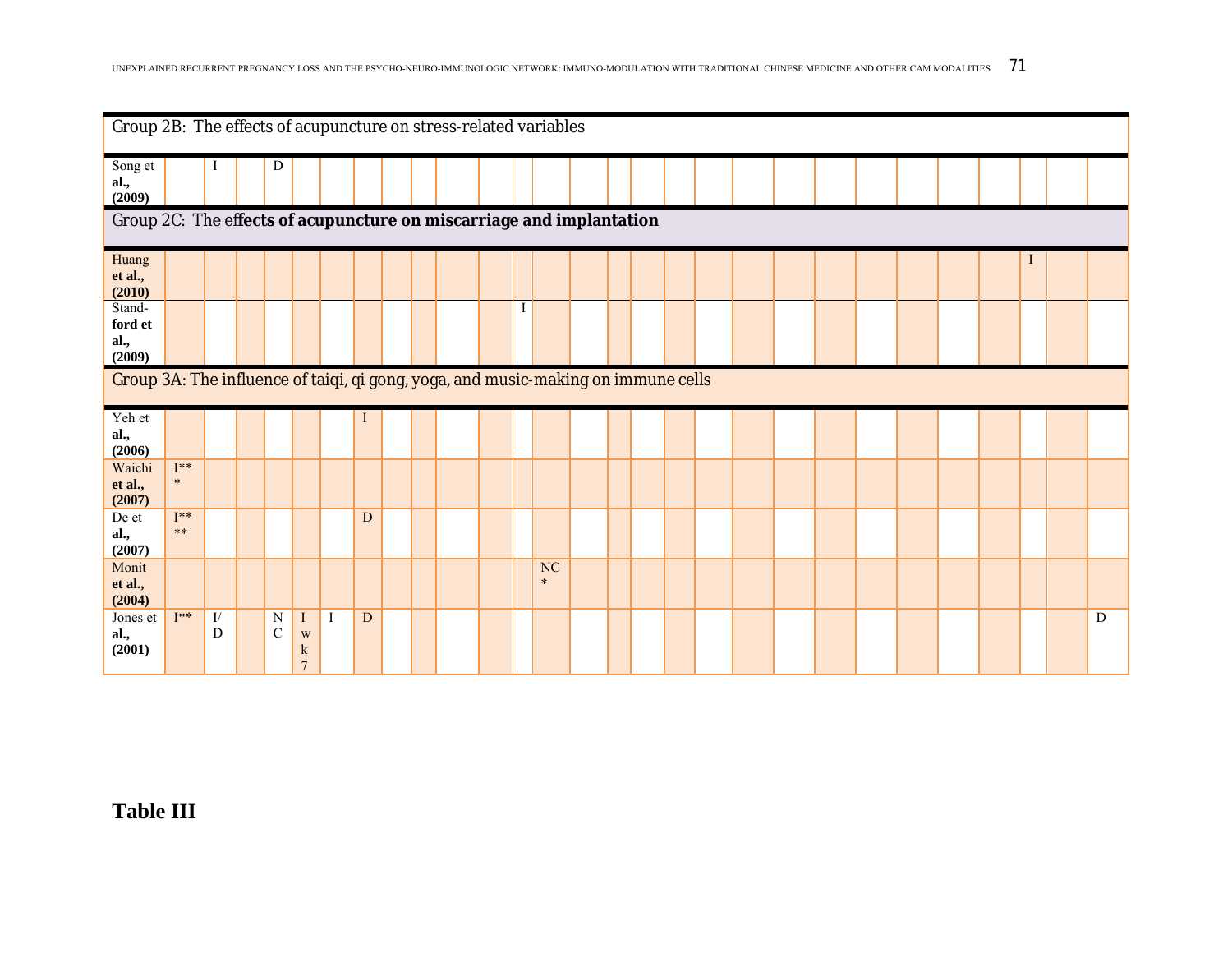| | | | | | | | | | | | | | | | | | | | | | | | | | | | | |
|---|---|---|---|---|---|---|---|---|---|---|---|---|---|---|---|---|---|---|---|---|---|---|---|---|---|---|---|---|
| Group 2B: The effects of acupuncture on stress-related variables | | | | | | | | | | | | | | | | | | | | | | | | | | | | |
| Song et **al., (2009)** | | I | | D | | | | | | | | | | | | | | | | | | | | | | | | |
| Group 2C: The ef**fects of acupuncture on miscarriage and implantation** | | | | | | | | | | | | | | | | | | | | | | | | | | | | |
| Huang **et al., (2010)** | | | | | | | | | | | | | | | | | | | | | | | | | | I | | |
| Stand-**ford et al., (2009)** | | | | | | | | | | | | I | | | | | | | | | | | | | | | | |
| Group 3A: The influence of taiqi, qi gong, yoga, and music-making on immune cells | | | | | | | | | | | | | | | | | | | | | | | | | | | | |
| Yeh et **al., (2006)** | | | | | | | I | | | | | | | | | | | | | | | | | | | | | |
| Waichi **et al., (2007)** | I*** | | | | | | | | | | | | | | | | | | | | | | | | | | | |
| De et **al., (2007)** | I**** | | | | | | D | | | | | | | | | | | | | | | | | | | | | |
| Monit **et al., (2004)** | | | | | | | | | | | | | NC* | | | | | | | | | | | | | | | |
| Jones et **al., (2001)** | I** | I/D | | NC | I wk 7 | I | D | | | | | | | | | | | | | | | | | | | | | D |

**Table III**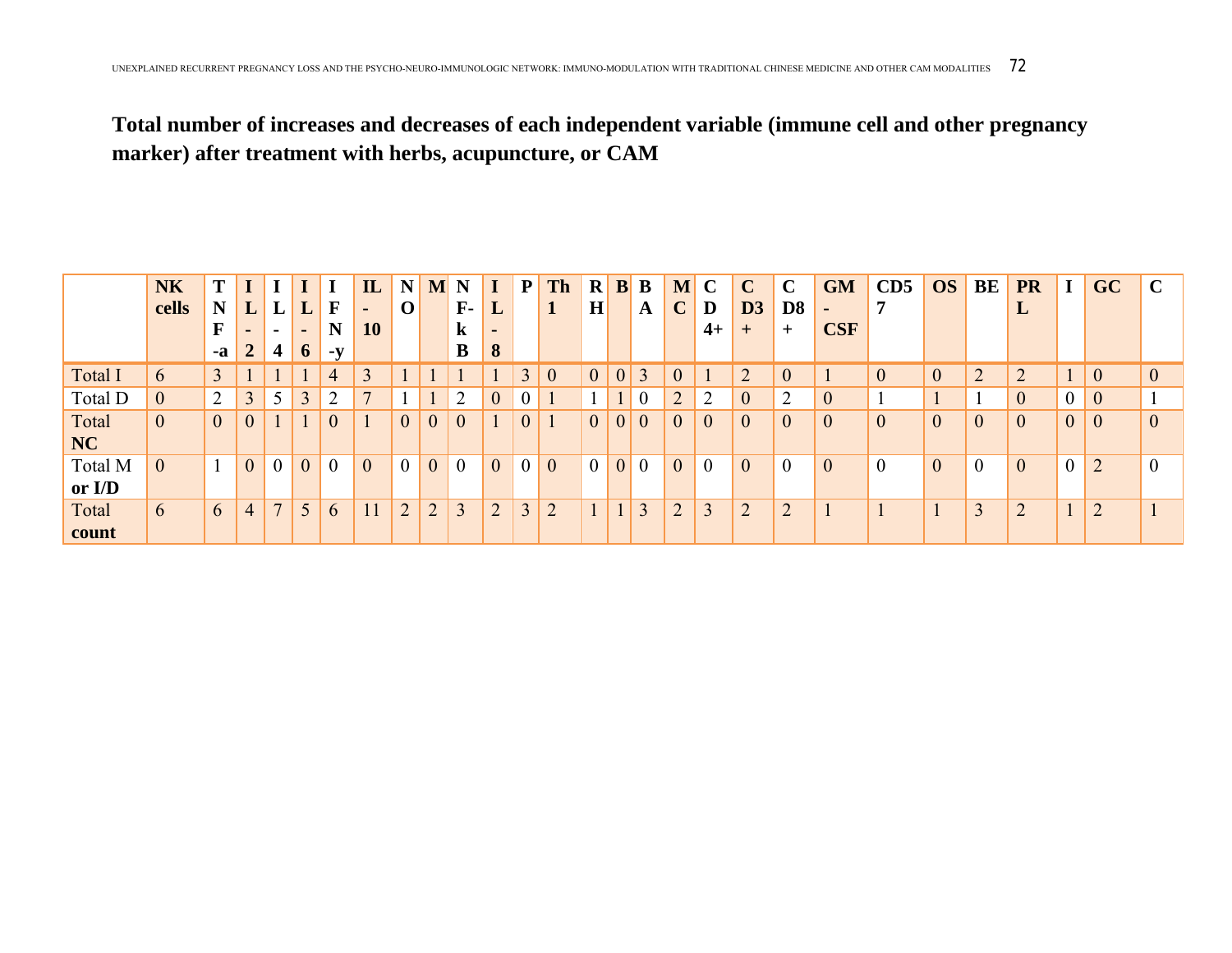**Total number of increases and decreases of each independent variable (immune cell and other pregnancy marker) after treatment with herbs, acupuncture, or CAM**

| | NK cells | TNF-a | IL-2 | IL-4 | IL-6 | IFN-y | IL-10 | NO | M | NF-kB | IL-8 | P | Th1 | RH | B | BA | MC | CD4+ | CD3+ | CD8+ | GM-CSF | CD57 | OS | BE | PRL | I | GC | C |
|---|---|---|---|---|---|---|---|---|---|---|---|---|---|---|---|---|---|---|---|---|---|---|---|---|---|---|---|---|
| Total I | 6 | 3 | 1 | 1 | 1 | 4 | 3 | 1 | 1 | 1 | 1 | 3 | 0 | 0 | 0 | 3 | 0 | 1 | 2 | 0 | 1 | 0 | 0 | 2 | 2 | 1 | 0 | 0 |
| Total D | 0 | 2 | 3 | 5 | 3 | 2 | 7 | 1 | 1 | 2 | 0 | 0 | 1 | 1 | 1 | 0 | 2 | 2 | 0 | 2 | 0 | 1 | 1 | 1 | 0 | 0 | 0 | 1 |
| Total NC | 0 | 0 | 0 | 1 | 1 | 0 | 1 | 0 | 0 | 0 | 1 | 0 | 1 | 0 | 0 | 0 | 0 | 0 | 0 | 0 | 0 | 0 | 0 | 0 | 0 | 0 | 0 | 0 |
| Total M or I/D | 0 | 1 | 0 | 0 | 0 | 0 | 0 | 0 | 0 | 0 | 0 | 0 | 0 | 0 | 0 | 0 | 0 | 0 | 0 | 0 | 0 | 0 | 0 | 0 | 0 | 0 | 2 | 0 |
| Total count | 6 | 6 | 4 | 7 | 5 | 6 | 11 | 2 | 2 | 3 | 2 | 3 | 2 | 1 | 1 | 3 | 2 | 3 | 2 | 2 | 1 | 1 | 1 | 3 | 2 | 1 | 2 | 1 |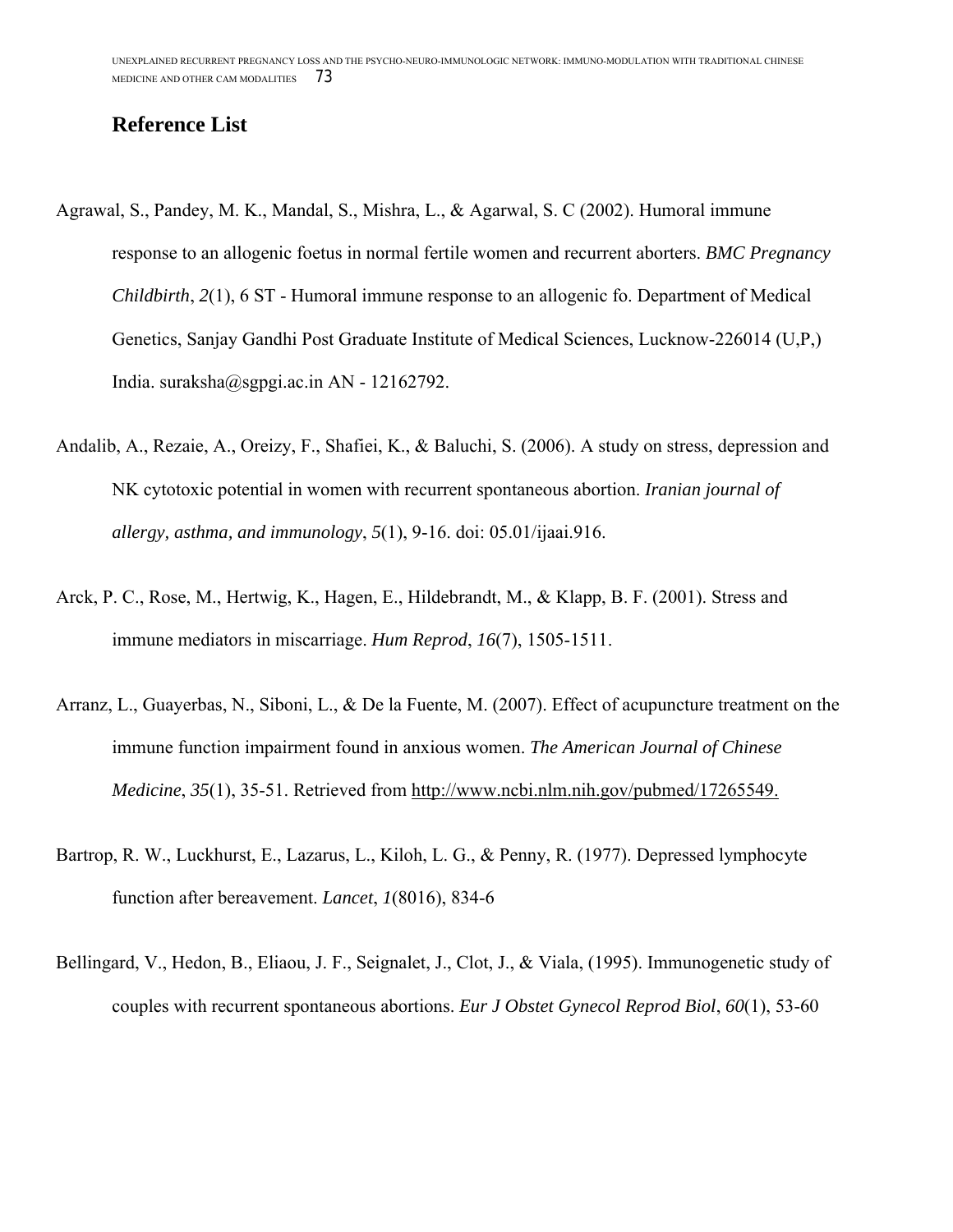## Reference List

Agrawal, S., Pandey, M. K., Mandal, S., Mishra, L., & Agarwal, S. C (2002). Humoral immune response to an allogenic foetus in normal fertile women and recurrent aborters. *BMC Pregnancy Childbirth*, *2*(1), 6 ST - Humoral immune response to an allogenic fo. Department of Medical Genetics, Sanjay Gandhi Post Graduate Institute of Medical Sciences, Lucknow-226014 (U,P,) India. suraksha@sgpgi.ac.in AN - 12162792.

Andalib, A., Rezaie, A., Oreizy, F., Shafiei, K., & Baluchi, S. (2006). A study on stress, depression and NK cytotoxic potential in women with recurrent spontaneous abortion. *Iranian journal of allergy, asthma, and immunology*, *5*(1), 9-16. doi: 05.01/ijaai.916.

Arck, P. C., Rose, M., Hertwig, K., Hagen, E., Hildebrandt, M., & Klapp, B. F. (2001). Stress and immune mediators in miscarriage. *Hum Reprod*, *16*(7), 1505-1511.

Arranz, L., Guayerbas, N., Siboni, L., & De la Fuente, M. (2007). Effect of acupuncture treatment on the immune function impairment found in anxious women. *The American Journal of Chinese Medicine*, *35*(1), 35-51. Retrieved from http://www.ncbi.nlm.nih.gov/pubmed/17265549.

Bartrop, R. W., Luckhurst, E., Lazarus, L., Kiloh, L. G., & Penny, R. (1977). Depressed lymphocyte function after bereavement. *Lancet*, *1*(8016), 834-6

Bellingard, V., Hedon, B., Eliaou, J. F., Seignalet, J., Clot, J., & Viala, (1995). Immunogenetic study of couples with recurrent spontaneous abortions. *Eur J Obstet Gynecol Reprod Biol*, *60*(1), 53-60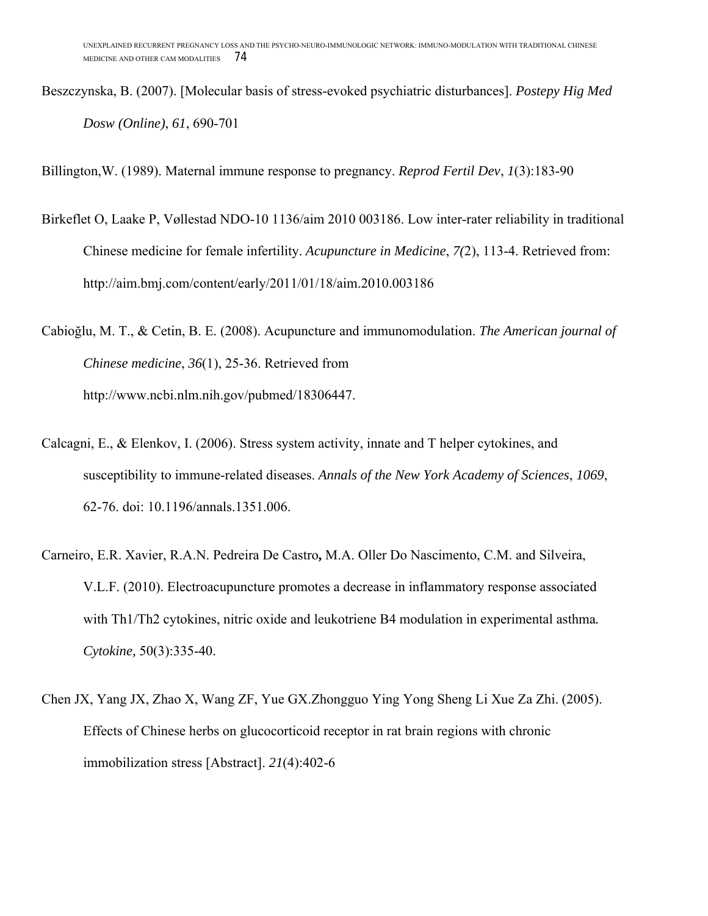Beszczynska, B. (2007). [Molecular basis of stress-evoked psychiatric disturbances]. *Postepy Hig Med Dosw (Online)*, *61*, 690-701

Billington,W. (1989). Maternal immune response to pregnancy. *Reprod Fertil Dev*, *1*(3):183-90

Birkeflet O, Laake P, Vøllestad NDO-10 1136/aim 2010 003186. Low inter-rater reliability in traditional Chinese medicine for female infertility. *Acupuncture in Medicine*, *7(*2), 113-4. Retrieved from: http://aim.bmj.com/content/early/2011/01/18/aim.2010.003186

Cabioğlu, M. T., & Cetin, B. E. (2008). Acupuncture and immunomodulation. *The American journal of Chinese medicine*, *36*(1), 25-36. Retrieved from http://www.ncbi.nlm.nih.gov/pubmed/18306447.

Calcagni, E., & Elenkov, I. (2006). Stress system activity, innate and T helper cytokines, and susceptibility to immune-related diseases. *Annals of the New York Academy of Sciences*, *1069*, 62-76. doi: 10.1196/annals.1351.006.

Carneiro, E.R. Xavier, R.A.N. Pedreira De Castro**,** M.A. Oller Do Nascimento, C.M. and Silveira, V.L.F. (2010). Electroacupuncture promotes a decrease in inflammatory response associated with Th1/Th2 cytokines, nitric oxide and leukotriene B4 modulation in experimental asthma*. Cytokine,* 50(3):335-40.

Chen JX, Yang JX, Zhao X, Wang ZF, Yue GX.Zhongguo Ying Yong Sheng Li Xue Za Zhi. (2005). Effects of Chinese herbs on glucocorticoid receptor in rat brain regions with chronic immobilization stress [Abstract]. *21*(4):402-6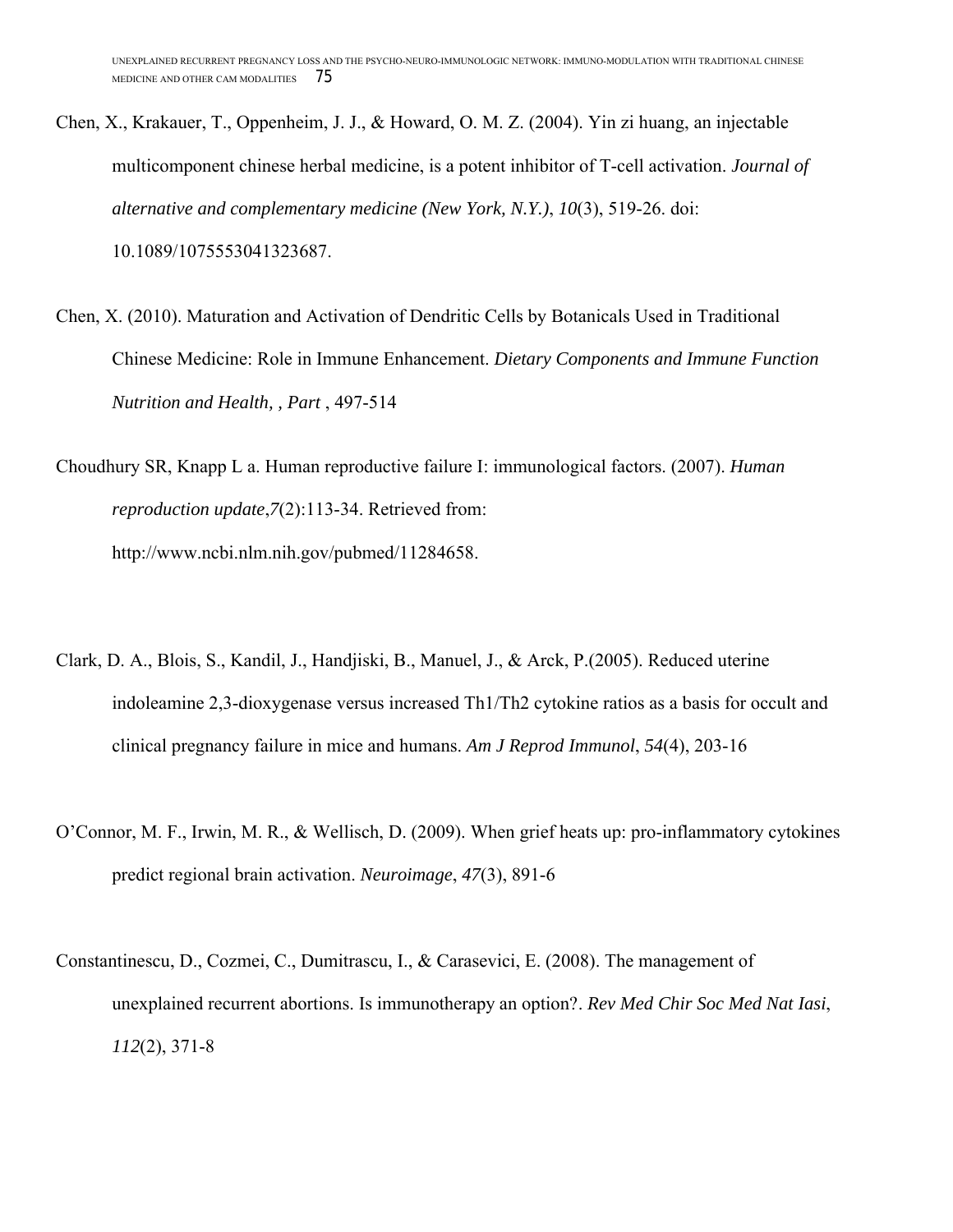Chen, X., Krakauer, T., Oppenheim, J. J., & Howard, O. M. Z. (2004). Yin zi huang, an injectable multicomponent chinese herbal medicine, is a potent inhibitor of T-cell activation. *Journal of alternative and complementary medicine (New York, N.Y.)*, *10*(3), 519-26. doi: 10.1089/1075553041323687.

Chen, X. (2010). Maturation and Activation of Dendritic Cells by Botanicals Used in Traditional Chinese Medicine: Role in Immune Enhancement. *Dietary Components and Immune Function Nutrition and Health, , Part* , 497-514

Choudhury SR, Knapp L a. Human reproductive failure I: immunological factors. (2007). *Human reproduction update*,*7*(2):113-34. Retrieved from: http://www.ncbi.nlm.nih.gov/pubmed/11284658.

Clark, D. A., Blois, S., Kandil, J., Handjiski, B., Manuel, J., & Arck, P.(2005). Reduced uterine indoleamine 2,3-dioxygenase versus increased Th1/Th2 cytokine ratios as a basis for occult and clinical pregnancy failure in mice and humans. *Am J Reprod Immunol*, *54*(4), 203-16

O'Connor, M. F., Irwin, M. R., & Wellisch, D. (2009). When grief heats up: pro-inflammatory cytokines predict regional brain activation. *Neuroimage*, *47*(3), 891-6

Constantinescu, D., Cozmei, C., Dumitrascu, I., & Carasevici, E. (2008). The management of unexplained recurrent abortions. Is immunotherapy an option?. *Rev Med Chir Soc Med Nat Iasi*, *112*(2), 371-8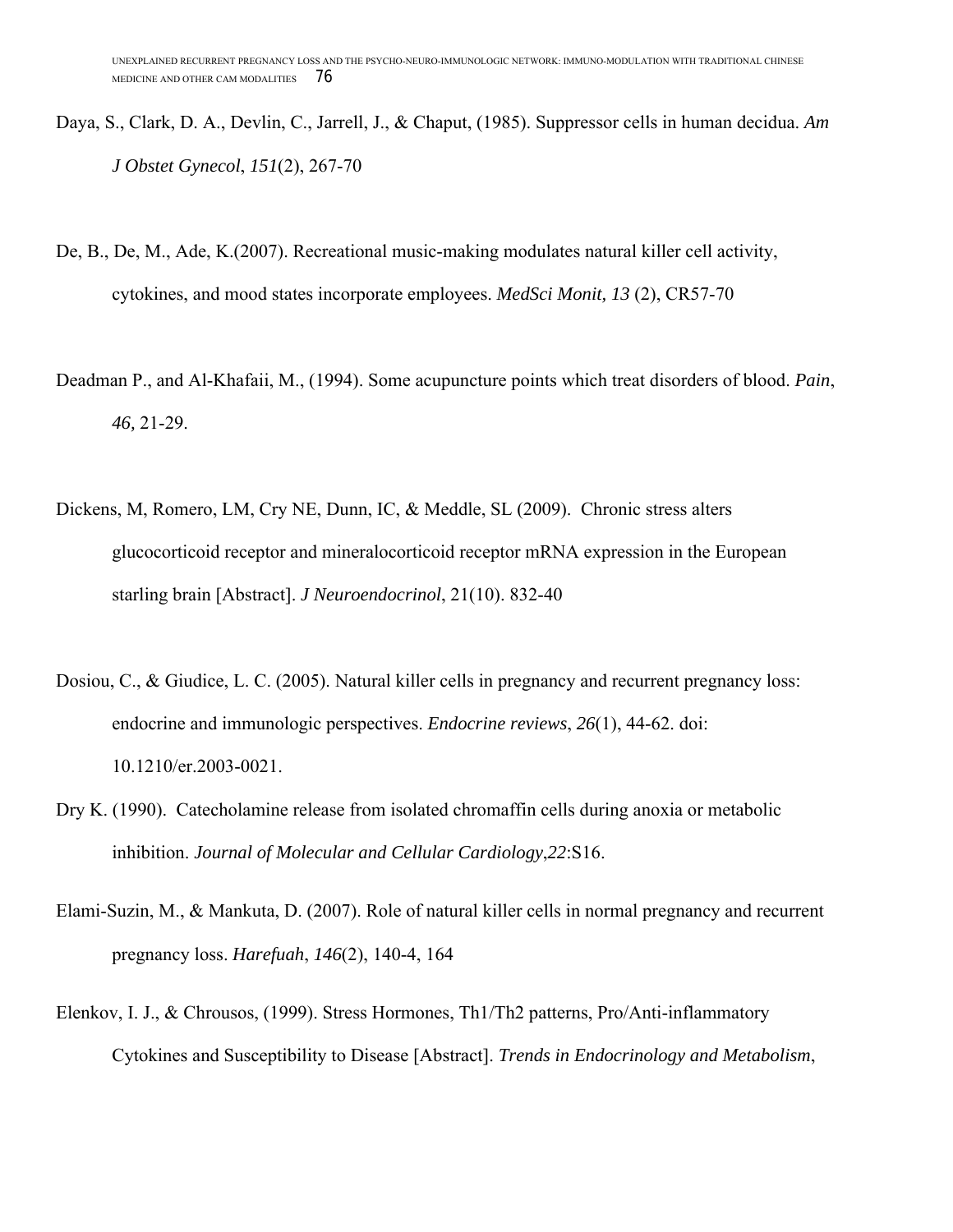Daya, S., Clark, D. A., Devlin, C., Jarrell, J., & Chaput, (1985). Suppressor cells in human decidua. *Am J Obstet Gynecol*, *151*(2), 267-70

De, B., De, M., Ade, K.(2007). Recreational music-making modulates natural killer cell activity, cytokines, and mood states incorporate employees. *MedSci Monit, 13* (2), CR57-70

Deadman P., and Al-Khafaii, M., (1994). Some acupuncture points which treat disorders of blood. *Pain*, *46,* 21-29.

Dickens, M, Romero, LM, Cry NE, Dunn, IC, & Meddle, SL (2009). Chronic stress alters glucocorticoid receptor and mineralocorticoid receptor mRNA expression in the European starling brain [Abstract]. *J Neuroendocrinol*, 21(10). 832-40

Dosiou, C., & Giudice, L. C. (2005). Natural killer cells in pregnancy and recurrent pregnancy loss: endocrine and immunologic perspectives. *Endocrine reviews*, *26*(1), 44-62. doi: 10.1210/er.2003-0021.

Dry K. (1990). Catecholamine release from isolated chromaffin cells during anoxia or metabolic inhibition. *Journal of Molecular and Cellular Cardiology*,*22*:S16.

Elami-Suzin, M., & Mankuta, D. (2007). Role of natural killer cells in normal pregnancy and recurrent pregnancy loss. *Harefuah*, *146*(2), 140-4, 164

Elenkov, I. J., & Chrousos, (1999). Stress Hormones, Th1/Th2 patterns, Pro/Anti-inflammatory Cytokines and Susceptibility to Disease [Abstract]. *Trends in Endocrinology and Metabolism*,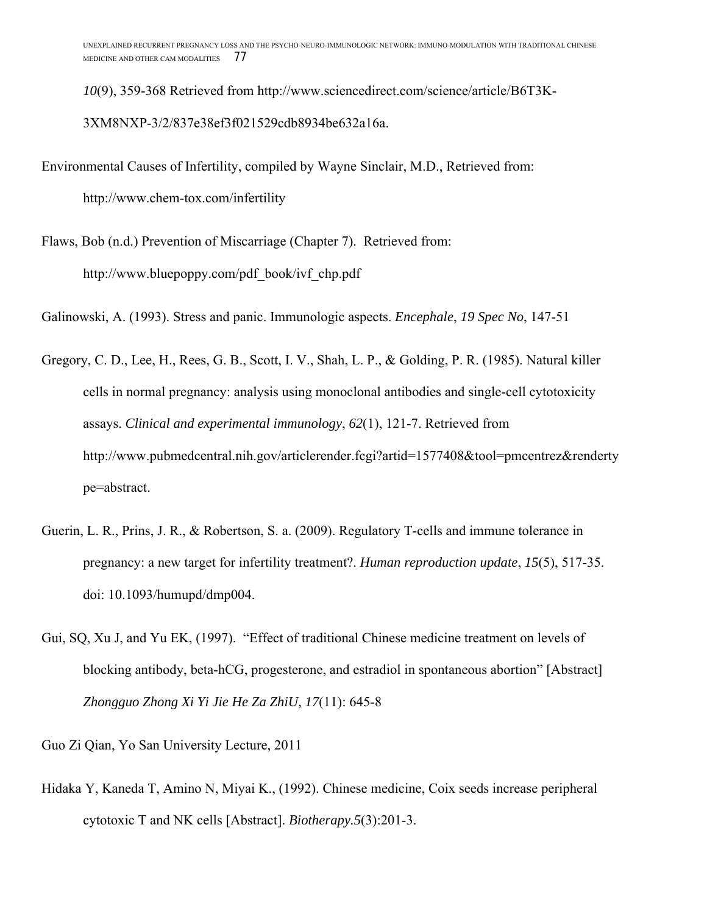*10*(9), 359-368 Retrieved from http://www.sciencedirect.com/science/article/B6T3K-3XM8NXP-3/2/837e38ef3f021529cdb8934be632a16a.

Environmental Causes of Infertility, compiled by Wayne Sinclair, M.D., Retrieved from: http://www.chem-tox.com/infertility

Flaws, Bob (n.d.) Prevention of Miscarriage (Chapter 7). Retrieved from: http://www.bluepoppy.com/pdf_book/ivf_chp.pdf

Galinowski, A. (1993). Stress and panic. Immunologic aspects. *Encephale*, *19 Spec No*, 147-51

Gregory, C. D., Lee, H., Rees, G. B., Scott, I. V., Shah, L. P., & Golding, P. R. (1985). Natural killer cells in normal pregnancy: analysis using monoclonal antibodies and single-cell cytotoxicity assays. *Clinical and experimental immunology*, *62*(1), 121-7. Retrieved from http://www.pubmedcentral.nih.gov/articlerender.fcgi?artid=1577408&tool=pmcentrez&rendertype=abstract.

Guerin, L. R., Prins, J. R., & Robertson, S. a. (2009). Regulatory T-cells and immune tolerance in pregnancy: a new target for infertility treatment?. *Human reproduction update*, *15*(5), 517-35. doi: 10.1093/humupd/dmp004.

Gui, SQ, Xu J, and Yu EK, (1997). "Effect of traditional Chinese medicine treatment on levels of blocking antibody, beta-hCG, progesterone, and estradiol in spontaneous abortion" [Abstract] *Zhongguo Zhong Xi Yi Jie He Za ZhiU, 17*(11): 645-8

Guo Zi Qian, Yo San University Lecture, 2011

Hidaka Y, Kaneda T, Amino N, Miyai K., (1992). Chinese medicine, Coix seeds increase peripheral cytotoxic T and NK cells [Abstract]. *Biotherapy.5*(3):201-3.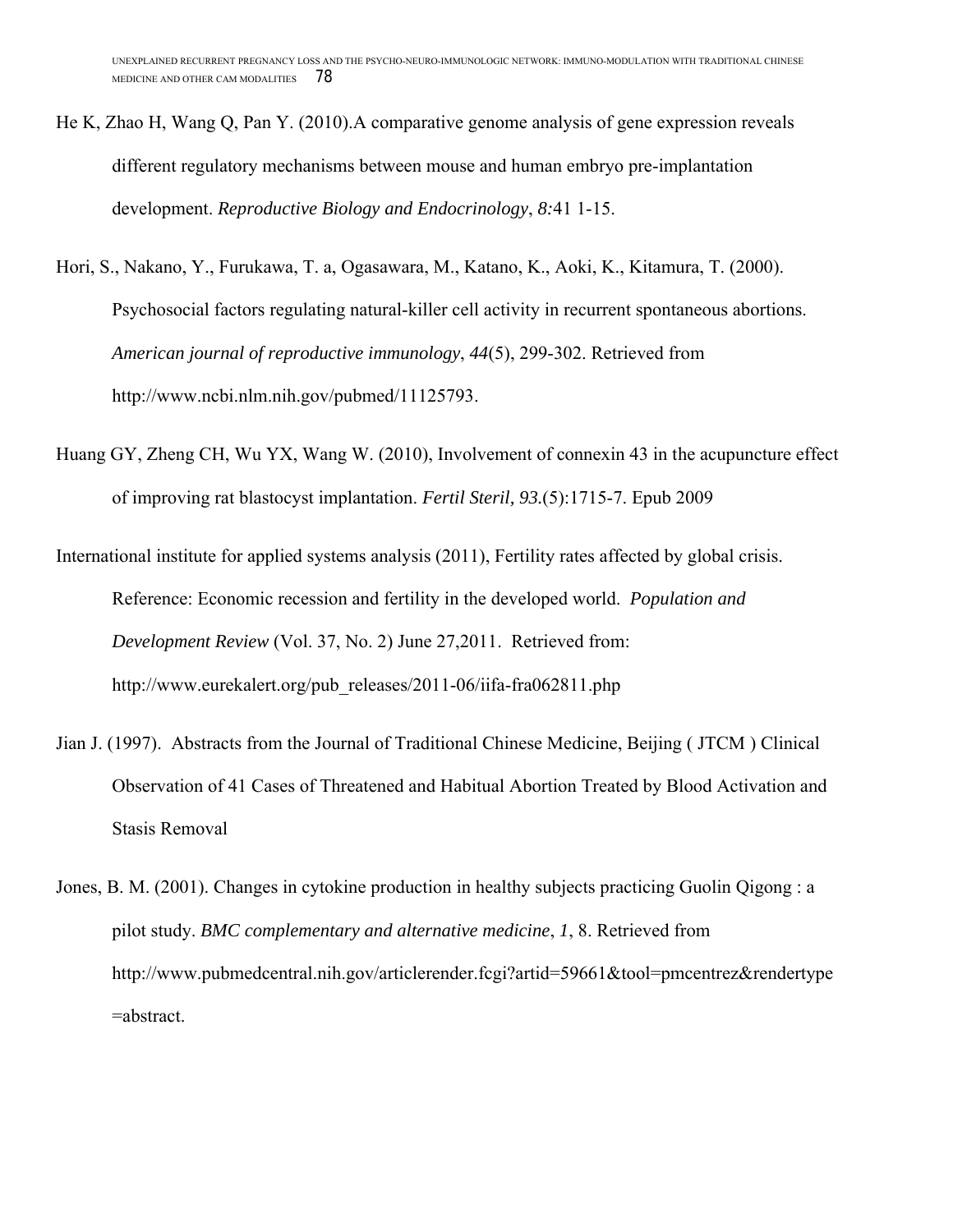He K, Zhao H, Wang Q, Pan Y. (2010).A comparative genome analysis of gene expression reveals different regulatory mechanisms between mouse and human embryo pre-implantation development. *Reproductive Biology and Endocrinology*, *8:*41 1-15.

Hori, S., Nakano, Y., Furukawa, T. a, Ogasawara, M., Katano, K., Aoki, K., Kitamura, T. (2000). Psychosocial factors regulating natural-killer cell activity in recurrent spontaneous abortions. *American journal of reproductive immunology*, *44*(5), 299-302. Retrieved from http://www.ncbi.nlm.nih.gov/pubmed/11125793.

Huang GY, Zheng CH, Wu YX, Wang W. (2010), Involvement of connexin 43 in the acupuncture effect of improving rat blastocyst implantation. *Fertil Steril, 93.*(5):1715-7. Epub 2009

International institute for applied systems analysis (2011), Fertility rates affected by global crisis. Reference: Economic recession and fertility in the developed world. *Population and Development Review* (Vol. 37, No. 2) June 27,2011. Retrieved from: http://www.eurekalert.org/pub_releases/2011-06/iifa-fra062811.php

Jian J. (1997). Abstracts from the Journal of Traditional Chinese Medicine, Beijing ( JTCM ) Clinical Observation of 41 Cases of Threatened and Habitual Abortion Treated by Blood Activation and Stasis Removal

Jones, B. M. (2001). Changes in cytokine production in healthy subjects practicing Guolin Qigong : a pilot study. *BMC complementary and alternative medicine*, *1*, 8. Retrieved from http://www.pubmedcentral.nih.gov/articlerender.fcgi?artid=59661&tool=pmcentrez&rendertype=abstract.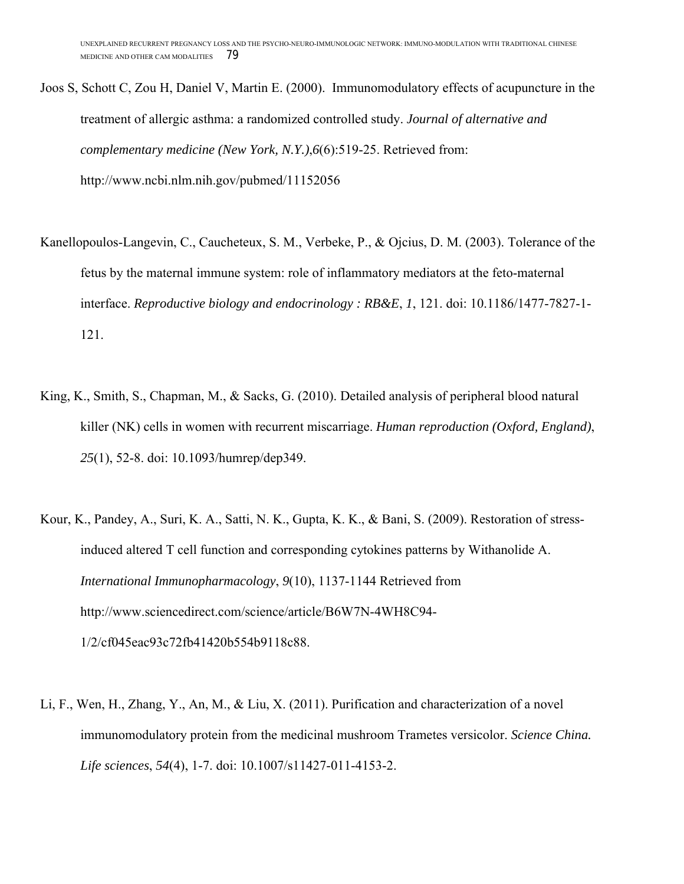Joos S, Schott C, Zou H, Daniel V, Martin E. (2000). Immunomodulatory effects of acupuncture in the treatment of allergic asthma: a randomized controlled study. *Journal of alternative and complementary medicine (New York, N.Y.)*,*6*(6):519-25. Retrieved from: http://www.ncbi.nlm.nih.gov/pubmed/11152056

Kanellopoulos-Langevin, C., Caucheteux, S. M., Verbeke, P., & Ojcius, D. M. (2003). Tolerance of the fetus by the maternal immune system: role of inflammatory mediators at the feto-maternal interface. *Reproductive biology and endocrinology : RB&E*, *1*, 121. doi: 10.1186/1477-7827-1-121.

King, K., Smith, S., Chapman, M., & Sacks, G. (2010). Detailed analysis of peripheral blood natural killer (NK) cells in women with recurrent miscarriage. *Human reproduction (Oxford, England)*, *25*(1), 52-8. doi: 10.1093/humrep/dep349.

Kour, K., Pandey, A., Suri, K. A., Satti, N. K., Gupta, K. K., & Bani, S. (2009). Restoration of stress-induced altered T cell function and corresponding cytokines patterns by Withanolide A. *International Immunopharmacology*, *9*(10), 1137-1144 Retrieved from http://www.sciencedirect.com/science/article/B6W7N-4WH8C94-1/2/cf045eac93c72fb41420b554b9118c88.

Li, F., Wen, H., Zhang, Y., An, M., & Liu, X. (2011). Purification and characterization of a novel immunomodulatory protein from the medicinal mushroom Trametes versicolor. *Science China. Life sciences*, *54*(4), 1-7. doi: 10.1007/s11427-011-4153-2.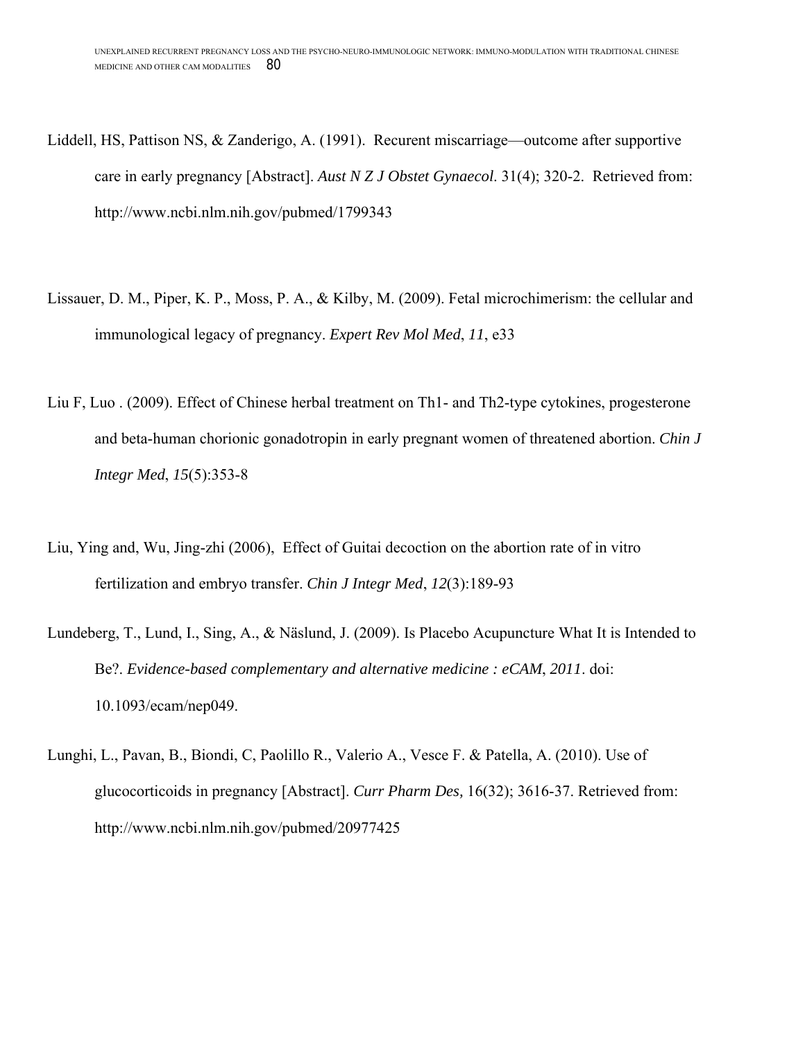Liddell, HS, Pattison NS, & Zanderigo, A. (1991). Recurent miscarriage—outcome after supportive care in early pregnancy [Abstract]. *Aust N Z J Obstet Gynaecol*. 31(4); 320-2. Retrieved from: http://www.ncbi.nlm.nih.gov/pubmed/1799343

Lissauer, D. M., Piper, K. P., Moss, P. A., & Kilby, M. (2009). Fetal microchimerism: the cellular and immunological legacy of pregnancy. *Expert Rev Mol Med*, *11*, e33

Liu F, Luo . (2009). Effect of Chinese herbal treatment on Th1- and Th2-type cytokines, progesterone and beta-human chorionic gonadotropin in early pregnant women of threatened abortion. *Chin J Integr Med*, *15*(5):353-8

Liu, Ying and, Wu, Jing-zhi (2006), Effect of Guitai decoction on the abortion rate of in vitro fertilization and embryo transfer. *Chin J Integr Med*, *12*(3):189-93

Lundeberg, T., Lund, I., Sing, A., & Näslund, J. (2009). Is Placebo Acupuncture What It is Intended to Be?. *Evidence-based complementary and alternative medicine : eCAM*, *2011*. doi: 10.1093/ecam/nep049.

Lunghi, L., Pavan, B., Biondi, C, Paolillo R., Valerio A., Vesce F. & Patella, A. (2010). Use of glucocorticoids in pregnancy [Abstract]. *Curr Pharm Des,* 16(32); 3616-37. Retrieved from: http://www.ncbi.nlm.nih.gov/pubmed/20977425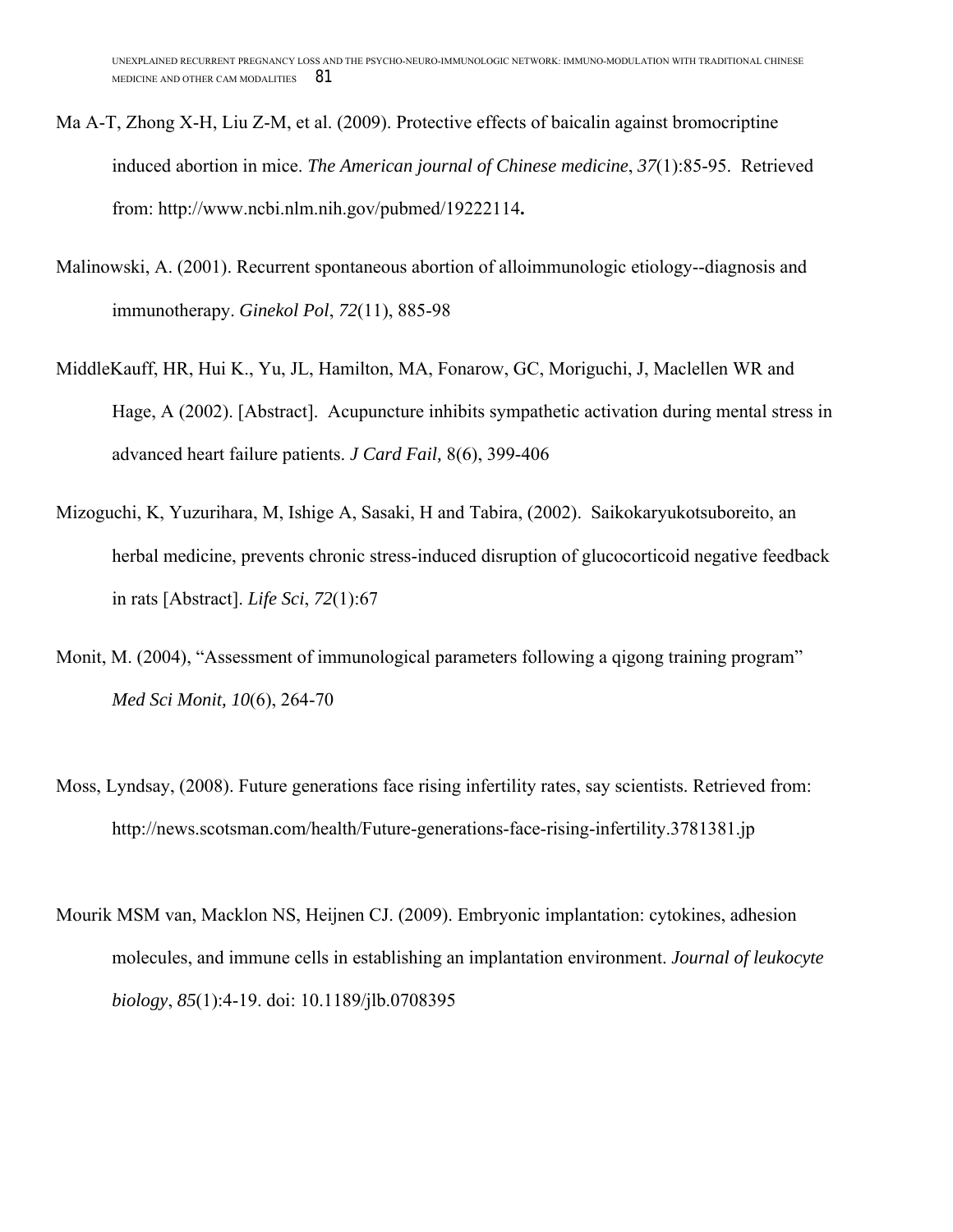Ma A-T, Zhong X-H, Liu Z-M, et al. (2009). Protective effects of baicalin against bromocriptine induced abortion in mice. *The American journal of Chinese medicine*, *37*(1):85-95. Retrieved from: http://www.ncbi.nlm.nih.gov/pubmed/19222114**.**

Malinowski, A. (2001). Recurrent spontaneous abortion of alloimmunologic etiology--diagnosis and immunotherapy. *Ginekol Pol*, *72*(11), 885-98

MiddleKauff, HR, Hui K., Yu, JL, Hamilton, MA, Fonarow, GC, Moriguchi, J, Maclellen WR and Hage, A (2002). [Abstract]. Acupuncture inhibits sympathetic activation during mental stress in advanced heart failure patients. *J Card Fail,* 8(6), 399-406

Mizoguchi, K, Yuzurihara, M, Ishige A, Sasaki, H and Tabira, (2002). Saikokaryukotsuboreito, an herbal medicine, prevents chronic stress-induced disruption of glucocorticoid negative feedback in rats [Abstract]. *Life Sci*, *72*(1):67

Monit, M. (2004), "Assessment of immunological parameters following a qigong training program" *Med Sci Monit, 10*(6), 264-70

Moss, Lyndsay, (2008). Future generations face rising infertility rates, say scientists. Retrieved from: http://news.scotsman.com/health/Future-generations-face-rising-infertility.3781381.jp

Mourik MSM van, Macklon NS, Heijnen CJ. (2009). Embryonic implantation: cytokines, adhesion molecules, and immune cells in establishing an implantation environment. *Journal of leukocyte biology*, *85*(1):4-19. doi: 10.1189/jlb.0708395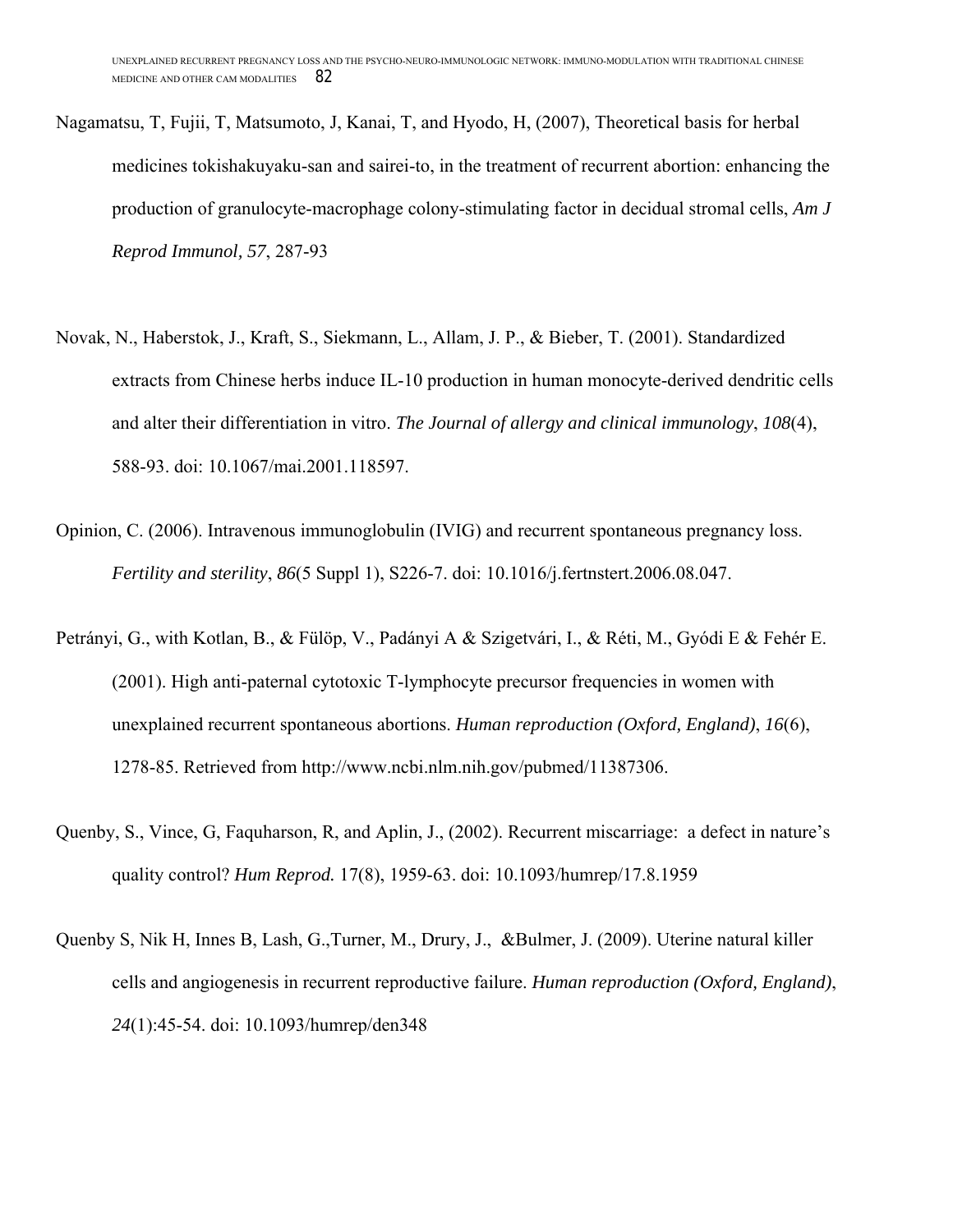Nagamatsu, T, Fujii, T, Matsumoto, J, Kanai, T, and Hyodo, H, (2007), Theoretical basis for herbal medicines tokishakuyaku-san and sairei-to, in the treatment of recurrent abortion: enhancing the production of granulocyte-macrophage colony-stimulating factor in decidual stromal cells, *Am J Reprod Immunol, 57*, 287-93

Novak, N., Haberstok, J., Kraft, S., Siekmann, L., Allam, J. P., & Bieber, T. (2001). Standardized extracts from Chinese herbs induce IL-10 production in human monocyte-derived dendritic cells and alter their differentiation in vitro. *The Journal of allergy and clinical immunology*, *108*(4), 588-93. doi: 10.1067/mai.2001.118597.

Opinion, C. (2006). Intravenous immunoglobulin (IVIG) and recurrent spontaneous pregnancy loss. *Fertility and sterility*, *86*(5 Suppl 1), S226-7. doi: 10.1016/j.fertnstert.2006.08.047.

Petrányi, G., with Kotlan, B., & Fülöp, V., Padányi A & Szigetvári, I., & Réti, M., Gyódi E & Fehér E. (2001). High anti-paternal cytotoxic T-lymphocyte precursor frequencies in women with unexplained recurrent spontaneous abortions. *Human reproduction (Oxford, England)*, *16*(6), 1278-85. Retrieved from http://www.ncbi.nlm.nih.gov/pubmed/11387306.

Quenby, S., Vince, G, Faquharson, R, and Aplin, J., (2002). Recurrent miscarriage: a defect in nature's quality control? *Hum Reprod.* 17(8), 1959-63. doi: 10.1093/humrep/17.8.1959

Quenby S, Nik H, Innes B, Lash, G.,Turner, M., Drury, J., &Bulmer, J. (2009). Uterine natural killer cells and angiogenesis in recurrent reproductive failure. *Human reproduction (Oxford, England)*, *24*(1):45-54. doi: 10.1093/humrep/den348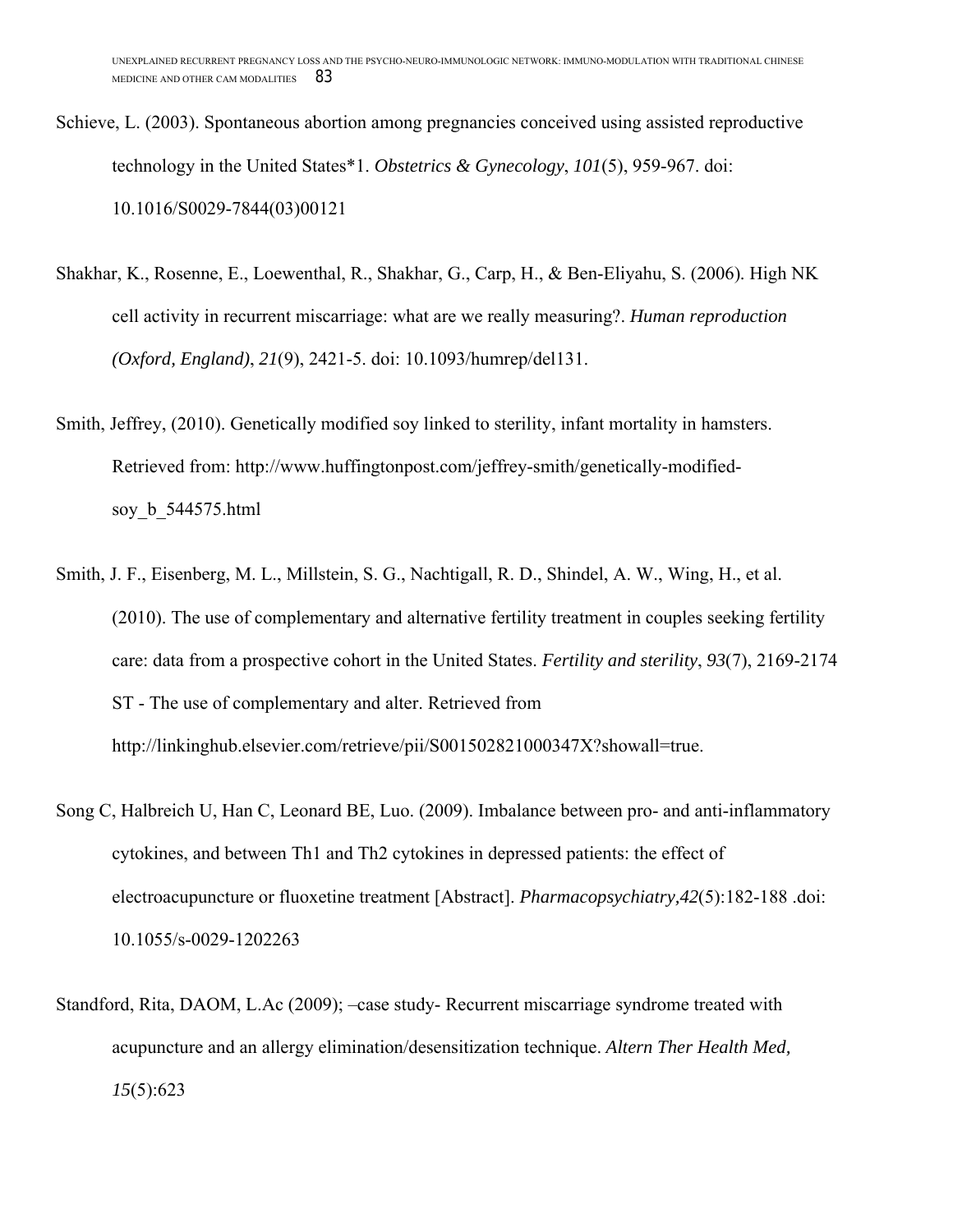Schieve, L. (2003). Spontaneous abortion among pregnancies conceived using assisted reproductive technology in the United States*1. *Obstetrics & Gynecology*, *101*(5), 959-967. doi: 10.1016/S0029-7844(03)00121

Shakhar, K., Rosenne, E., Loewenthal, R., Shakhar, G., Carp, H., & Ben-Eliyahu, S. (2006). High NK cell activity in recurrent miscarriage: what are we really measuring?. *Human reproduction (Oxford, England)*, *21*(9), 2421-5. doi: 10.1093/humrep/del131.

Smith, Jeffrey, (2010). Genetically modified soy linked to sterility, infant mortality in hamsters. Retrieved from: http://www.huffingtonpost.com/jeffrey-smith/genetically-modified-soy_b_544575.html

Smith, J. F., Eisenberg, M. L., Millstein, S. G., Nachtigall, R. D., Shindel, A. W., Wing, H., et al. (2010). The use of complementary and alternative fertility treatment in couples seeking fertility care: data from a prospective cohort in the United States. *Fertility and sterility*, *93*(7), 2169-2174 ST - The use of complementary and alter. Retrieved from http://linkinghub.elsevier.com/retrieve/pii/S001502821000347X?showall=true.

Song C, Halbreich U, Han C, Leonard BE, Luo. (2009). Imbalance between pro- and anti-inflammatory cytokines, and between Th1 and Th2 cytokines in depressed patients: the effect of electroacupuncture or fluoxetine treatment [Abstract]. *Pharmacopsychiatry,42*(5):182-188 .doi: 10.1055/s-0029-1202263

Standford, Rita, DAOM, L.Ac (2009); –case study- Recurrent miscarriage syndrome treated with acupuncture and an allergy elimination/desensitization technique. *Altern Ther Health Med, 15*(5):623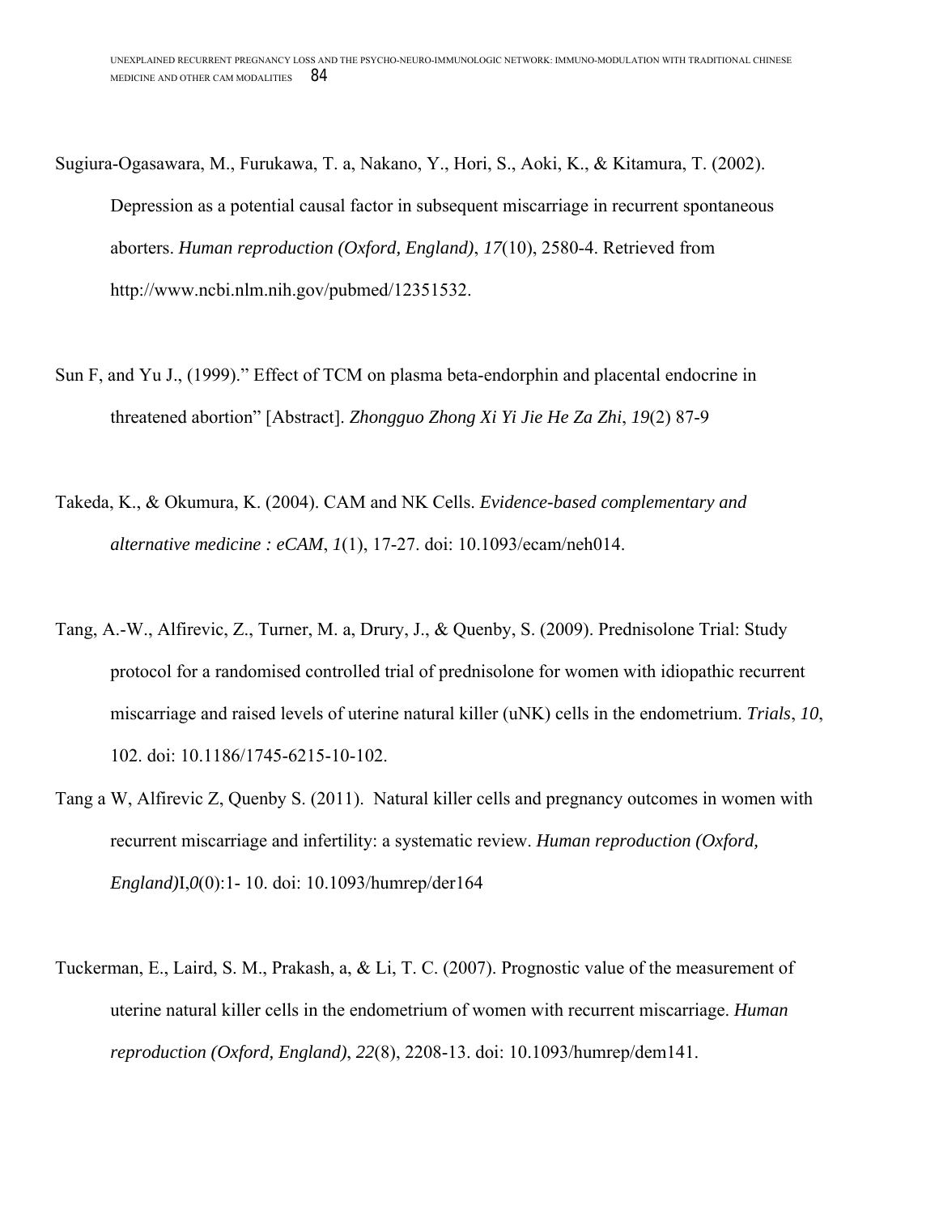Sugiura-Ogasawara, M., Furukawa, T. a, Nakano, Y., Hori, S., Aoki, K., & Kitamura, T. (2002). Depression as a potential causal factor in subsequent miscarriage in recurrent spontaneous aborters. *Human reproduction (Oxford, England)*, *17*(10), 2580-4. Retrieved from http://www.ncbi.nlm.nih.gov/pubmed/12351532.

Sun F, and Yu J., (1999)." Effect of TCM on plasma beta-endorphin and placental endocrine in threatened abortion" [Abstract]. *Zhongguo Zhong Xi Yi Jie He Za Zhi*, *19*(2) 87-9

Takeda, K., & Okumura, K. (2004). CAM and NK Cells. *Evidence-based complementary and alternative medicine : eCAM*, *1*(1), 17-27. doi: 10.1093/ecam/neh014.

Tang, A.-W., Alfirevic, Z., Turner, M. a, Drury, J., & Quenby, S. (2009). Prednisolone Trial: Study protocol for a randomised controlled trial of prednisolone for women with idiopathic recurrent miscarriage and raised levels of uterine natural killer (uNK) cells in the endometrium. *Trials*, *10*, 102. doi: 10.1186/1745-6215-10-102.

Tang a W, Alfirevic Z, Quenby S. (2011). Natural killer cells and pregnancy outcomes in women with recurrent miscarriage and infertility: a systematic review. *Human reproduction (Oxford, England)*I,*0*(0):1- 10. doi: 10.1093/humrep/der164

Tuckerman, E., Laird, S. M., Prakash, a, & Li, T. C. (2007). Prognostic value of the measurement of uterine natural killer cells in the endometrium of women with recurrent miscarriage. *Human reproduction (Oxford, England)*, *22*(8), 2208-13. doi: 10.1093/humrep/dem141.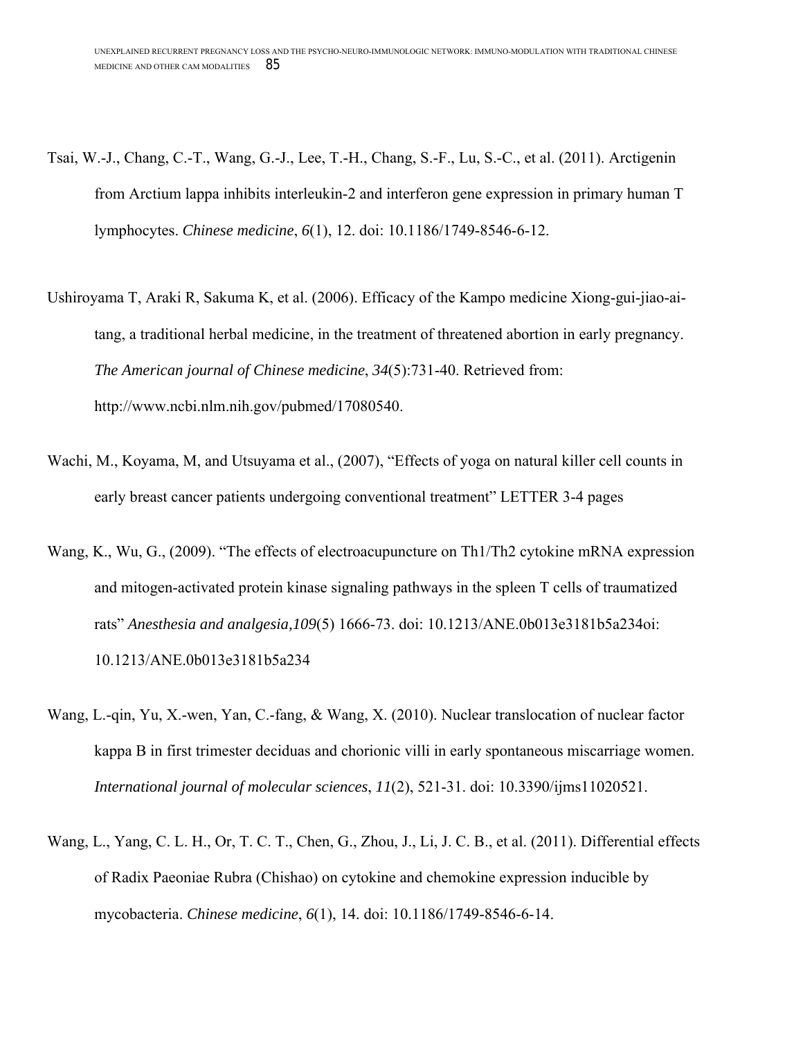Tsai, W.-J., Chang, C.-T., Wang, G.-J., Lee, T.-H., Chang, S.-F., Lu, S.-C., et al. (2011). Arctigenin from Arctium lappa inhibits interleukin-2 and interferon gene expression in primary human T lymphocytes. *Chinese medicine*, *6*(1), 12. doi: 10.1186/1749-8546-6-12.

Ushiroyama T, Araki R, Sakuma K, et al. (2006). Efficacy of the Kampo medicine Xiong-gui-jiao-ai-tang, a traditional herbal medicine, in the treatment of threatened abortion in early pregnancy. *The American journal of Chinese medicine*, *34*(5):731-40. Retrieved from: http://www.ncbi.nlm.nih.gov/pubmed/17080540.

Wachi, M., Koyama, M, and Utsuyama et al., (2007), "Effects of yoga on natural killer cell counts in early breast cancer patients undergoing conventional treatment" LETTER 3-4 pages

Wang, K., Wu, G., (2009). "The effects of electroacupuncture on Th1/Th2 cytokine mRNA expression and mitogen-activated protein kinase signaling pathways in the spleen T cells of traumatized rats" *Anesthesia and analgesia,109*(5) 1666-73. doi: 10.1213/ANE.0b013e3181b5a234oi: 10.1213/ANE.0b013e3181b5a234

Wang, L.-qin, Yu, X.-wen, Yan, C.-fang, & Wang, X. (2010). Nuclear translocation of nuclear factor kappa B in first trimester deciduas and chorionic villi in early spontaneous miscarriage women. *International journal of molecular sciences*, *11*(2), 521-31. doi: 10.3390/ijms11020521.

Wang, L., Yang, C. L. H., Or, T. C. T., Chen, G., Zhou, J., Li, J. C. B., et al. (2011). Differential effects of Radix Paeoniae Rubra (Chishao) on cytokine and chemokine expression inducible by mycobacteria. *Chinese medicine*, *6*(1), 14. doi: 10.1186/1749-8546-6-14.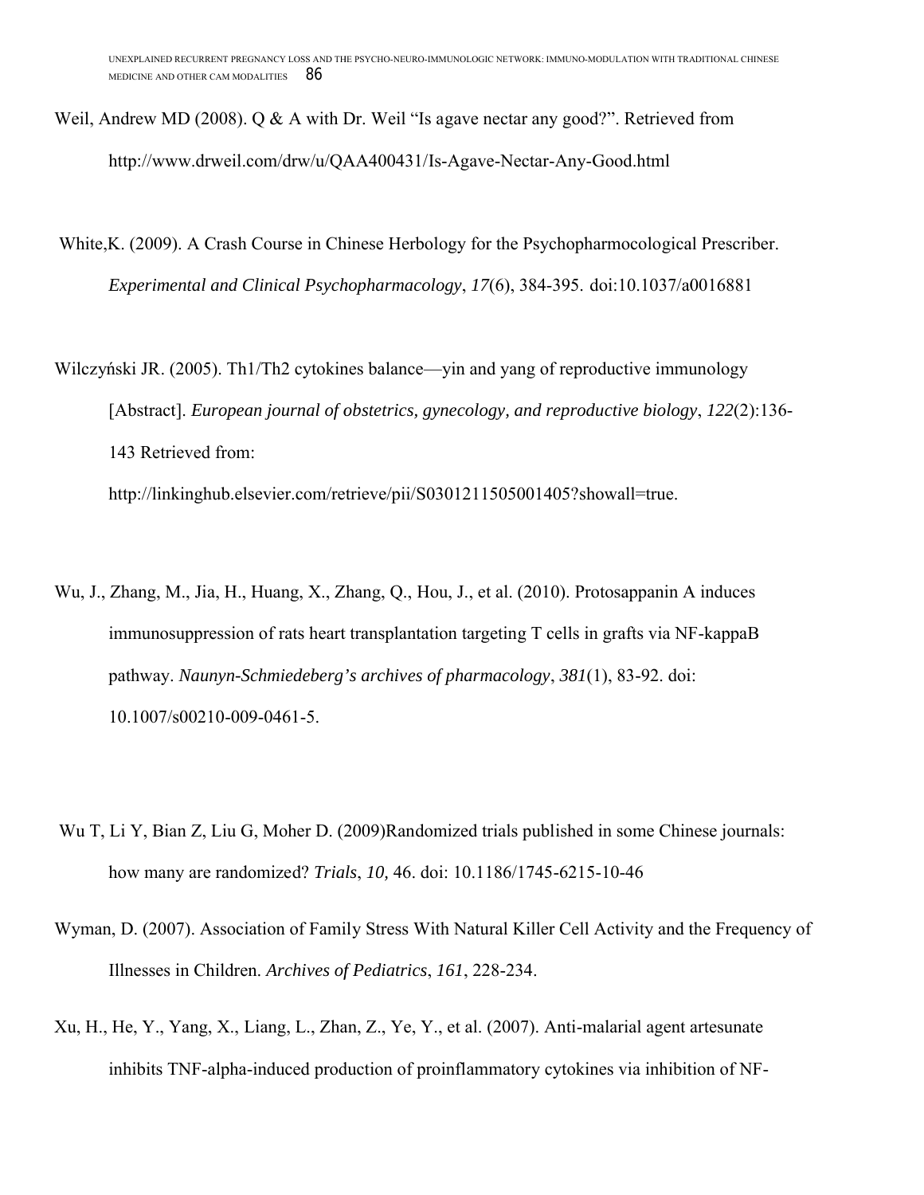Weil, Andrew MD (2008). Q & A with Dr. Weil "Is agave nectar any good?". Retrieved from http://www.drweil.com/drw/u/QAA400431/Is-Agave-Nectar-Any-Good.html

White,K. (2009). A Crash Course in Chinese Herbology for the Psychopharmocological Prescriber. *Experimental and Clinical Psychopharmacology*, *17*(6), 384-395. doi:10.1037/a0016881

Wilczyński JR. (2005). Th1/Th2 cytokines balance—yin and yang of reproductive immunology [Abstract]. *European journal of obstetrics, gynecology, and reproductive biology*, *122*(2):136-143 Retrieved from: http://linkinghub.elsevier.com/retrieve/pii/S0301211505001405?showall=true.

Wu, J., Zhang, M., Jia, H., Huang, X., Zhang, Q., Hou, J., et al. (2010). Protosappanin A induces immunosuppression of rats heart transplantation targeting T cells in grafts via NF-kappaB pathway. *Naunyn-Schmiedeberg's archives of pharmacology*, *381*(1), 83-92. doi: 10.1007/s00210-009-0461-5.

Wu T, Li Y, Bian Z, Liu G, Moher D. (2009)Randomized trials published in some Chinese journals: how many are randomized? *Trials*, *10,* 46. doi: 10.1186/1745-6215-10-46

Wyman, D. (2007). Association of Family Stress With Natural Killer Cell Activity and the Frequency of Illnesses in Children. *Archives of Pediatrics*, *161*, 228-234.

Xu, H., He, Y., Yang, X., Liang, L., Zhan, Z., Ye, Y., et al. (2007). Anti-malarial agent artesunate inhibits TNF-alpha-induced production of proinflammatory cytokines via inhibition of NF-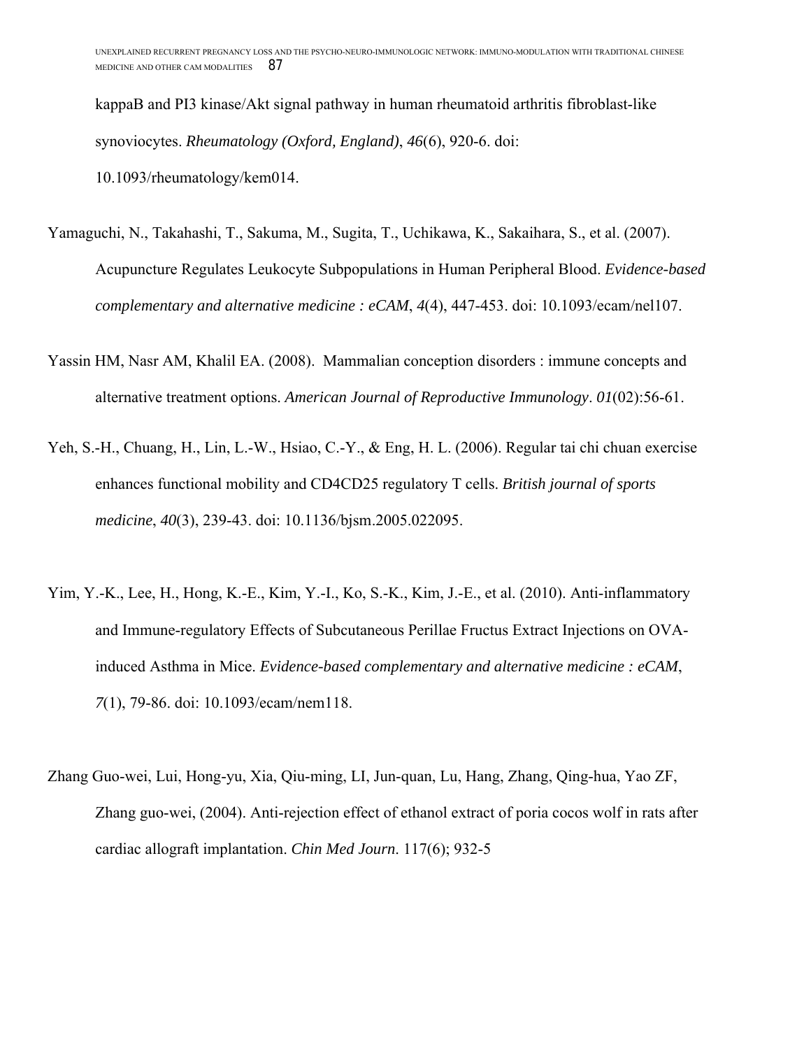kappaB and PI3 kinase/Akt signal pathway in human rheumatoid arthritis fibroblast-like synoviocytes. *Rheumatology (Oxford, England)*, *46*(6), 920-6. doi: 10.1093/rheumatology/kem014.

Yamaguchi, N., Takahashi, T., Sakuma, M., Sugita, T., Uchikawa, K., Sakaihara, S., et al. (2007). Acupuncture Regulates Leukocyte Subpopulations in Human Peripheral Blood. *Evidence-based complementary and alternative medicine : eCAM*, *4*(4), 447-453. doi: 10.1093/ecam/nel107.

Yassin HM, Nasr AM, Khalil EA. (2008). Mammalian conception disorders : immune concepts and alternative treatment options. *American Journal of Reproductive Immunology*. *01*(02):56-61.

Yeh, S.-H., Chuang, H., Lin, L.-W., Hsiao, C.-Y., & Eng, H. L. (2006). Regular tai chi chuan exercise enhances functional mobility and CD4CD25 regulatory T cells. *British journal of sports medicine*, *40*(3), 239-43. doi: 10.1136/bjsm.2005.022095.

Yim, Y.-K., Lee, H., Hong, K.-E., Kim, Y.-I., Ko, S.-K., Kim, J.-E., et al. (2010). Anti-inflammatory and Immune-regulatory Effects of Subcutaneous Perillae Fructus Extract Injections on OVA-induced Asthma in Mice. *Evidence-based complementary and alternative medicine : eCAM*, *7*(1), 79-86. doi: 10.1093/ecam/nem118.

Zhang Guo-wei, Lui, Hong-yu, Xia, Qiu-ming, LI, Jun-quan, Lu, Hang, Zhang, Qing-hua, Yao ZF, Zhang guo-wei, (2004). Anti-rejection effect of ethanol extract of poria cocos wolf in rats after cardiac allograft implantation. *Chin Med Journ*. 117(6); 932-5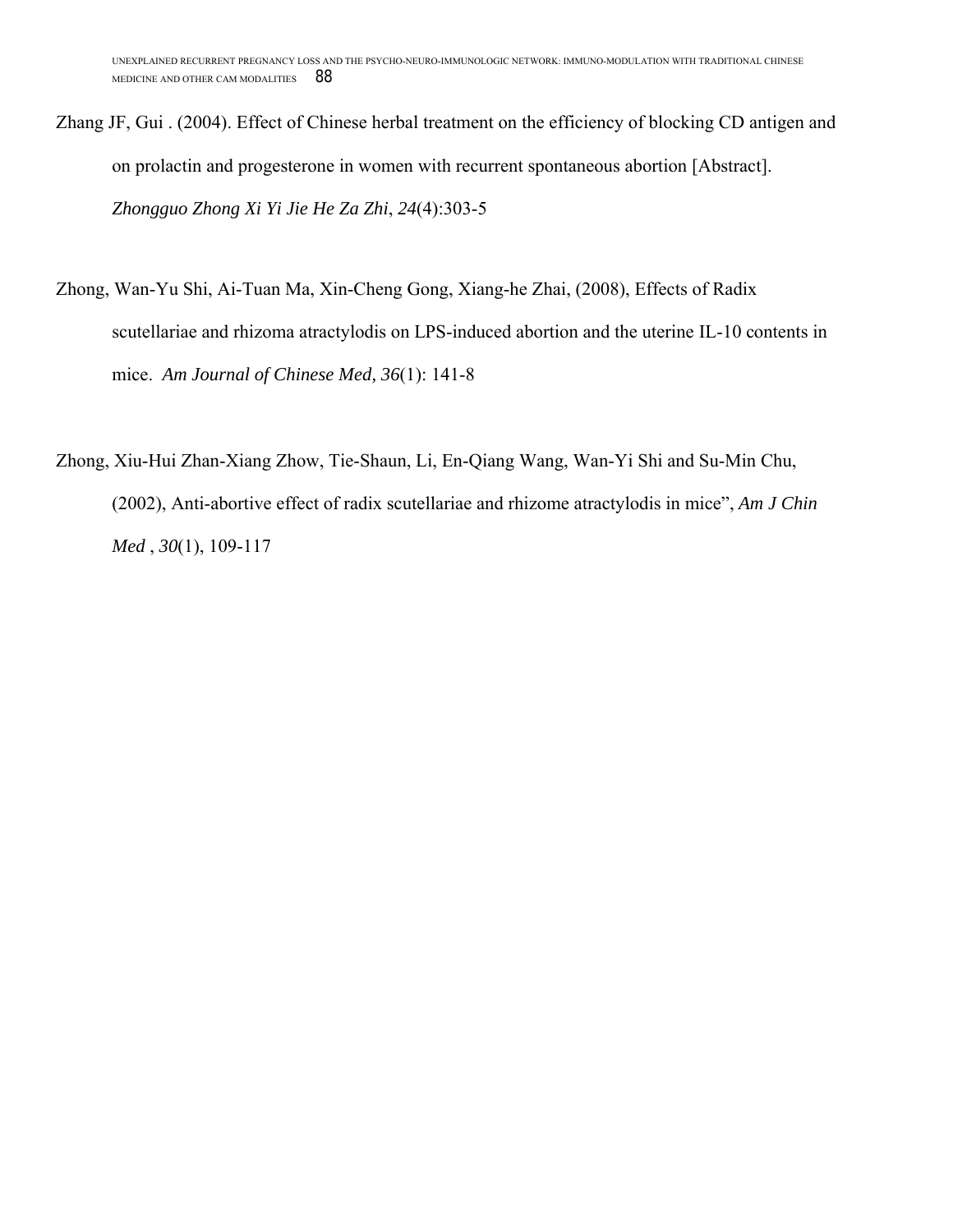Zhang JF, Gui . (2004). Effect of Chinese herbal treatment on the efficiency of blocking CD antigen and on prolactin and progesterone in women with recurrent spontaneous abortion [Abstract]. *Zhongguo Zhong Xi Yi Jie He Za Zhi*, *24*(4):303-5

Zhong, Wan-Yu Shi, Ai-Tuan Ma, Xin-Cheng Gong, Xiang-he Zhai, (2008), Effects of Radix scutellariae and rhizoma atractylodis on LPS-induced abortion and the uterine IL-10 contents in mice. *Am Journal of Chinese Med, 36*(1): 141-8

Zhong, Xiu-Hui Zhan-Xiang Zhow, Tie-Shaun, Li, En-Qiang Wang, Wan-Yi Shi and Su-Min Chu, (2002), Anti-abortive effect of radix scutellariae and rhizome atractylodis in mice", *Am J Chin Med* , *30*(1), 109-117